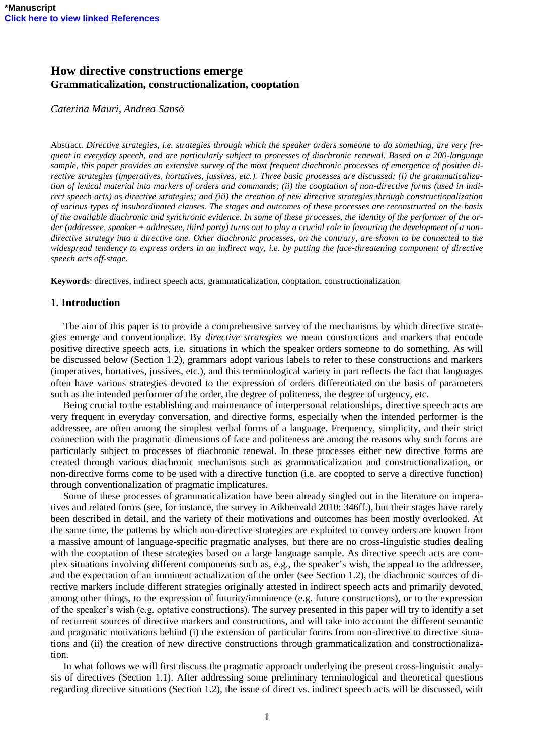*Manuscript
Click here to view linked References

# How directive constructions emerge
## Grammaticalization, constructionalization, cooptation

*Caterina Mauri, Andrea Sansò*

Abstract. *Directive strategies, i.e. strategies through which the speaker orders someone to do something, are very frequent in everyday speech, and are particularly subject to processes of diachronic renewal. Based on a 200-language sample, this paper provides an extensive survey of the most frequent diachronic processes of emergence of positive directive strategies (imperatives, hortatives, jussives, etc.). Three basic processes are discussed: (i) the grammaticalization of lexical material into markers of orders and commands; (ii) the cooptation of non-directive forms (used in indirect speech acts) as directive strategies; and (iii) the creation of new directive strategies through constructionalization of various types of insubordinated clauses. The stages and outcomes of these processes are reconstructed on the basis of the available diachronic and synchronic evidence. In some of these processes, the identity of the performer of the order (addressee, speaker + addressee, third party) turns out to play a crucial role in favouring the development of a non-directive strategy into a directive one. Other diachronic processes, on the contrary, are shown to be connected to the widespread tendency to express orders in an indirect way, i.e. by putting the face-threatening component of directive speech acts off-stage.*

**Keywords**: directives, indirect speech acts, grammaticalization, cooptation, constructionalization

## 1. Introduction

The aim of this paper is to provide a comprehensive survey of the mechanisms by which directive strategies emerge and conventionalize. By *directive strategies* we mean constructions and markers that encode positive directive speech acts, i.e. situations in which the speaker orders someone to do something. As will be discussed below (Section 1.2), grammars adopt various labels to refer to these constructions and markers (imperatives, hortatives, jussives, etc.), and this terminological variety in part reflects the fact that languages often have various strategies devoted to the expression of orders differentiated on the basis of parameters such as the intended performer of the order, the degree of politeness, the degree of urgency, etc.

Being crucial to the establishing and maintenance of interpersonal relationships, directive speech acts are very frequent in everyday conversation, and directive forms, especially when the intended performer is the addressee, are often among the simplest verbal forms of a language. Frequency, simplicity, and their strict connection with the pragmatic dimensions of face and politeness are among the reasons why such forms are particularly subject to processes of diachronic renewal. In these processes either new directive forms are created through various diachronic mechanisms such as grammaticalization and constructionalization, or non-directive forms come to be used with a directive function (i.e. are coopted to serve a directive function) through conventionalization of pragmatic implicatures.

Some of these processes of grammaticalization have been already singled out in the literature on imperatives and related forms (see, for instance, the survey in Aikhenvald 2010: 346ff.), but their stages have rarely been described in detail, and the variety of their motivations and outcomes has been mostly overlooked. At the same time, the patterns by which non-directive strategies are exploited to convey orders are known from a massive amount of language-specific pragmatic analyses, but there are no cross-linguistic studies dealing with the cooptation of these strategies based on a large language sample. As directive speech acts are complex situations involving different components such as, e.g., the speaker's wish, the appeal to the addressee, and the expectation of an imminent actualization of the order (see Section 1.2), the diachronic sources of directive markers include different strategies originally attested in indirect speech acts and primarily devoted, among other things, to the expression of futurity/imminence (e.g. future constructions), or to the expression of the speaker's wish (e.g. optative constructions). The survey presented in this paper will try to identify a set of recurrent sources of directive markers and constructions, and will take into account the different semantic and pragmatic motivations behind (i) the extension of particular forms from non-directive to directive situations and (ii) the creation of new directive constructions through grammaticalization and constructionalization.

In what follows we will first discuss the pragmatic approach underlying the present cross-linguistic analysis of directives (Section 1.1). After addressing some preliminary terminological and theoretical questions regarding directive situations (Section 1.2), the issue of direct vs. indirect speech acts will be discussed, with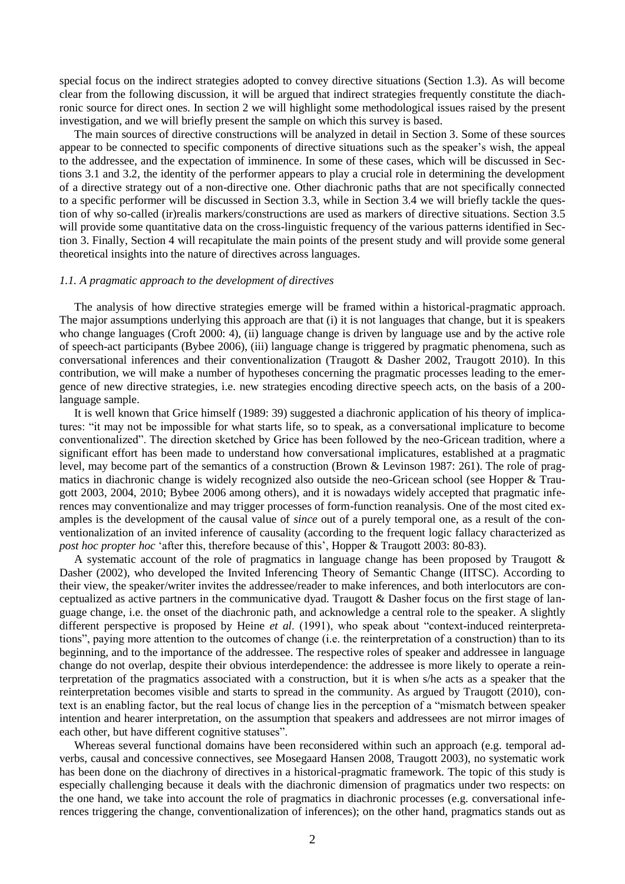special focus on the indirect strategies adopted to convey directive situations (Section 1.3). As will become clear from the following discussion, it will be argued that indirect strategies frequently constitute the diachronic source for direct ones. In section 2 we will highlight some methodological issues raised by the present investigation, and we will briefly present the sample on which this survey is based.

The main sources of directive constructions will be analyzed in detail in Section 3. Some of these sources appear to be connected to specific components of directive situations such as the speaker's wish, the appeal to the addressee, and the expectation of imminence. In some of these cases, which will be discussed in Sections 3.1 and 3.2, the identity of the performer appears to play a crucial role in determining the development of a directive strategy out of a non-directive one. Other diachronic paths that are not specifically connected to a specific performer will be discussed in Section 3.3, while in Section 3.4 we will briefly tackle the question of why so-called (ir)realis markers/constructions are used as markers of directive situations. Section 3.5 will provide some quantitative data on the cross-linguistic frequency of the various patterns identified in Section 3. Finally, Section 4 will recapitulate the main points of the present study and will provide some general theoretical insights into the nature of directives across languages.

### *1.1. A pragmatic approach to the development of directives*

The analysis of how directive strategies emerge will be framed within a historical-pragmatic approach. The major assumptions underlying this approach are that (i) it is not languages that change, but it is speakers who change languages (Croft 2000: 4), (ii) language change is driven by language use and by the active role of speech-act participants (Bybee 2006), (iii) language change is triggered by pragmatic phenomena, such as conversational inferences and their conventionalization (Traugott & Dasher 2002, Traugott 2010). In this contribution, we will make a number of hypotheses concerning the pragmatic processes leading to the emergence of new directive strategies, i.e. new strategies encoding directive speech acts, on the basis of a 200-language sample.

It is well known that Grice himself (1989: 39) suggested a diachronic application of his theory of implicatures: "it may not be impossible for what starts life, so to speak, as a conversational implicature to become conventionalized". The direction sketched by Grice has been followed by the neo-Gricean tradition, where a significant effort has been made to understand how conversational implicatures, established at a pragmatic level, may become part of the semantics of a construction (Brown & Levinson 1987: 261). The role of pragmatics in diachronic change is widely recognized also outside the neo-Gricean school (see Hopper & Traugott 2003, 2004, 2010; Bybee 2006 among others), and it is nowadays widely accepted that pragmatic inferences may conventionalize and may trigger processes of form-function reanalysis. One of the most cited examples is the development of the causal value of *since* out of a purely temporal one, as a result of the conventionalization of an invited inference of causality (according to the frequent logic fallacy characterized as *post hoc propter hoc* 'after this, therefore because of this', Hopper & Traugott 2003: 80-83).

A systematic account of the role of pragmatics in language change has been proposed by Traugott & Dasher (2002), who developed the Invited Inferencing Theory of Semantic Change (IITSC). According to their view, the speaker/writer invites the addressee/reader to make inferences, and both interlocutors are conceptualized as active partners in the communicative dyad. Traugott & Dasher focus on the first stage of language change, i.e. the onset of the diachronic path, and acknowledge a central role to the speaker. A slightly different perspective is proposed by Heine *et al*. (1991), who speak about "context-induced reinterpretations", paying more attention to the outcomes of change (i.e. the reinterpretation of a construction) than to its beginning, and to the importance of the addressee. The respective roles of speaker and addressee in language change do not overlap, despite their obvious interdependence: the addressee is more likely to operate a reinterpretation of the pragmatics associated with a construction, but it is when s/he acts as a speaker that the reinterpretation becomes visible and starts to spread in the community. As argued by Traugott (2010), context is an enabling factor, but the real locus of change lies in the perception of a "mismatch between speaker intention and hearer interpretation, on the assumption that speakers and addressees are not mirror images of each other, but have different cognitive statuses".

Whereas several functional domains have been reconsidered within such an approach (e.g. temporal adverbs, causal and concessive connectives, see Mosegaard Hansen 2008, Traugott 2003), no systematic work has been done on the diachrony of directives in a historical-pragmatic framework. The topic of this study is especially challenging because it deals with the diachronic dimension of pragmatics under two respects: on the one hand, we take into account the role of pragmatics in diachronic processes (e.g. conversational inferences triggering the change, conventionalization of inferences); on the other hand, pragmatics stands out as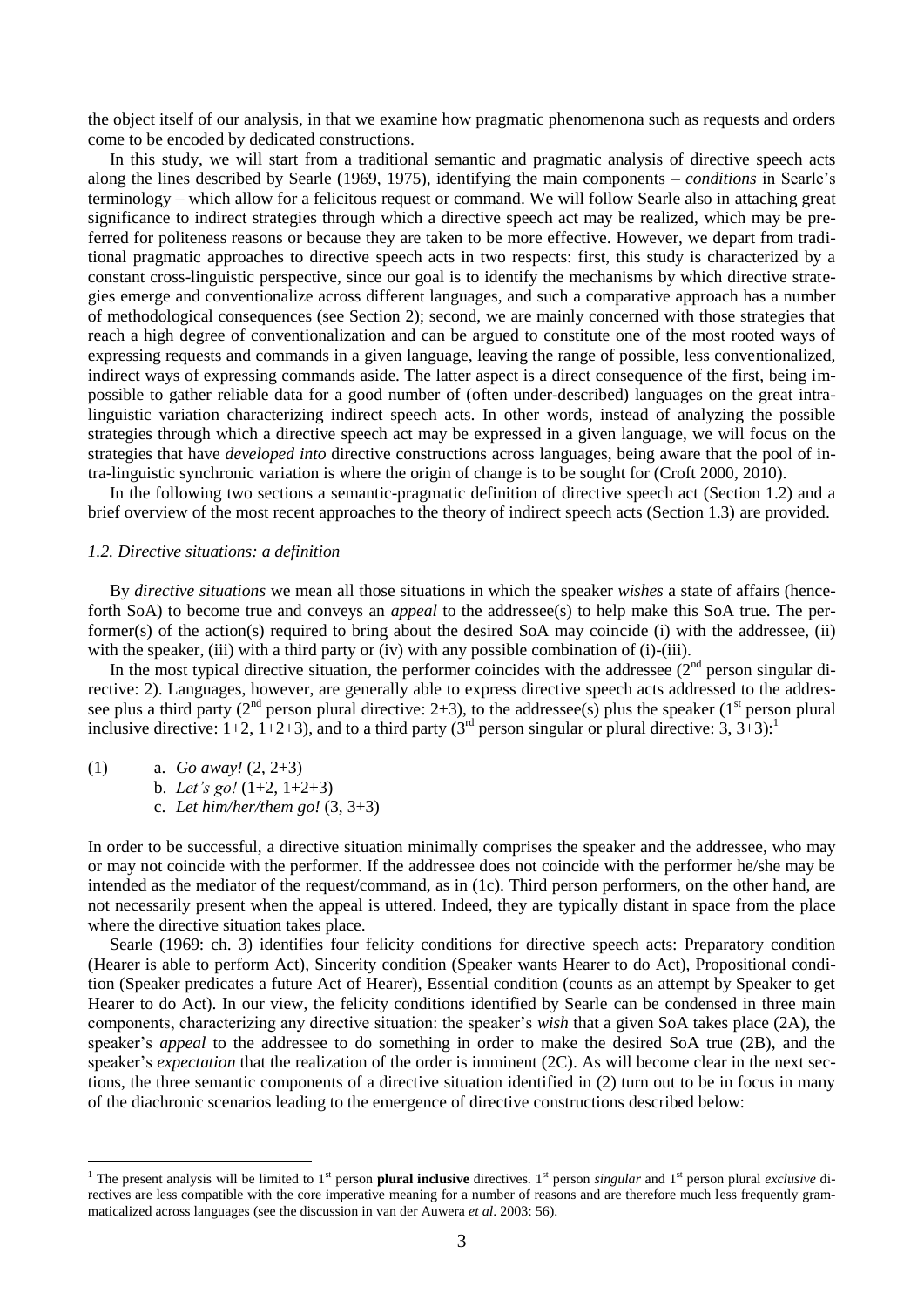the object itself of our analysis, in that we examine how pragmatic phenomenona such as requests and orders come to be encoded by dedicated constructions.

In this study, we will start from a traditional semantic and pragmatic analysis of directive speech acts along the lines described by Searle (1969, 1975), identifying the main components – *conditions* in Searle's terminology – which allow for a felicitous request or command. We will follow Searle also in attaching great significance to indirect strategies through which a directive speech act may be realized, which may be preferred for politeness reasons or because they are taken to be more effective. However, we depart from traditional pragmatic approaches to directive speech acts in two respects: first, this study is characterized by a constant cross-linguistic perspective, since our goal is to identify the mechanisms by which directive strategies emerge and conventionalize across different languages, and such a comparative approach has a number of methodological consequences (see Section 2); second, we are mainly concerned with those strategies that reach a high degree of conventionalization and can be argued to constitute one of the most rooted ways of expressing requests and commands in a given language, leaving the range of possible, less conventionalized, indirect ways of expressing commands aside. The latter aspect is a direct consequence of the first, being impossible to gather reliable data for a good number of (often under-described) languages on the great intra-linguistic variation characterizing indirect speech acts. In other words, instead of analyzing the possible strategies through which a directive speech act may be expressed in a given language, we will focus on the strategies that have *developed into* directive constructions across languages, being aware that the pool of intra-linguistic synchronic variation is where the origin of change is to be sought for (Croft 2000, 2010).

In the following two sections a semantic-pragmatic definition of directive speech act (Section 1.2) and a brief overview of the most recent approaches to the theory of indirect speech acts (Section 1.3) are provided.

### *1.2. Directive situations: a definition*

By *directive situations* we mean all those situations in which the speaker *wishes* a state of affairs (henceforth SoA) to become true and conveys an *appeal* to the addressee(s) to help make this SoA true. The performer(s) of the action(s) required to bring about the desired SoA may coincide (i) with the addressee, (ii) with the speaker, (iii) with a third party or (iv) with any possible combination of (i)-(iii).

In the most typical directive situation, the performer coincides with the addressee (2nd person singular directive: 2). Languages, however, are generally able to express directive speech acts addressed to the addressee plus a third party (2nd person plural directive: 2+3), to the addressee(s) plus the speaker (1st person plural inclusive directive: 1+2, 1+2+3), and to a third party (3rd person singular or plural directive: 3, 3+3):[1]

(1) a. *Go away!* (2, 2+3)
    b. *Let's go!* (1+2, 1+2+3)
    c. *Let him/her/them go!* (3, 3+3)

In order to be successful, a directive situation minimally comprises the speaker and the addressee, who may or may not coincide with the performer. If the addressee does not coincide with the performer he/she may be intended as the mediator of the request/command, as in (1c). Third person performers, on the other hand, are not necessarily present when the appeal is uttered. Indeed, they are typically distant in space from the place where the directive situation takes place.

Searle (1969: ch. 3) identifies four felicity conditions for directive speech acts: Preparatory condition (Hearer is able to perform Act), Sincerity condition (Speaker wants Hearer to do Act), Propositional condition (Speaker predicates a future Act of Hearer), Essential condition (counts as an attempt by Speaker to get Hearer to do Act). In our view, the felicity conditions identified by Searle can be condensed in three main components, characterizing any directive situation: the speaker's *wish* that a given SoA takes place (2A), the speaker's *appeal* to the addressee to do something in order to make the desired SoA true (2B), and the speaker's *expectation* that the realization of the order is imminent (2C). As will become clear in the next sections, the three semantic components of a directive situation identified in (2) turn out to be in focus in many of the diachronic scenarios leading to the emergence of directive constructions described below:

---

[1] The present analysis will be limited to 1st person **plural inclusive** directives. 1st person *singular* and 1st person plural *exclusive* directives are less compatible with the core imperative meaning for a number of reasons and are therefore much less frequently grammaticalized across languages (see the discussion in van der Auwera *et al*. 2003: 56).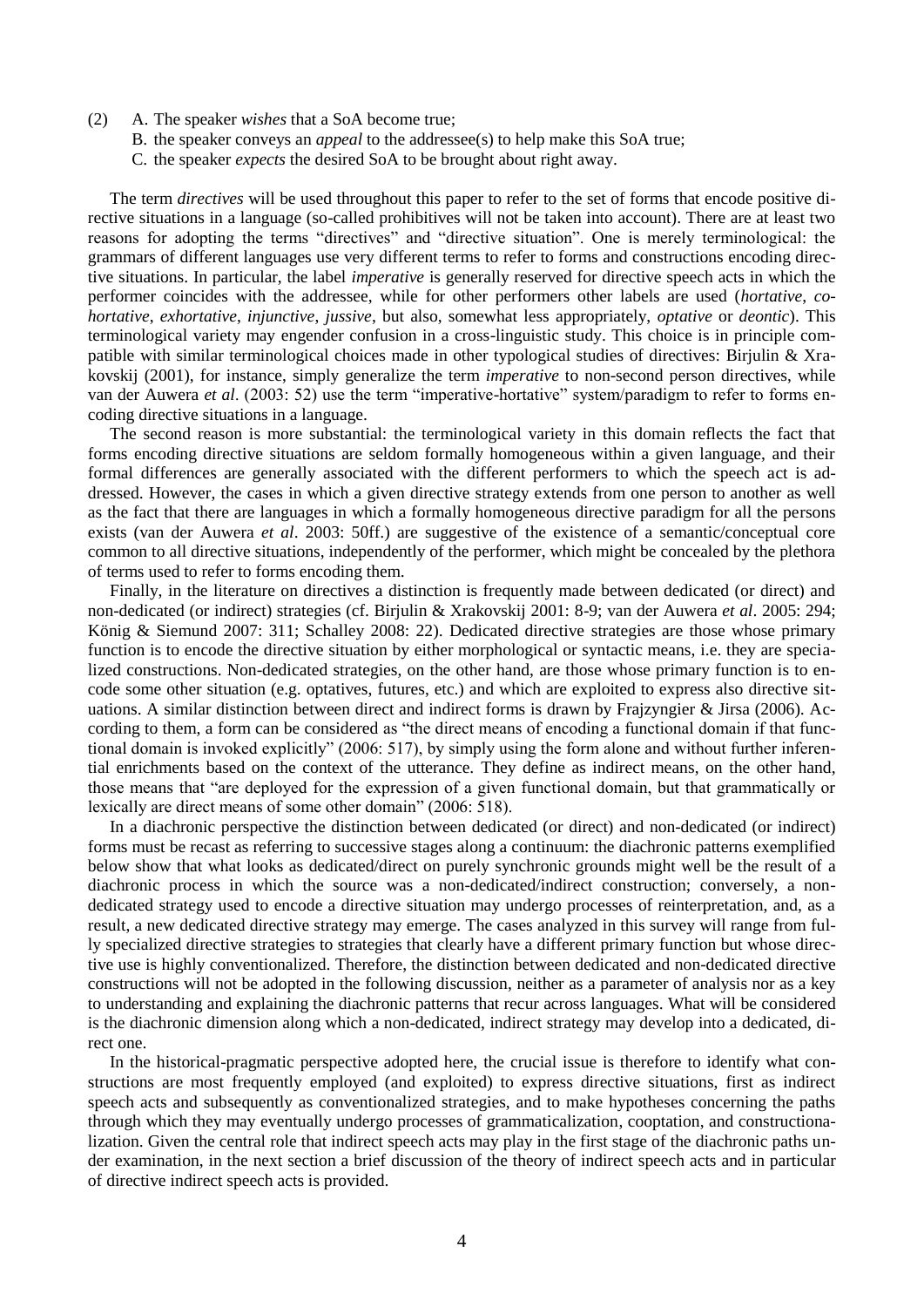(2) A. The speaker *wishes* that a SoA become true;
    B. the speaker conveys an *appeal* to the addressee(s) to help make this SoA true;
    C. the speaker *expects* the desired SoA to be brought about right away.

The term *directives* will be used throughout this paper to refer to the set of forms that encode positive directive situations in a language (so-called prohibitives will not be taken into account). There are at least two reasons for adopting the terms "directives" and "directive situation". One is merely terminological: the grammars of different languages use very different terms to refer to forms and constructions encoding directive situations. In particular, the label *imperative* is generally reserved for directive speech acts in which the performer coincides with the addressee, while for other performers other labels are used (*hortative*, *cohortative*, *exhortative*, *injunctive*, *jussive*, but also, somewhat less appropriately, *optative* or *deontic*). This terminological variety may engender confusion in a cross-linguistic study. This choice is in principle compatible with similar terminological choices made in other typological studies of directives: Birjulin & Xrakovskij (2001), for instance, simply generalize the term *imperative* to non-second person directives, while van der Auwera *et al*. (2003: 52) use the term "imperative-hortative" system/paradigm to refer to forms encoding directive situations in a language.

The second reason is more substantial: the terminological variety in this domain reflects the fact that forms encoding directive situations are seldom formally homogeneous within a given language, and their formal differences are generally associated with the different performers to which the speech act is addressed. However, the cases in which a given directive strategy extends from one person to another as well as the fact that there are languages in which a formally homogeneous directive paradigm for all the persons exists (van der Auwera *et al*. 2003: 50ff.) are suggestive of the existence of a semantic/conceptual core common to all directive situations, independently of the performer, which might be concealed by the plethora of terms used to refer to forms encoding them.

Finally, in the literature on directives a distinction is frequently made between dedicated (or direct) and non-dedicated (or indirect) strategies (cf. Birjulin & Xrakovskij 2001: 8-9; van der Auwera *et al*. 2005: 294; König & Siemund 2007: 311; Schalley 2008: 22). Dedicated directive strategies are those whose primary function is to encode the directive situation by either morphological or syntactic means, i.e. they are specialized constructions. Non-dedicated strategies, on the other hand, are those whose primary function is to encode some other situation (e.g. optatives, futures, etc.) and which are exploited to express also directive situations. A similar distinction between direct and indirect forms is drawn by Frajzyngier & Jirsa (2006). According to them, a form can be considered as "the direct means of encoding a functional domain if that functional domain is invoked explicitly" (2006: 517), by simply using the form alone and without further inferential enrichments based on the context of the utterance. They define as indirect means, on the other hand, those means that "are deployed for the expression of a given functional domain, but that grammatically or lexically are direct means of some other domain" (2006: 518).

In a diachronic perspective the distinction between dedicated (or direct) and non-dedicated (or indirect) forms must be recast as referring to successive stages along a continuum: the diachronic patterns exemplified below show that what looks as dedicated/direct on purely synchronic grounds might well be the result of a diachronic process in which the source was a non-dedicated/indirect construction; conversely, a non-dedicated strategy used to encode a directive situation may undergo processes of reinterpretation, and, as a result, a new dedicated directive strategy may emerge. The cases analyzed in this survey will range from fully specialized directive strategies to strategies that clearly have a different primary function but whose directive use is highly conventionalized. Therefore, the distinction between dedicated and non-dedicated directive constructions will not be adopted in the following discussion, neither as a parameter of analysis nor as a key to understanding and explaining the diachronic patterns that recur across languages. What will be considered is the diachronic dimension along which a non-dedicated, indirect strategy may develop into a dedicated, direct one.

In the historical-pragmatic perspective adopted here, the crucial issue is therefore to identify what constructions are most frequently employed (and exploited) to express directive situations, first as indirect speech acts and subsequently as conventionalized strategies, and to make hypotheses concerning the paths through which they may eventually undergo processes of grammaticalization, cooptation, and constructionalization. Given the central role that indirect speech acts may play in the first stage of the diachronic paths under examination, in the next section a brief discussion of the theory of indirect speech acts and in particular of directive indirect speech acts is provided.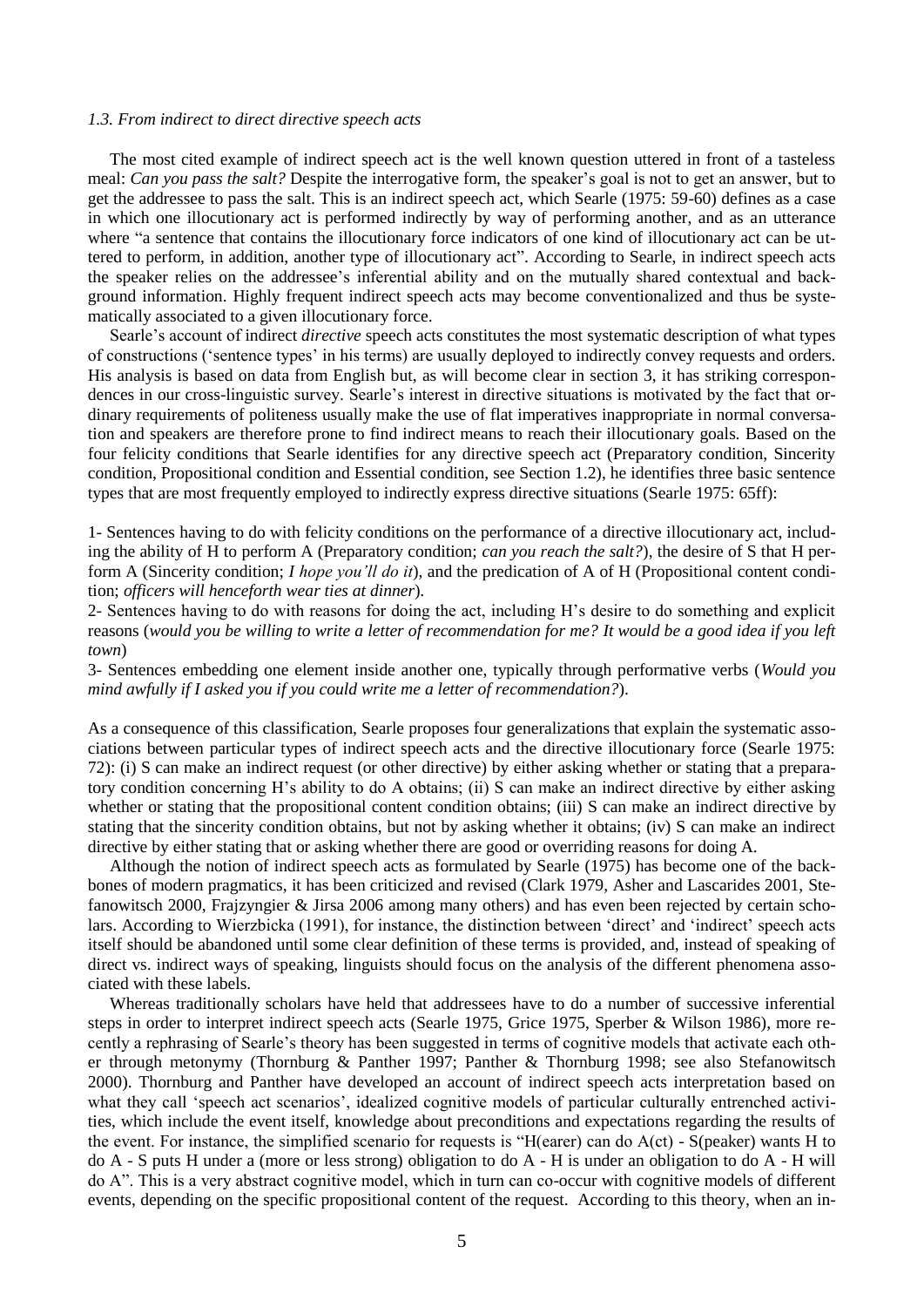### *1.3. From indirect to direct directive speech acts*

The most cited example of indirect speech act is the well known question uttered in front of a tasteless meal: *Can you pass the salt?* Despite the interrogative form, the speaker's goal is not to get an answer, but to get the addressee to pass the salt. This is an indirect speech act, which Searle (1975: 59-60) defines as a case in which one illocutionary act is performed indirectly by way of performing another, and as an utterance where "a sentence that contains the illocutionary force indicators of one kind of illocutionary act can be uttered to perform, in addition, another type of illocutionary act". According to Searle, in indirect speech acts the speaker relies on the addressee's inferential ability and on the mutually shared contextual and background information. Highly frequent indirect speech acts may become conventionalized and thus be systematically associated to a given illocutionary force.

Searle's account of indirect *directive* speech acts constitutes the most systematic description of what types of constructions ('sentence types' in his terms) are usually deployed to indirectly convey requests and orders. His analysis is based on data from English but, as will become clear in section 3, it has striking correspondences in our cross-linguistic survey. Searle's interest in directive situations is motivated by the fact that ordinary requirements of politeness usually make the use of flat imperatives inappropriate in normal conversation and speakers are therefore prone to find indirect means to reach their illocutionary goals. Based on the four felicity conditions that Searle identifies for any directive speech act (Preparatory condition, Sincerity condition, Propositional condition and Essential condition, see Section 1.2), he identifies three basic sentence types that are most frequently employed to indirectly express directive situations (Searle 1975: 65ff):

1- Sentences having to do with felicity conditions on the performance of a directive illocutionary act, including the ability of H to perform A (Preparatory condition; *can you reach the salt?*), the desire of S that H perform A (Sincerity condition; *I hope you'll do it*), and the predication of A of H (Propositional content condition; *officers will henceforth wear ties at dinner*).

2- Sentences having to do with reasons for doing the act, including H's desire to do something and explicit reasons (*would you be willing to write a letter of recommendation for me? It would be a good idea if you left town*)

3- Sentences embedding one element inside another one, typically through performative verbs (*Would you mind awfully if I asked you if you could write me a letter of recommendation?*).

As a consequence of this classification, Searle proposes four generalizations that explain the systematic associations between particular types of indirect speech acts and the directive illocutionary force (Searle 1975: 72): (i) S can make an indirect request (or other directive) by either asking whether or stating that a preparatory condition concerning H's ability to do A obtains; (ii) S can make an indirect directive by either asking whether or stating that the propositional content condition obtains; (iii) S can make an indirect directive by stating that the sincerity condition obtains, but not by asking whether it obtains; (iv) S can make an indirect directive by either stating that or asking whether there are good or overriding reasons for doing A.

Although the notion of indirect speech acts as formulated by Searle (1975) has become one of the backbones of modern pragmatics, it has been criticized and revised (Clark 1979, Asher and Lascarides 2001, Stefanowitsch 2000, Frajzyngier & Jirsa 2006 among many others) and has even been rejected by certain scholars. According to Wierzbicka (1991), for instance, the distinction between 'direct' and 'indirect' speech acts itself should be abandoned until some clear definition of these terms is provided, and, instead of speaking of direct vs. indirect ways of speaking, linguists should focus on the analysis of the different phenomena associated with these labels.

Whereas traditionally scholars have held that addressees have to do a number of successive inferential steps in order to interpret indirect speech acts (Searle 1975, Grice 1975, Sperber & Wilson 1986), more recently a rephrasing of Searle's theory has been suggested in terms of cognitive models that activate each other through metonymy (Thornburg & Panther 1997; Panther & Thornburg 1998; see also Stefanowitsch 2000). Thornburg and Panther have developed an account of indirect speech acts interpretation based on what they call 'speech act scenarios', idealized cognitive models of particular culturally entrenched activities, which include the event itself, knowledge about preconditions and expectations regarding the results of the event. For instance, the simplified scenario for requests is "H(earer) can do A(ct) - S(peaker) wants H to do A - S puts H under a (more or less strong) obligation to do A - H is under an obligation to do A - H will do A". This is a very abstract cognitive model, which in turn can co-occur with cognitive models of different events, depending on the specific propositional content of the request. According to this theory, when an in-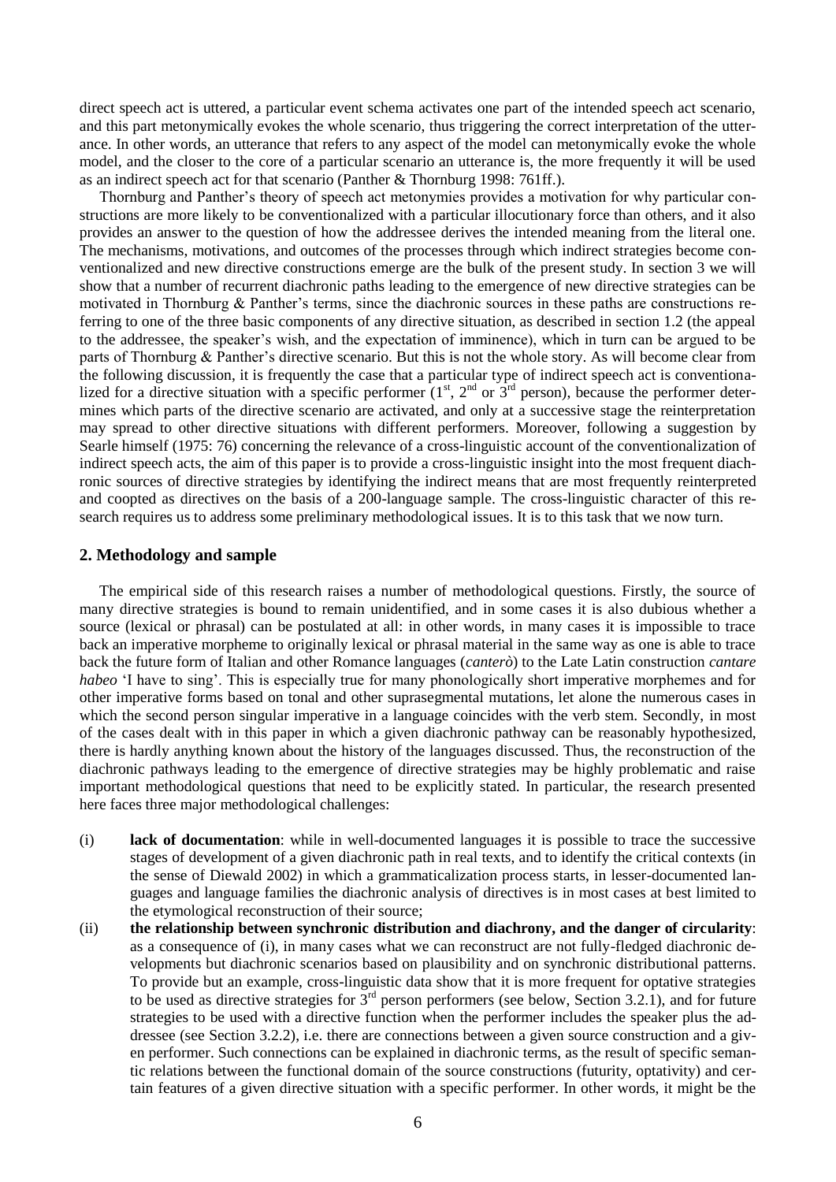direct speech act is uttered, a particular event schema activates one part of the intended speech act scenario, and this part metonymically evokes the whole scenario, thus triggering the correct interpretation of the utterance. In other words, an utterance that refers to any aspect of the model can metonymically evoke the whole model, and the closer to the core of a particular scenario an utterance is, the more frequently it will be used as an indirect speech act for that scenario (Panther & Thornburg 1998: 761ff.).

Thornburg and Panther's theory of speech act metonymies provides a motivation for why particular constructions are more likely to be conventionalized with a particular illocutionary force than others, and it also provides an answer to the question of how the addressee derives the intended meaning from the literal one. The mechanisms, motivations, and outcomes of the processes through which indirect strategies become conventionalized and new directive constructions emerge are the bulk of the present study. In section 3 we will show that a number of recurrent diachronic paths leading to the emergence of new directive strategies can be motivated in Thornburg & Panther's terms, since the diachronic sources in these paths are constructions referring to one of the three basic components of any directive situation, as described in section 1.2 (the appeal to the addressee, the speaker's wish, and the expectation of imminence), which in turn can be argued to be parts of Thornburg & Panther's directive scenario. But this is not the whole story. As will become clear from the following discussion, it is frequently the case that a particular type of indirect speech act is conventionalized for a directive situation with a specific performer (1st, 2nd or 3rd person), because the performer determines which parts of the directive scenario are activated, and only at a successive stage the reinterpretation may spread to other directive situations with different performers. Moreover, following a suggestion by Searle himself (1975: 76) concerning the relevance of a cross-linguistic account of the conventionalization of indirect speech acts, the aim of this paper is to provide a cross-linguistic insight into the most frequent diachronic sources of directive strategies by identifying the indirect means that are most frequently reinterpreted and coopted as directives on the basis of a 200-language sample. The cross-linguistic character of this research requires us to address some preliminary methodological issues. It is to this task that we now turn.

## 2. Methodology and sample

The empirical side of this research raises a number of methodological questions. Firstly, the source of many directive strategies is bound to remain unidentified, and in some cases it is also dubious whether a source (lexical or phrasal) can be postulated at all: in other words, in many cases it is impossible to trace back an imperative morpheme to originally lexical or phrasal material in the same way as one is able to trace back the future form of Italian and other Romance languages (*canterò*) to the Late Latin construction *cantare habeo* 'I have to sing'. This is especially true for many phonologically short imperative morphemes and for other imperative forms based on tonal and other suprasegmental mutations, let alone the numerous cases in which the second person singular imperative in a language coincides with the verb stem. Secondly, in most of the cases dealt with in this paper in which a given diachronic pathway can be reasonably hypothesized, there is hardly anything known about the history of the languages discussed. Thus, the reconstruction of the diachronic pathways leading to the emergence of directive strategies may be highly problematic and raise important methodological questions that need to be explicitly stated. In particular, the research presented here faces three major methodological challenges:

(i) **lack of documentation**: while in well-documented languages it is possible to trace the successive stages of development of a given diachronic path in real texts, and to identify the critical contexts (in the sense of Diewald 2002) in which a grammaticalization process starts, in lesser-documented languages and language families the diachronic analysis of directives is in most cases at best limited to the etymological reconstruction of their source;

(ii) **the relationship between synchronic distribution and diachrony, and the danger of circularity**: as a consequence of (i), in many cases what we can reconstruct are not fully-fledged diachronic developments but diachronic scenarios based on plausibility and on synchronic distributional patterns. To provide but an example, cross-linguistic data show that it is more frequent for optative strategies to be used as directive strategies for 3rd person performers (see below, Section 3.2.1), and for future strategies to be used with a directive function when the performer includes the speaker plus the addressee (see Section 3.2.2), i.e. there are connections between a given source construction and a given performer. Such connections can be explained in diachronic terms, as the result of specific semantic relations between the functional domain of the source constructions (futurity, optativity) and certain features of a given directive situation with a specific performer. In other words, it might be the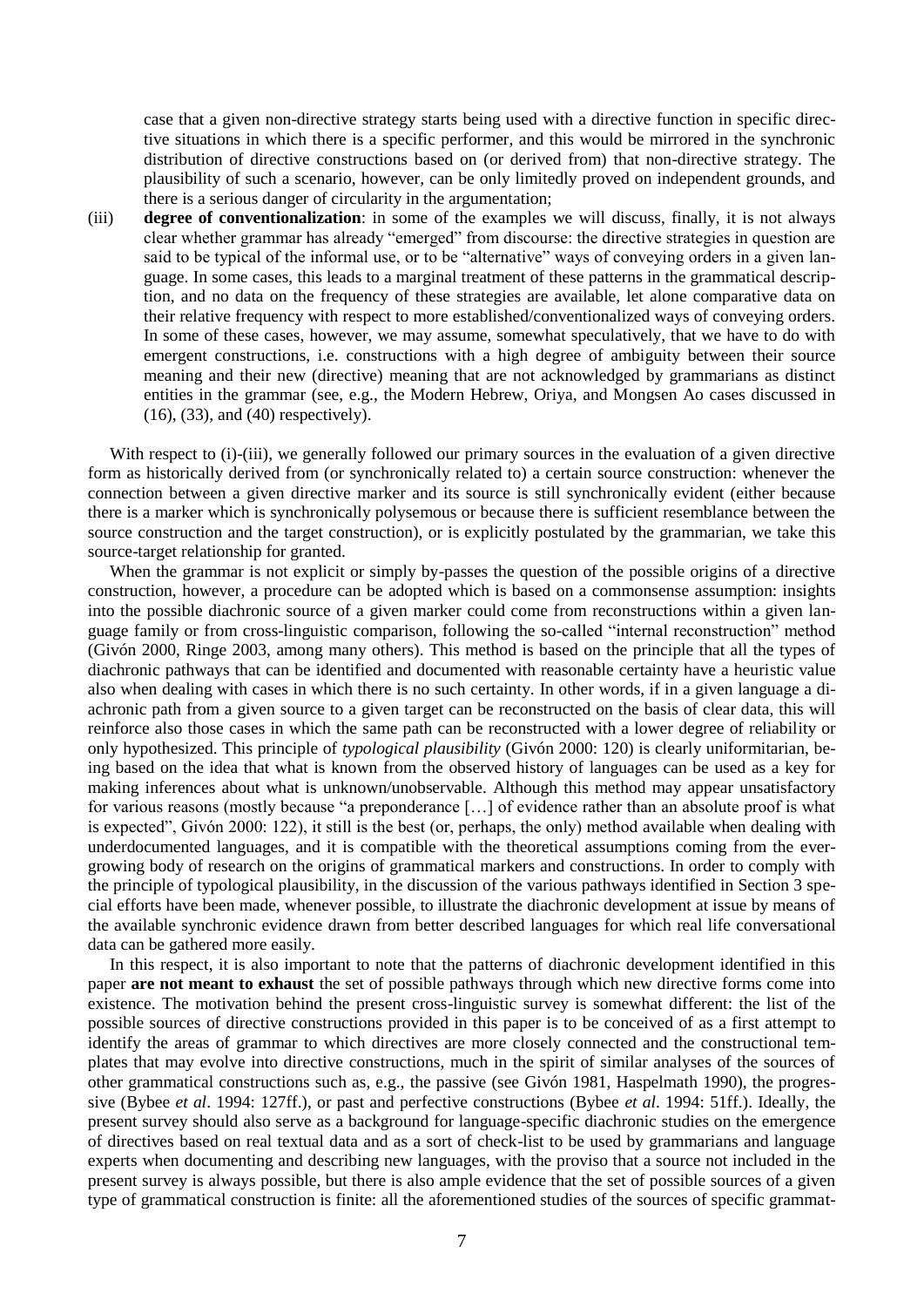case that a given non-directive strategy starts being used with a directive function in specific directive situations in which there is a specific performer, and this would be mirrored in the synchronic distribution of directive constructions based on (or derived from) that non-directive strategy. The plausibility of such a scenario, however, can be only limitedly proved on independent grounds, and there is a serious danger of circularity in the argumentation;

(iii) **degree of conventionalization**: in some of the examples we will discuss, finally, it is not always clear whether grammar has already "emerged" from discourse: the directive strategies in question are said to be typical of the informal use, or to be "alternative" ways of conveying orders in a given language. In some cases, this leads to a marginal treatment of these patterns in the grammatical description, and no data on the frequency of these strategies are available, let alone comparative data on their relative frequency with respect to more established/conventionalized ways of conveying orders. In some of these cases, however, we may assume, somewhat speculatively, that we have to do with emergent constructions, i.e. constructions with a high degree of ambiguity between their source meaning and their new (directive) meaning that are not acknowledged by grammarians as distinct entities in the grammar (see, e.g., the Modern Hebrew, Oriya, and Mongsen Ao cases discussed in (16), (33), and (40) respectively).

With respect to (i)-(iii), we generally followed our primary sources in the evaluation of a given directive form as historically derived from (or synchronically related to) a certain source construction: whenever the connection between a given directive marker and its source is still synchronically evident (either because there is a marker which is synchronically polysemous or because there is sufficient resemblance between the source construction and the target construction), or is explicitly postulated by the grammarian, we take this source-target relationship for granted.

When the grammar is not explicit or simply by-passes the question of the possible origins of a directive construction, however, a procedure can be adopted which is based on a commonsense assumption: insights into the possible diachronic source of a given marker could come from reconstructions within a given language family or from cross-linguistic comparison, following the so-called "internal reconstruction" method (Givón 2000, Ringe 2003, among many others). This method is based on the principle that all the types of diachronic pathways that can be identified and documented with reasonable certainty have a heuristic value also when dealing with cases in which there is no such certainty. In other words, if in a given language a diachronic path from a given source to a given target can be reconstructed on the basis of clear data, this will reinforce also those cases in which the same path can be reconstructed with a lower degree of reliability or only hypothesized. This principle of *typological plausibility* (Givón 2000: 120) is clearly uniformitarian, being based on the idea that what is known from the observed history of languages can be used as a key for making inferences about what is unknown/unobservable. Although this method may appear unsatisfactory for various reasons (mostly because "a preponderance […] of evidence rather than an absolute proof is what is expected", Givón 2000: 122), it still is the best (or, perhaps, the only) method available when dealing with underdocumented languages, and it is compatible with the theoretical assumptions coming from the ever-growing body of research on the origins of grammatical markers and constructions. In order to comply with the principle of typological plausibility, in the discussion of the various pathways identified in Section 3 special efforts have been made, whenever possible, to illustrate the diachronic development at issue by means of the available synchronic evidence drawn from better described languages for which real life conversational data can be gathered more easily.

In this respect, it is also important to note that the patterns of diachronic development identified in this paper **are not meant to exhaust** the set of possible pathways through which new directive forms come into existence. The motivation behind the present cross-linguistic survey is somewhat different: the list of the possible sources of directive constructions provided in this paper is to be conceived of as a first attempt to identify the areas of grammar to which directives are more closely connected and the constructional templates that may evolve into directive constructions, much in the spirit of similar analyses of the sources of other grammatical constructions such as, e.g., the passive (see Givón 1981, Haspelmath 1990), the progressive (Bybee *et al*. 1994: 127ff.), or past and perfective constructions (Bybee *et al*. 1994: 51ff.). Ideally, the present survey should also serve as a background for language-specific diachronic studies on the emergence of directives based on real textual data and as a sort of check-list to be used by grammarians and language experts when documenting and describing new languages, with the proviso that a source not included in the present survey is always possible, but there is also ample evidence that the set of possible sources of a given type of grammatical construction is finite: all the aforementioned studies of the sources of specific grammat-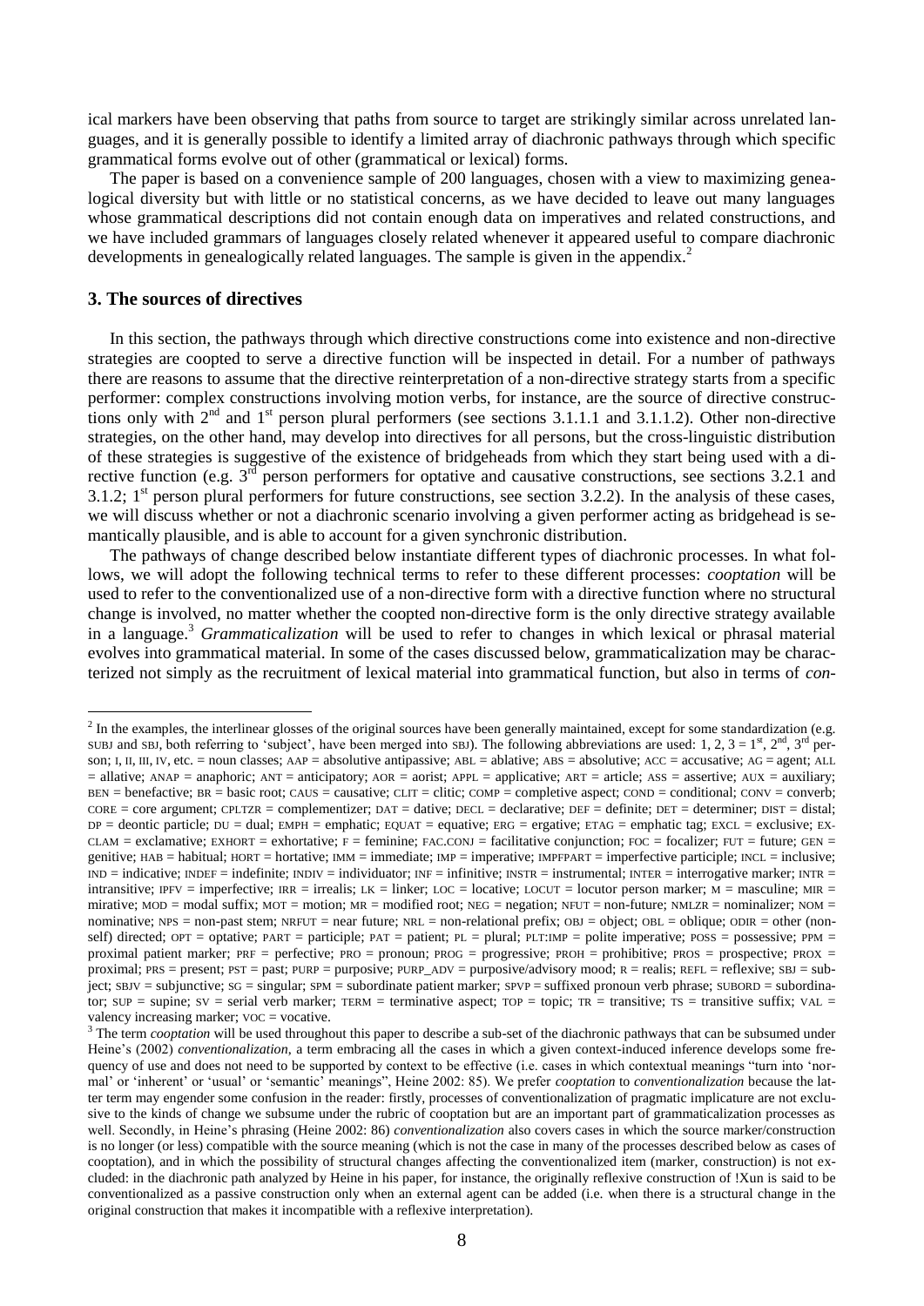ical markers have been observing that paths from source to target are strikingly similar across unrelated languages, and it is generally possible to identify a limited array of diachronic pathways through which specific grammatical forms evolve out of other (grammatical or lexical) forms.

The paper is based on a convenience sample of 200 languages, chosen with a view to maximizing genealogical diversity but with little or no statistical concerns, as we have decided to leave out many languages whose grammatical descriptions did not contain enough data on imperatives and related constructions, and we have included grammars of languages closely related whenever it appeared useful to compare diachronic developments in genealogically related languages. The sample is given in the appendix.[2]

## 3. The sources of directives

In this section, the pathways through which directive constructions come into existence and non-directive strategies are coopted to serve a directive function will be inspected in detail. For a number of pathways there are reasons to assume that the directive reinterpretation of a non-directive strategy starts from a specific performer: complex constructions involving motion verbs, for instance, are the source of directive constructions only with 2nd and 1st person plural performers (see sections 3.1.1.1 and 3.1.1.2). Other non-directive strategies, on the other hand, may develop into directives for all persons, but the cross-linguistic distribution of these strategies is suggestive of the existence of bridgeheads from which they start being used with a directive function (e.g. 3rd person performers for optative and causative constructions, see sections 3.2.1 and 3.1.2; 1st person plural performers for future constructions, see section 3.2.2). In the analysis of these cases, we will discuss whether or not a diachronic scenario involving a given performer acting as bridgehead is semantically plausible, and is able to account for a given synchronic distribution.

The pathways of change described below instantiate different types of diachronic processes. In what follows, we will adopt the following technical terms to refer to these different processes: *cooptation* will be used to refer to the conventionalized use of a non-directive form with a directive function where no structural change is involved, no matter whether the coopted non-directive form is the only directive strategy available in a language.[3] *Grammaticalization* will be used to refer to changes in which lexical or phrasal material evolves into grammatical material. In some of the cases discussed below, grammaticalization may be characterized not simply as the recruitment of lexical material into grammatical function, but also in terms of *con-*

---

[2] In the examples, the interlinear glosses of the original sources have been generally maintained, except for some standardization (e.g. SUBJ and SBJ, both referring to 'subject', have been merged into SBJ). The following abbreviations are used: 1, 2, 3 = 1st, 2nd, 3rd person; I, II, III, IV, etc. = noun classes; AAP = absolutive antipassive; ABL = ablative; ABS = absolutive; ACC = accusative; AG = agent; ALL = allative; ANAP = anaphoric; ANT = anticipatory; AOR = aorist; APPL = applicative; ART = article; ASS = assertive; AUX = auxiliary; BEN = benefactive; BR = basic root; CAUS = causative; CLIT = clitic; COMP = completive aspect; COND = conditional; CONV = converb; CORE = core argument; CPLTZR = complementizer; DAT = dative; DECL = declarative; DEF = definite; DET = determiner; DIST = distal; DP = deontic particle; DU = dual; EMPH = emphatic; EQUAT = equative; ERG = ergative; ETAG = emphatic tag; EXCL = exclusive; EXCLAM = exclamative; EXHORT = exhortative; F = feminine; FAC.CONJ = facilitative conjunction; FOC = focalizer; FUT = future; GEN = genitive; HAB = habitual; HORT = hortative; IMM = immediate; IMP = imperative; IMPFPART = imperfective participle; INCL = inclusive; IND = indicative; INDEF = indefinite; INDIV = individuator; INF = infinitive; INSTR = instrumental; INTER = interrogative marker; INTR = intransitive; IPFV = imperfective; IRR = irrealis; LK = linker; LOC = locative; LOCUT = locutor person marker; M = masculine; MIR = mirative; MOD = modal suffix; MOT = motion; MR = modified root; NEG = negation; NFUT = non-future; NMLZR = nominalizer; NOM = nominative; NPS = non-past stem; NRFUT = near future; NRL = non-relational prefix; OBJ = object; OBL = oblique; ODIR = other (non-self) directed; OPT = optative; PART = participle; PAT = patient; PL = plural; PLT:IMP = polite imperative; POSS = possessive; PPM = proximal patient marker; PRF = perfective; PRO = pronoun; PROG = progressive; PROH = prohibitive; PROS = prospective; PROX = proximal; PRS = present; PST = past; PURP = purposive; PURP_ADV = purposive/advisory mood; R = realis; REFL = reflexive; SBJ = subject; SBJV = subjunctive; SG = singular; SPM = subordinate patient marker; SPVP = suffixed pronoun verb phrase; SUBORD = subordinator; SUP = supine; SV = serial verb marker; TERM = terminative aspect; TOP = topic; TR = transitive; TS = transitive suffix; VAL = valency increasing marker; VOC = vocative.

[3] The term *cooptation* will be used throughout this paper to describe a sub-set of the diachronic pathways that can be subsumed under Heine's (2002) *conventionalization*, a term embracing all the cases in which a given context-induced inference develops some frequency of use and does not need to be supported by context to be effective (i.e. cases in which contextual meanings "turn into 'normal' or 'inherent' or 'usual' or 'semantic' meanings", Heine 2002: 85). We prefer *cooptation* to *conventionalization* because the latter term may engender some confusion in the reader: firstly, processes of conventionalization of pragmatic implicature are not exclusive to the kinds of change we subsume under the rubric of cooptation but are an important part of grammaticalization processes as well. Secondly, in Heine's phrasing (Heine 2002: 86) *conventionalization* also covers cases in which the source marker/construction is no longer (or less) compatible with the source meaning (which is not the case in many of the processes described below as cases of cooptation), and in which the possibility of structural changes affecting the conventionalized item (marker, construction) is not excluded: in the diachronic path analyzed by Heine in his paper, for instance, the originally reflexive construction of !Xun is said to be conventionalized as a passive construction only when an external agent can be added (i.e. when there is a structural change in the original construction that makes it incompatible with a reflexive interpretation).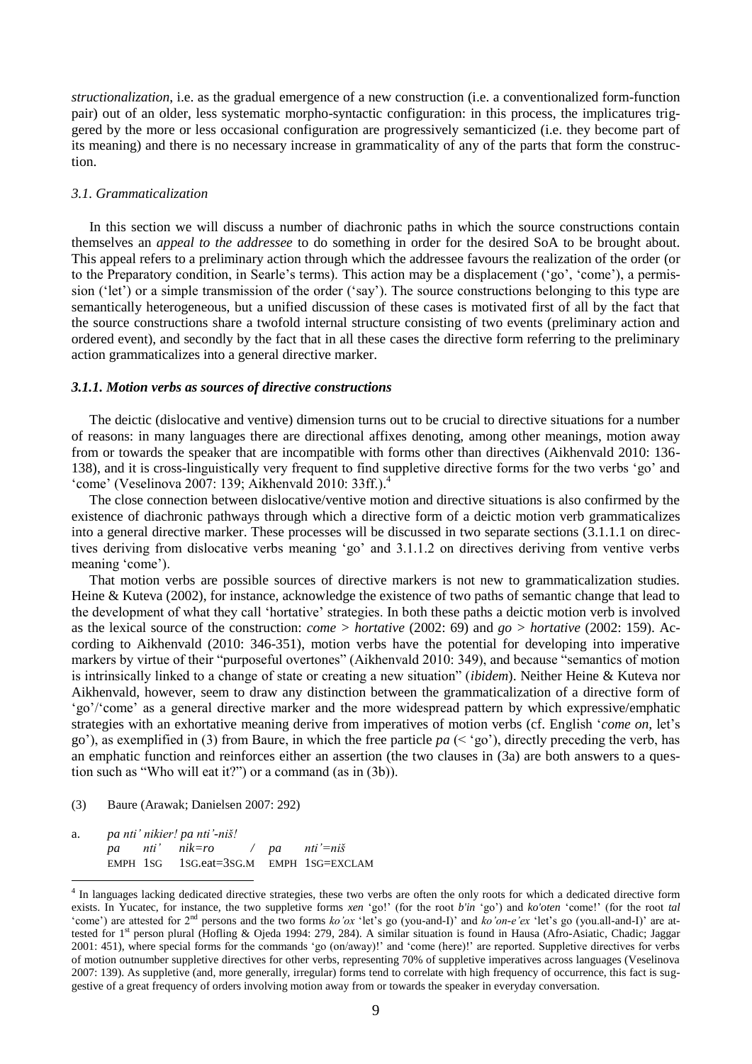*structionalization*, i.e. as the gradual emergence of a new construction (i.e. a conventionalized form-function pair) out of an older, less systematic morpho-syntactic configuration: in this process, the implicatures triggered by the more or less occasional configuration are progressively semanticized (i.e. they become part of its meaning) and there is no necessary increase in grammaticality of any of the parts that form the construction.

### *3.1. Grammaticalization*

In this section we will discuss a number of diachronic paths in which the source constructions contain themselves an *appeal to the addressee* to do something in order for the desired SoA to be brought about. This appeal refers to a preliminary action through which the addressee favours the realization of the order (or to the Preparatory condition, in Searle's terms). This action may be a displacement ('go', 'come'), a permission ('let') or a simple transmission of the order ('say'). The source constructions belonging to this type are semantically heterogeneous, but a unified discussion of these cases is motivated first of all by the fact that the source constructions share a twofold internal structure consisting of two events (preliminary action and ordered event), and secondly by the fact that in all these cases the directive form referring to the preliminary action grammaticalizes into a general directive marker.

#### ***3.1.1. Motion verbs as sources of directive constructions***

The deictic (dislocative and ventive) dimension turns out to be crucial to directive situations for a number of reasons: in many languages there are directional affixes denoting, among other meanings, motion away from or towards the speaker that are incompatible with forms other than directives (Aikhenvald 2010: 136-138), and it is cross-linguistically very frequent to find suppletive directive forms for the two verbs 'go' and 'come' (Veselinova 2007: 139; Aikhenvald 2010: 33ff.).[4]

The close connection between dislocative/ventive motion and directive situations is also confirmed by the existence of diachronic pathways through which a directive form of a deictic motion verb grammaticalizes into a general directive marker. These processes will be discussed in two separate sections (3.1.1.1 on directives deriving from dislocative verbs meaning 'go' and 3.1.1.2 on directives deriving from ventive verbs meaning 'come').

That motion verbs are possible sources of directive markers is not new to grammaticalization studies. Heine & Kuteva (2002), for instance, acknowledge the existence of two paths of semantic change that lead to the development of what they call 'hortative' strategies. In both these paths a deictic motion verb is involved as the lexical source of the construction: *come > hortative* (2002: 69) and *go > hortative* (2002: 159). According to Aikhenvald (2010: 346-351), motion verbs have the potential for developing into imperative markers by virtue of their "purposeful overtones" (Aikhenvald 2010: 349), and because "semantics of motion is intrinsically linked to a change of state or creating a new situation" (*ibidem*). Neither Heine & Kuteva nor Aikhenvald, however, seem to draw any distinction between the grammaticalization of a directive form of 'go'/'come' as a general directive marker and the more widespread pattern by which expressive/emphatic strategies with an exhortative meaning derive from imperatives of motion verbs (cf. English '*come on*, let's go'), as exemplified in (3) from Baure, in which the free particle *pa* (< 'go'), directly preceding the verb, has an emphatic function and reinforces either an assertion (the two clauses in (3a) are both answers to a question such as "Who will eat it?") or a command (as in (3b)).

(3) Baure (Arawak; Danielsen 2007: 292)

a. *pa nti' nikier! pa nti'-niš!*
   *pa nti' nik=ro / pa nti'=niš*
   EMPH 1SG 1SG.eat=3SG.M EMPH 1SG=EXCLAM

[4] In languages lacking dedicated directive strategies, these two verbs are often the only roots for which a dedicated directive form exists. In Yucatec, for instance, the two suppletive forms *xen* 'go!' (for the root *b'in* 'go') and *ko'oten* 'come!' (for the root *tal* 'come') are attested for 2nd persons and the two forms *ko'ox* 'let's go (you-and-I)' and *ko'on-e'ex* 'let's go (you.all-and-I)' are attested for 1st person plural (Hofling & Ojeda 1994: 279, 284). A similar situation is found in Hausa (Afro-Asiatic, Chadic; Jaggar 2001: 451), where special forms for the commands 'go (on/away)!' and 'come (here)!' are reported. Suppletive directives for verbs of motion outnumber suppletive directives for other verbs, representing 70% of suppletive imperatives across languages (Veselinova 2007: 139). As suppletive (and, more generally, irregular) forms tend to correlate with high frequency of occurrence, this fact is suggestive of a great frequency of orders involving motion away from or towards the speaker in everyday conversation.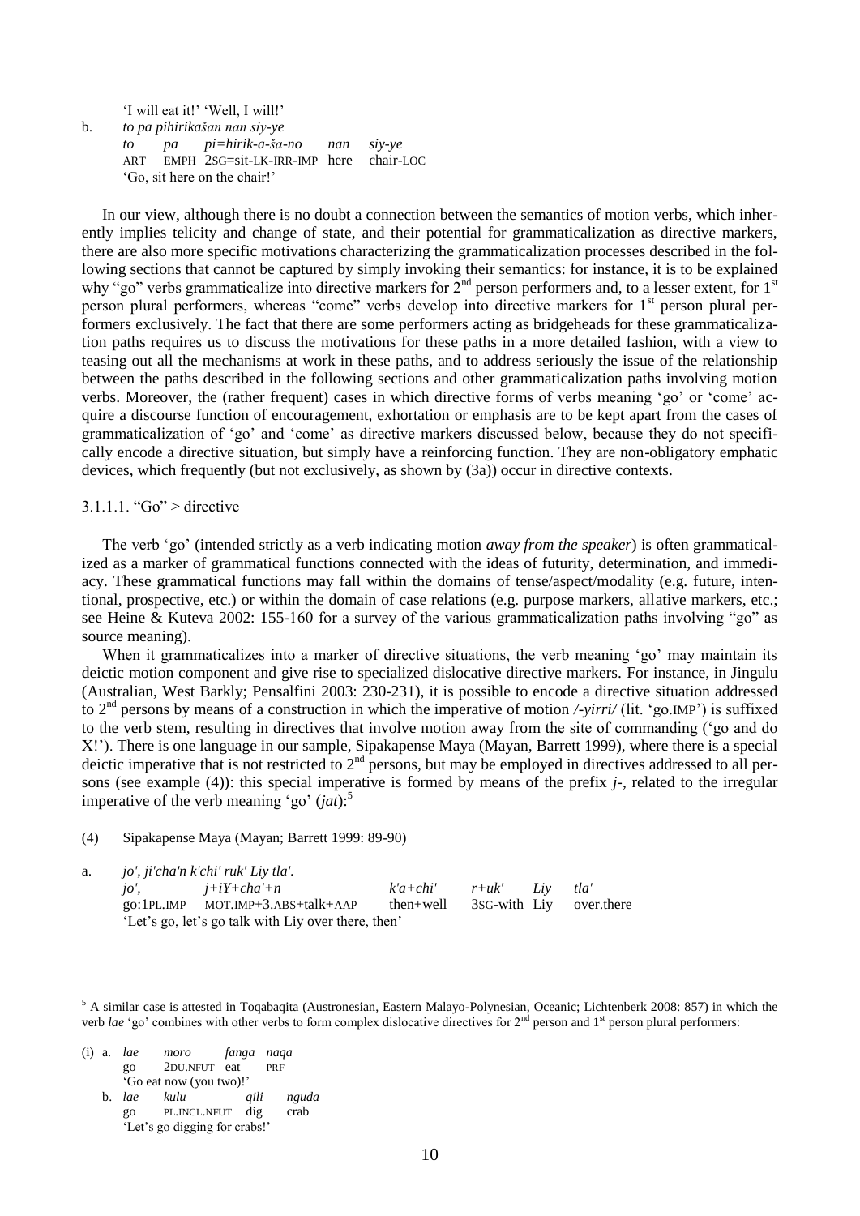'I will eat it!' 'Well, I will!'

b. *to pa pihirikašan nan siy-ye*

| | | | | |
|---|---|---|---|---|
| *to* | *pa* | *pi=hirik-a-ša-no* | *nan* | *siy-ye* |
| ART | EMPH | 2SG=sit-LK-IRR-IMP | here | chair-LOC |

'Go, sit here on the chair!'

In our view, although there is no doubt a connection between the semantics of motion verbs, which inherently implies telicity and change of state, and their potential for grammaticalization as directive markers, there are also more specific motivations characterizing the grammaticalization processes described in the following sections that cannot be captured by simply invoking their semantics: for instance, it is to be explained why "go" verbs grammaticalize into directive markers for 2nd person performers and, to a lesser extent, for 1st person plural performers, whereas "come" verbs develop into directive markers for 1st person plural performers exclusively. The fact that there are some performers acting as bridgeheads for these grammaticalization paths requires us to discuss the motivations for these paths in a more detailed fashion, with a view to teasing out all the mechanisms at work in these paths, and to address seriously the issue of the relationship between the paths described in the following sections and other grammaticalization paths involving motion verbs. Moreover, the (rather frequent) cases in which directive forms of verbs meaning 'go' or 'come' acquire a discourse function of encouragement, exhortation or emphasis are to be kept apart from the cases of grammaticalization of 'go' and 'come' as directive markers discussed below, because they do not specifically encode a directive situation, but simply have a reinforcing function. They are non-obligatory emphatic devices, which frequently (but not exclusively, as shown by (3a)) occur in directive contexts.

#### 3.1.1.1. "Go" > directive

The verb 'go' (intended strictly as a verb indicating motion *away from the speaker*) is often grammaticalized as a marker of grammatical functions connected with the ideas of futurity, determination, and immediacy. These grammatical functions may fall within the domains of tense/aspect/modality (e.g. future, intentional, prospective, etc.) or within the domain of case relations (e.g. purpose markers, allative markers, etc.; see Heine & Kuteva 2002: 155-160 for a survey of the various grammaticalization paths involving "go" as source meaning).

When it grammaticalizes into a marker of directive situations, the verb meaning 'go' may maintain its deictic motion component and give rise to specialized dislocative directive markers. For instance, in Jingulu (Australian, West Barkly; Pensalfini 2003: 230-231), it is possible to encode a directive situation addressed to 2nd persons by means of a construction in which the imperative of motion */-yirri/* (lit. 'go.IMP') is suffixed to the verb stem, resulting in directives that involve motion away from the site of commanding ('go and do X!'). There is one language in our sample, Sipakapense Maya (Mayan, Barrett 1999), where there is a special deictic imperative that is not restricted to 2nd persons, but may be employed in directives addressed to all persons (see example (4)): this special imperative is formed by means of the prefix *j-*, related to the irregular imperative of the verb meaning 'go' (*jat*):[5]

(4) Sipakapense Maya (Mayan; Barrett 1999: 89-90)

a. *jo', ji'cha'n k'chi' ruk' Liy tla'.*

| | | | | | |
|---|---|---|---|---|---|
| *jo',* | *j+iY+cha'+n* | *k'a+chi'* | *r+uk'* | *Liy* | *tla'* |
| go:1PL.IMP | MOT.IMP+3.ABS+talk+AAP | then+well | 3SG-with | Liy | over.there |

'Let's go, let's go talk with Liy over there, then'

---

[5] A similar case is attested in Toqabaqita (Austronesian, Eastern Malayo-Polynesian, Oceanic; Lichtenberk 2008: 857) in which the verb *lae* 'go' combines with other verbs to form complex dislocative directives for 2nd person and 1st person plural performers:

(i) a. *lae moro fanga naqa*

| | | | |
|---|---|---|---|
| *lae* | *moro* | *fanga* | *naqa* |
| go | 2DU.NFUT | eat | PRF |

'Go eat now (you two)!'

b. *lae kulu qili nguda*

| | | | |
|---|---|---|---|
| *lae* | *kulu* | *qili* | *nguda* |
| go | PL.INCL.NFUT | dig | crab |

'Let's go digging for crabs!'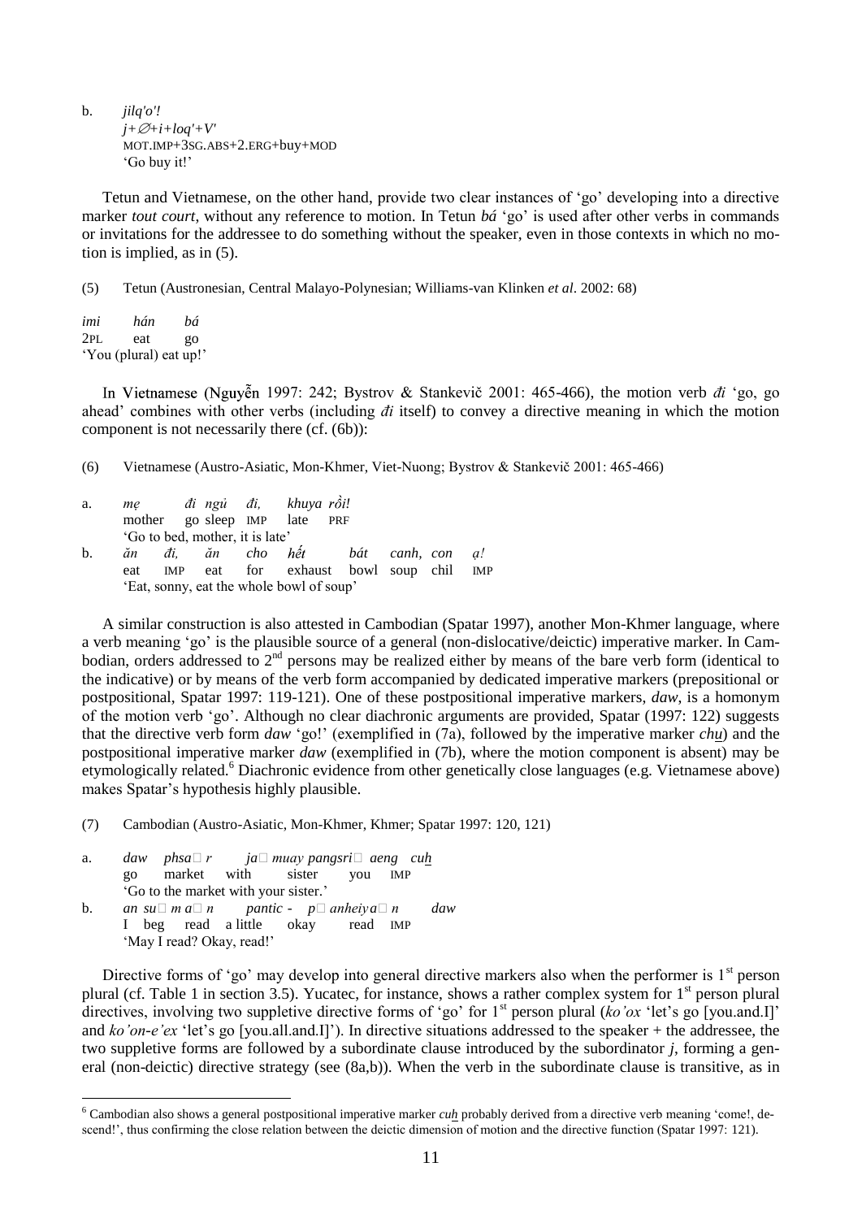b. *jilq'o'!*
   *j+∅+i+loq'+V'*
   MOT.IMP+3SG.ABS+2.ERG+buy+MOD
   'Go buy it!'

Tetun and Vietnamese, on the other hand, provide two clear instances of 'go' developing into a directive marker *tout court*, without any reference to motion. In Tetun *bá* 'go' is used after other verbs in commands or invitations for the addressee to do something without the speaker, even in those contexts in which no motion is implied, as in (5).

(5) Tetun (Austronesian, Central Malayo-Polynesian; Williams-van Klinken *et al*. 2002: 68)

*imi hán bá*
2PL eat go
'You (plural) eat up!'

In Vietnamese (Nguyễn 1997: 242; Bystrov & Stankevič 2001: 465-466), the motion verb *đi* 'go, go ahead' combines with other verbs (including *đi* itself) to convey a directive meaning in which the motion component is not necessarily there (cf. (6b)):

(6) Vietnamese (Austro-Asiatic, Mon-Khmer, Viet-Nuong; Bystrov & Stankevič 2001: 465-466)

a. *mẹ đi ngủ đi, khuya rồi!*
   mother go sleep IMP late PRF
   'Go to bed, mother, it is late'

b. *ăn đi, ăn cho hết bát canh, con ạ!*
   eat IMP eat for exhaust bowl soup chil IMP
   'Eat, sonny, eat the whole bowl of soup'

A similar construction is also attested in Cambodian (Spatar 1997), another Mon-Khmer language, where a verb meaning 'go' is the plausible source of a general (non-dislocative/deictic) imperative marker. In Cambodian, orders addressed to 2[nd] persons may be realized either by means of the bare verb form (identical to the indicative) or by means of the verb form accompanied by dedicated imperative markers (prepositional or postpositional, Spatar 1997: 119-121). One of these postpositional imperative markers, *daw*, is a homonym of the motion verb 'go'. Although no clear diachronic arguments are provided, Spatar (1997: 122) suggests that the directive verb form *daw* 'go!' (exemplified in (7a), followed by the imperative marker *chu̱*) and the postpositional imperative marker *daw* (exemplified in (7b), where the motion component is absent) may be etymologically related.[6] Diachronic evidence from other genetically close languages (e.g. Vietnamese above) makes Spatar's hypothesis highly plausible.

(7) Cambodian (Austro-Asiatic, Mon-Khmer, Khmer; Spatar 1997: 120, 121)

a. *daw phsa□r ja□ muay pangsri□ aeng cu̱h*
   go market with sister you IMP
   'Go to the market with your sister.'

b. *an su□ m a□ n pantic - p□ anheiy a□ n daw*
   I beg read a little okay read IMP
   'May I read? Okay, read!'

Directive forms of 'go' may develop into general directive markers also when the performer is 1[st] person plural (cf. Table 1 in section 3.5). Yucatec, for instance, shows a rather complex system for 1[st] person plural directives, involving two suppletive directive forms of 'go' for 1[st] person plural (*ko'ox* 'let's go [you.and.I]' and *ko'on-e'ex* 'let's go [you.all.and.I]'). In directive situations addressed to the speaker + the addressee, the two suppletive forms are followed by a subordinate clause introduced by the subordinator *j*, forming a general (non-deictic) directive strategy (see (8a,b)). When the verb in the subordinate clause is transitive, as in

[6] Cambodian also shows a general postpositional imperative marker *cu̱h* probably derived from a directive verb meaning 'come!, descend!', thus confirming the close relation between the deictic dimension of motion and the directive function (Spatar 1997: 121).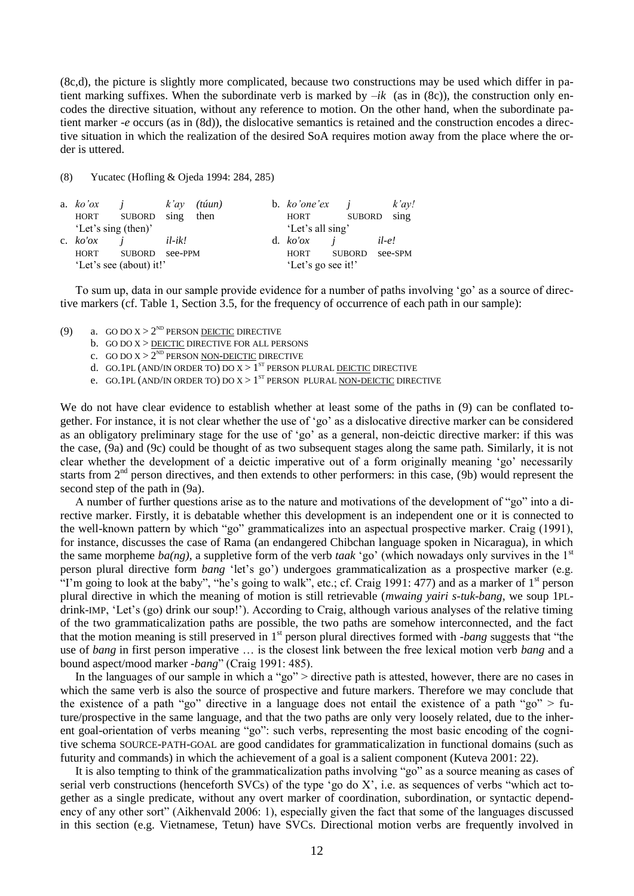(8c,d), the picture is slightly more complicated, because two constructions may be used which differ in patient marking suffixes. When the subordinate verb is marked by *–ik* (as in (8c)), the construction only encodes the directive situation, without any reference to motion. On the other hand, when the subordinate patient marker *-e* occurs (as in (8d)), the dislocative semantics is retained and the construction encodes a directive situation in which the realization of the desired SoA requires motion away from the place where the order is uttered.

(8) Yucatec (Hofling & Ojeda 1994: 284, 285)

a. *ko'ox* *j* *k'ay* *(túun)*
HORT SUBORD sing then
'Let's sing (then)'

b. *ko'one'ex* *j* *k'ay!*
HORT SUBORD sing
'Let's all sing'

c. *ko'ox* *j* *il-ik!*
HORT SUBORD see-PPM
'Let's see (about) it!'

d. *ko'ox* *j* *il-e!*
HORT SUBORD see-SPM
'Let's go see it!'

To sum up, data in our sample provide evidence for a number of paths involving 'go' as a source of directive markers (cf. Table 1, Section 3.5, for the frequency of occurrence of each path in our sample):

(9) a. GO DO X > 2ND PERSON <u>DEICTIC</u> DIRECTIVE
b. GO DO X > <u>DEICTIC</u> DIRECTIVE FOR ALL PERSONS
c. GO DO X > 2ND PERSON <u>NON-DEICTIC</u> DIRECTIVE
d. GO.1PL (AND/IN ORDER TO) DO X > 1ST PERSON PLURAL <u>DEICTIC</u> DIRECTIVE
e. GO.1PL (AND/IN ORDER TO) DO X > 1ST PERSON PLURAL <u>NON-DEICTIC</u> DIRECTIVE

We do not have clear evidence to establish whether at least some of the paths in (9) can be conflated together. For instance, it is not clear whether the use of 'go' as a dislocative directive marker can be considered as an obligatory preliminary stage for the use of 'go' as a general, non-deictic directive marker: if this was the case, (9a) and (9c) could be thought of as two subsequent stages along the same path. Similarly, it is not clear whether the development of a deictic imperative out of a form originally meaning 'go' necessarily starts from 2nd person directives, and then extends to other performers: in this case, (9b) would represent the second step of the path in (9a).

A number of further questions arise as to the nature and motivations of the development of "go" into a directive marker. Firstly, it is debatable whether this development is an independent one or it is connected to the well-known pattern by which "go" grammaticalizes into an aspectual prospective marker. Craig (1991), for instance, discusses the case of Rama (an endangered Chibchan language spoken in Nicaragua), in which the same morpheme *ba(ng)*, a suppletive form of the verb *taak* 'go' (which nowadays only survives in the 1st person plural directive form *bang* 'let's go') undergoes grammaticalization as a prospective marker (e.g. "I'm going to look at the baby", "he's going to walk", etc.; cf. Craig 1991: 477) and as a marker of 1st person plural directive in which the meaning of motion is still retrievable (*mwaing yairi s-tuk-bang*, we soup 1PL-drink-IMP, 'Let's (go) drink our soup!'). According to Craig, although various analyses of the relative timing of the two grammaticalization paths are possible, the two paths are somehow interconnected, and the fact that the motion meaning is still preserved in 1st person plural directives formed with *-bang* suggests that "the use of *bang* in first person imperative … is the closest link between the free lexical motion verb *bang* and a bound aspect/mood marker *-bang*" (Craig 1991: 485).

In the languages of our sample in which a "go" > directive path is attested, however, there are no cases in which the same verb is also the source of prospective and future markers. Therefore we may conclude that the existence of a path "go" directive in a language does not entail the existence of a path "go" > future/prospective in the same language, and that the two paths are only very loosely related, due to the inherent goal-orientation of verbs meaning "go": such verbs, representing the most basic encoding of the cognitive schema SOURCE-PATH-GOAL are good candidates for grammaticalization in functional domains (such as futurity and commands) in which the achievement of a goal is a salient component (Kuteva 2001: 22).

It is also tempting to think of the grammaticalization paths involving "go" as a source meaning as cases of serial verb constructions (henceforth SVCs) of the type 'go do X', i.e. as sequences of verbs "which act together as a single predicate, without any overt marker of coordination, subordination, or syntactic dependency of any other sort" (Aikhenvald 2006: 1), especially given the fact that some of the languages discussed in this section (e.g. Vietnamese, Tetun) have SVCs. Directional motion verbs are frequently involved in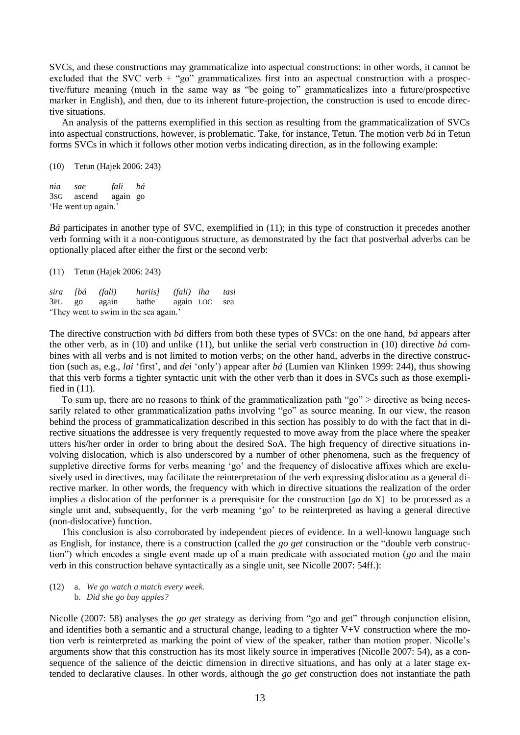SVCs, and these constructions may grammaticalize into aspectual constructions: in other words, it cannot be excluded that the SVC verb + "go" grammaticalizes first into an aspectual construction with a prospective/future meaning (much in the same way as "be going to" grammaticalizes into a future/prospective marker in English), and then, due to its inherent future-projection, the construction is used to encode directive situations.

An analysis of the patterns exemplified in this section as resulting from the grammaticalization of SVCs into aspectual constructions, however, is problematic. Take, for instance, Tetun. The motion verb *bá* in Tetun forms SVCs in which it follows other motion verbs indicating direction, as in the following example:

(10) Tetun (Hajek 2006: 243)

*nia sae fali bá*
3SG ascend again go
'He went up again.'

*Bá* participates in another type of SVC, exemplified in (11); in this type of construction it precedes another verb forming with it a non-contiguous structure, as demonstrated by the fact that postverbal adverbs can be optionally placed after either the first or the second verb:

(11) Tetun (Hajek 2006: 243)

*sira [bá (fali) hariis] (fali) iha tasi*
3PL go again bathe again LOC sea
'They went to swim in the sea again.'

The directive construction with *bá* differs from both these types of SVCs: on the one hand, *bá* appears after the other verb, as in (10) and unlike (11), but unlike the serial verb construction in (10) directive *bá* combines with all verbs and is not limited to motion verbs; on the other hand, adverbs in the directive construction (such as, e.g., *lai* 'first', and *dei* 'only') appear after *bá* (Lumien van Klinken 1999: 244), thus showing that this verb forms a tighter syntactic unit with the other verb than it does in SVCs such as those exemplified in (11).

To sum up, there are no reasons to think of the grammaticalization path "go" > directive as being necessarily related to other grammaticalization paths involving "go" as source meaning. In our view, the reason behind the process of grammaticalization described in this section has possibly to do with the fact that in directive situations the addressee is very frequently requested to move away from the place where the speaker utters his/her order in order to bring about the desired SoA. The high frequency of directive situations involving dislocation, which is also underscored by a number of other phenomena, such as the frequency of suppletive directive forms for verbs meaning 'go' and the frequency of dislocative affixes which are exclusively used in directives, may facilitate the reinterpretation of the verb expressing dislocation as a general directive marker. In other words, the frequency with which in directive situations the realization of the order implies a dislocation of the performer is a prerequisite for the construction [*go* do X] to be processed as a single unit and, subsequently, for the verb meaning 'go' to be reinterpreted as having a general directive (non-dislocative) function.

This conclusion is also corroborated by independent pieces of evidence. In a well-known language such as English, for instance, there is a construction (called the *go get* construction or the "double verb construction") which encodes a single event made up of a main predicate with associated motion (*go* and the main verb in this construction behave syntactically as a single unit, see Nicolle 2007: 54ff.):

(12) a. *We go watch a match every week.*
b. *Did she go buy apples?*

Nicolle (2007: 58) analyses the *go get* strategy as deriving from "go and get" through conjunction elision, and identifies both a semantic and a structural change, leading to a tighter V+V construction where the motion verb is reinterpreted as marking the point of view of the speaker, rather than motion proper. Nicolle's arguments show that this construction has its most likely source in imperatives (Nicolle 2007: 54), as a consequence of the salience of the deictic dimension in directive situations, and has only at a later stage extended to declarative clauses. In other words, although the *go get* construction does not instantiate the path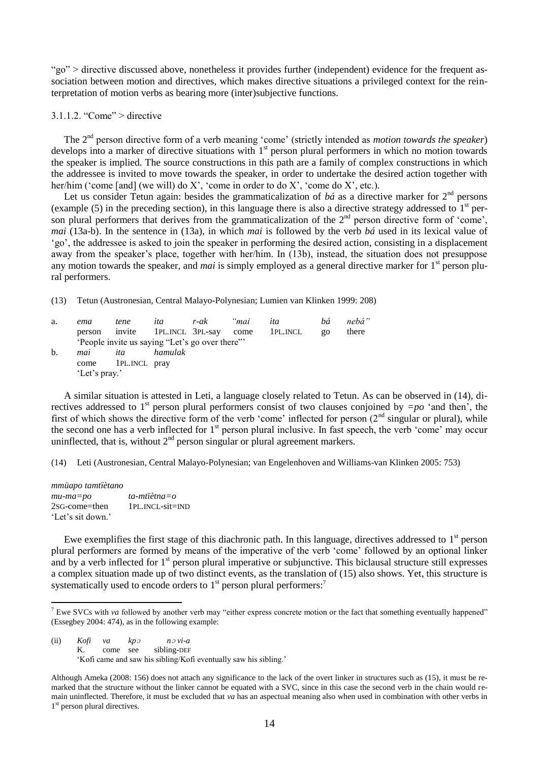"go" > directive discussed above, nonetheless it provides further (independent) evidence for the frequent association between motion and directives, which makes directive situations a privileged context for the reinterpretation of motion verbs as bearing more (inter)subjective functions.

#### 3.1.1.2. "Come" > directive

The 2nd person directive form of a verb meaning 'come' (strictly intended as *motion towards the speaker*) develops into a marker of directive situations with 1st person plural performers in which no motion towards the speaker is implied. The source constructions in this path are a family of complex constructions in which the addressee is invited to move towards the speaker, in order to undertake the desired action together with her/him ('come [and] (we will) do X', 'come in order to do X', 'come do X', etc.).

Let us consider Tetun again: besides the grammaticalization of *bá* as a directive marker for 2nd persons (example (5) in the preceding section), in this language there is also a directive strategy addressed to 1st person plural performers that derives from the grammaticalization of the 2nd person directive form of 'come', *mai* (13a-b). In the sentence in (13a), in which *mai* is followed by the verb *bá* used in its lexical value of 'go', the addressee is asked to join the speaker in performing the desired action, consisting in a displacement away from the speaker's place, together with her/him. In (13b), instead, the situation does not presuppose any motion towards the speaker, and *mai* is simply employed as a general directive marker for 1st person plural performers.

(13) Tetun (Austronesian, Central Malayo-Polynesian; Lumien van Klinken 1999: 208)

a. *ema* *tene* *ita* *r-ak* *"mai* *ita* *bá* *nebá"*
   person invite 1PL.INCL 3PL-say come 1PL.INCL go there
   'People invite us saying "Let's go over there"'

b. *mai* *ita* *hamulak*
   come 1PL.INCL pray
   'Let's pray.'

A similar situation is attested in Leti, a language closely related to Tetun. As can be observed in (14), directives addressed to 1st person plural performers consist of two clauses conjoined by *=po* 'and then', the first of which shows the directive form of the verb 'come' inflected for person (2nd singular or plural), while the second one has a verb inflected for 1st person plural inclusive. In fast speech, the verb 'come' may occur uninflected, that is, without 2nd person singular or plural agreement markers.

(14) Leti (Austronesian, Central Malayo-Polynesian; van Engelenhoven and Williams-van Klinken 2005: 753)

*mmüapo tamtïètano*
*mu-ma=po* *ta-mtïètna=o*
2SG-come=then 1PL.INCL-sit=IND
'Let's sit down.'

Ewe exemplifies the first stage of this diachronic path. In this language, directives addressed to 1st person plural performers are formed by means of the imperative of the verb 'come' followed by an optional linker and by a verb inflected for 1st person plural imperative or subjunctive. This biclausal structure still expresses a complex situation made up of two distinct events, as the translation of (15) also shows. Yet, this structure is systematically used to encode orders to 1st person plural performers:[7]

---

[7] Ewe SVCs with *va* followed by another verb may "either express concrete motion or the fact that something eventually happened" (Essegbey 2004: 474), as in the following example:

(ii) *Kofi* *va* *kpɔ* *nɔ vi-a*
   K. come see sibling-DEF
   'Kofi came and saw his sibling/Kofi eventually saw his sibling.'

Although Ameka (2008: 156) does not attach any significance to the lack of the overt linker in structures such as (15), it must be remarked that the structure without the linker cannot be equated with a SVC, since in this case the second verb in the chain would remain uninflected. Therefore, it must be excluded that *va* has an aspectual meaning also when used in combination with other verbs in 1st person plural directives.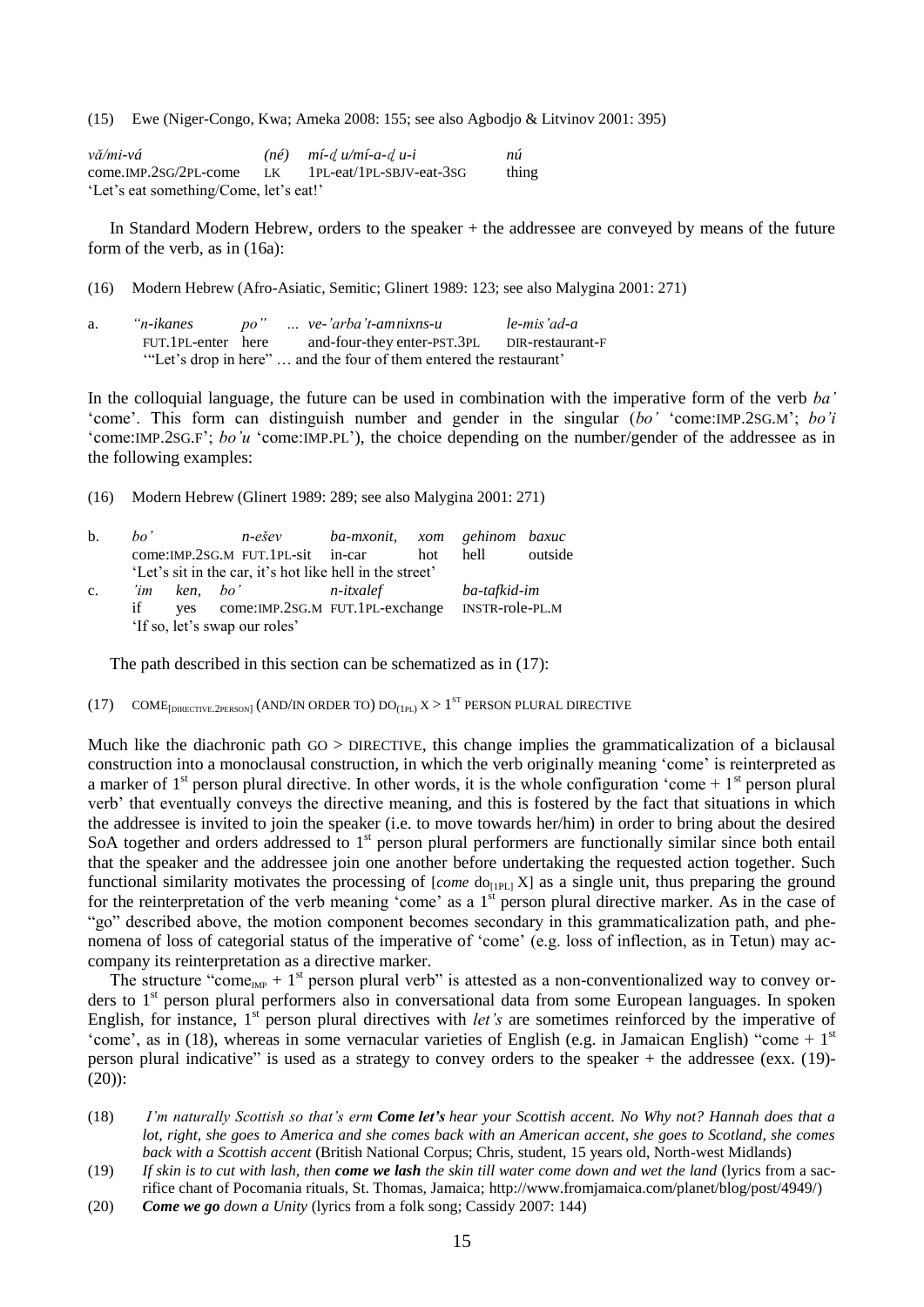(15) Ewe (Niger-Congo, Kwa; Ameka 2008: 155; see also Agbodjo & Litvinov 2001: 395)

| *vá/mi-vá* | *(né)* | *mí-ɖu/mí-a-ɖu-i* | *nú* |
|---|---|---|---|
| come.IMP.2SG/2PL-come | LK | 1PL-eat/1PL-SBJV-eat-3SG | thing |

'Let's eat something/Come, let's eat!'

In Standard Modern Hebrew, orders to the speaker + the addressee are conveyed by means of the future form of the verb, as in (16a):

(16) Modern Hebrew (Afro-Asiatic, Semitic; Glinert 1989: 123; see also Malygina 2001: 271)

a.

| *"n-ikanes* | *po"* | *... ve-'arba't-am* | *nixns-u* | *le-mis'ad-a* |
|---|---|---|---|---|
| FUT.1PL-enter | here | and-four-they | enter-PST.3PL | DIR-restaurant-F |

'"Let's drop in here" … and the four of them entered the restaurant'

In the colloquial language, the future can be used in combination with the imperative form of the verb *ba'* 'come'. This form can distinguish number and gender in the singular (*bo'* 'come:IMP.2SG.M'; *bo'i* 'come:IMP.2SG.F'; *bo'u* 'come:IMP.PL'), the choice depending on the number/gender of the addressee as in the following examples:

(16) Modern Hebrew (Glinert 1989: 289; see also Malygina 2001: 271)

b.

| *bo'* | *n-ešev* | *ba-mxonit,* | *xom* | *gehinom* | *baxuc* |
|---|---|---|---|---|---|
| come:IMP.2SG.M | FUT.1PL-sit | in-car | hot | hell | outside |

'Let's sit in the car, it's hot like hell in the street'

c.

| *'im* | *ken,* | *bo'* | *n-itxalef* | *ba-tafkid-im* |
|---|---|---|---|---|
| if | yes | come:IMP.2SG.M | FUT.1PL-exchange | INSTR-role-PL.M |

'If so, let's swap our roles'

The path described in this section can be schematized as in (17):

(17) COME$_{[\text{DIRECTIVE.2PERSON}]}$ (AND/IN ORDER TO) DO$_{(1\text{PL})}$ X > 1ST PERSON PLURAL DIRECTIVE

Much like the diachronic path GO > DIRECTIVE, this change implies the grammaticalization of a biclausal construction into a monoclausal construction, in which the verb originally meaning 'come' is reinterpreted as a marker of 1st person plural directive. In other words, it is the whole configuration 'come + 1st person plural verb' that eventually conveys the directive meaning, and this is fostered by the fact that situations in which the addressee is invited to join the speaker (i.e. to move towards her/him) in order to bring about the desired SoA together and orders addressed to 1st person plural performers are functionally similar since both entail that the speaker and the addressee join one another before undertaking the requested action together. Such functional similarity motivates the processing of [*come* do$_{[1\text{PL}]}$ X] as a single unit, thus preparing the ground for the reinterpretation of the verb meaning 'come' as a 1st person plural directive marker. As in the case of "go" described above, the motion component becomes secondary in this grammaticalization path, and phenomena of loss of categorial status of the imperative of 'come' (e.g. loss of inflection, as in Tetun) may accompany its reinterpretation as a directive marker.

The structure "come$_{\text{IMP}}$ + 1st person plural verb" is attested as a non-conventionalized way to convey orders to 1st person plural performers also in conversational data from some European languages. In spoken English, for instance, 1st person plural directives with *let's* are sometimes reinforced by the imperative of 'come', as in (18), whereas in some vernacular varieties of English (e.g. in Jamaican English) "come + 1st person plural indicative" is used as a strategy to convey orders to the speaker + the addressee (exx. (19)-(20)):

(18) *I'm naturally Scottish so that's erm **Come let's** hear your Scottish accent. No Why not? Hannah does that a lot, right, she goes to America and she comes back with an American accent, she goes to Scotland, she comes back with a Scottish accent* (British National Corpus; Chris, student, 15 years old, North-west Midlands)

(19) *If skin is to cut with lash, then **come we lash** the skin till water come down and wet the land* (lyrics from a sacrifice chant of Pocomania rituals, St. Thomas, Jamaica; http://www.fromjamaica.com/planet/blog/post/4949/)

(20) ***Come we go** down a Unity* (lyrics from a folk song; Cassidy 2007: 144)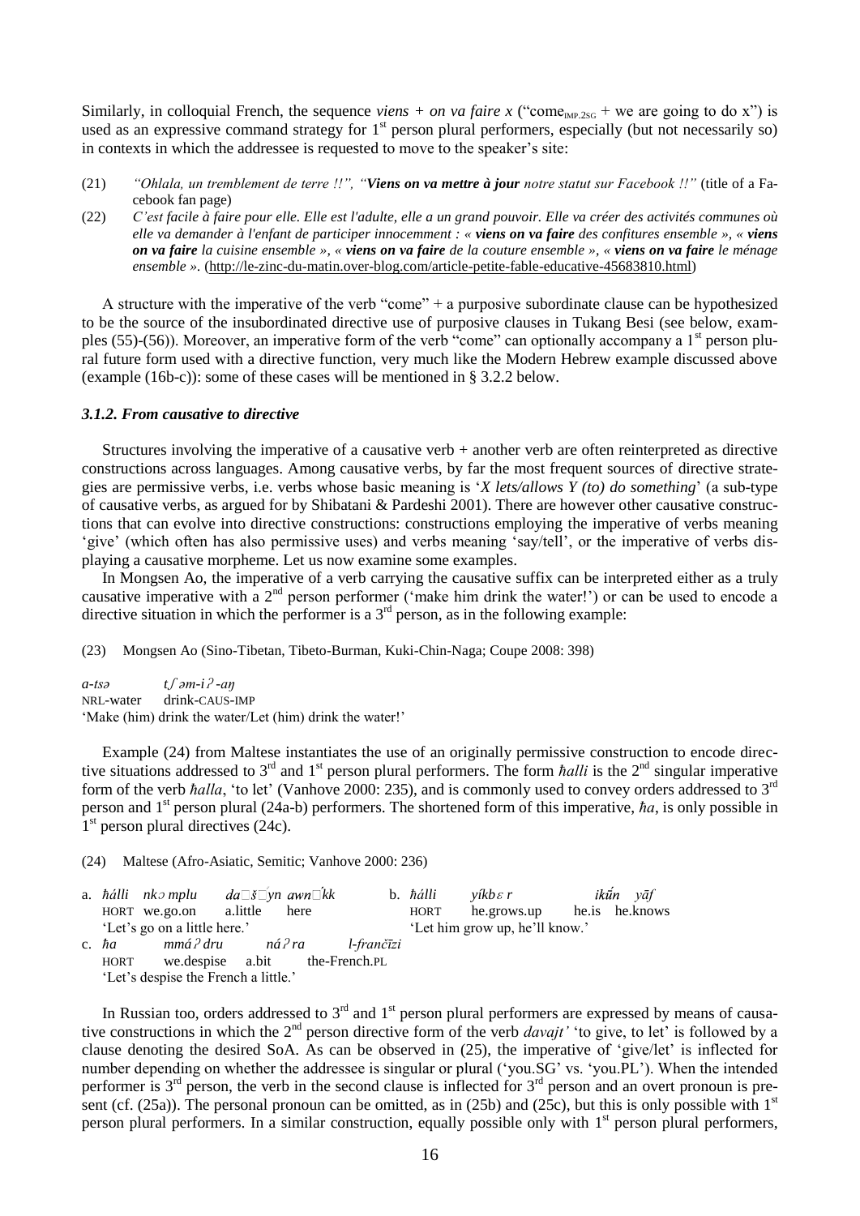Similarly, in colloquial French, the sequence *viens + on va faire x* ("come$_{IMP.2SG}$ + we are going to do x") is used as an expressive command strategy for 1st person plural performers, especially (but not necessarily so) in contexts in which the addressee is requested to move to the speaker's site:

(21) *"Ohlala, un tremblement de terre !!", "**Viens on va mettre à jour** notre statut sur Facebook !!"* (title of a Facebook fan page)

(22) *C'est facile à faire pour elle. Elle est l'adulte, elle a un grand pouvoir. Elle va créer des activités communes où elle va demander à l'enfant de participer innocemment : « **viens on va faire** des confitures ensemble », « **viens on va faire** la cuisine ensemble », « **viens on va faire** de la couture ensemble », « **viens on va faire** le ménage ensemble ».* (http://le-zinc-du-matin.over-blog.com/article-petite-fable-educative-45683810.html)

A structure with the imperative of the verb "come" + a purposive subordinate clause can be hypothesized to be the source of the insubordinated directive use of purposive clauses in Tukang Besi (see below, examples (55)-(56)). Moreover, an imperative form of the verb "come" can optionally accompany a 1st person plural future form used with a directive function, very much like the Modern Hebrew example discussed above (example (16b-c)): some of these cases will be mentioned in § 3.2.2 below.

### *3.1.2. From causative to directive*

Structures involving the imperative of a causative verb + another verb are often reinterpreted as directive constructions across languages. Among causative verbs, by far the most frequent sources of directive strategies are permissive verbs, i.e. verbs whose basic meaning is '*X lets/allows Y (to) do something*' (a sub-type of causative verbs, as argued for by Shibatani & Pardeshi 2001). There are however other causative constructions that can evolve into directive constructions: constructions employing the imperative of verbs meaning 'give' (which often has also permissive uses) and verbs meaning 'say/tell', or the imperative of verbs displaying a causative morpheme. Let us now examine some examples.

In Mongsen Ao, the imperative of a verb carrying the causative suffix can be interpreted either as a truly causative imperative with a 2nd person performer ('make him drink the water!') or can be used to encode a directive situation in which the performer is a 3rd person, as in the following example:

(23) Mongsen Ao (Sino-Tibetan, Tibeto-Burman, Kuki-Chin-Naga; Coupe 2008: 398)

*a-tsə* *tʃəm-iʔ-aŋ*
NRL-water drink-CAUS-IMP
'Make (him) drink the water/Let (him) drink the water!'

Example (24) from Maltese instantiates the use of an originally permissive construction to encode directive situations addressed to 3rd and 1st person plural performers. The form *ħalli* is the 2nd singular imperative form of the verb *ħalla*, 'to let' (Vanhove 2000: 235), and is commonly used to convey orders addressed to 3rd person and 1st person plural (24a-b) performers. The shortened form of this imperative, *ħa*, is only possible in 1st person plural directives (24c).

(24) Maltese (Afro-Asiatic, Semitic; Vanhove 2000: 236)

a. *ħálli nkɔmplu daʃʃyn awnɛkk*
HORT we.go.on a.little here
'Let's go on a little here.'

b. *ħálli yíkbɛr ikū́n yāf*
HORT he.grows.up he.is he.knows
'Let him grow up, he'll know.'

c. *ħa mmáʔdru náʔra l-frančīzi*
HORT we.despise a.bit the-French.PL
'Let's despise the French a little.'

In Russian too, orders addressed to 3rd and 1st person plural performers are expressed by means of causative constructions in which the 2nd person directive form of the verb *davajt'* 'to give, to let' is followed by a clause denoting the desired SoA. As can be observed in (25), the imperative of 'give/let' is inflected for number depending on whether the addressee is singular or plural ('you.SG' vs. 'you.PL'). When the intended performer is 3rd person, the verb in the second clause is inflected for 3rd person and an overt pronoun is present (cf. (25a)). The personal pronoun can be omitted, as in (25b) and (25c), but this is only possible with 1st person plural performers. In a similar construction, equally possible only with 1st person plural performers,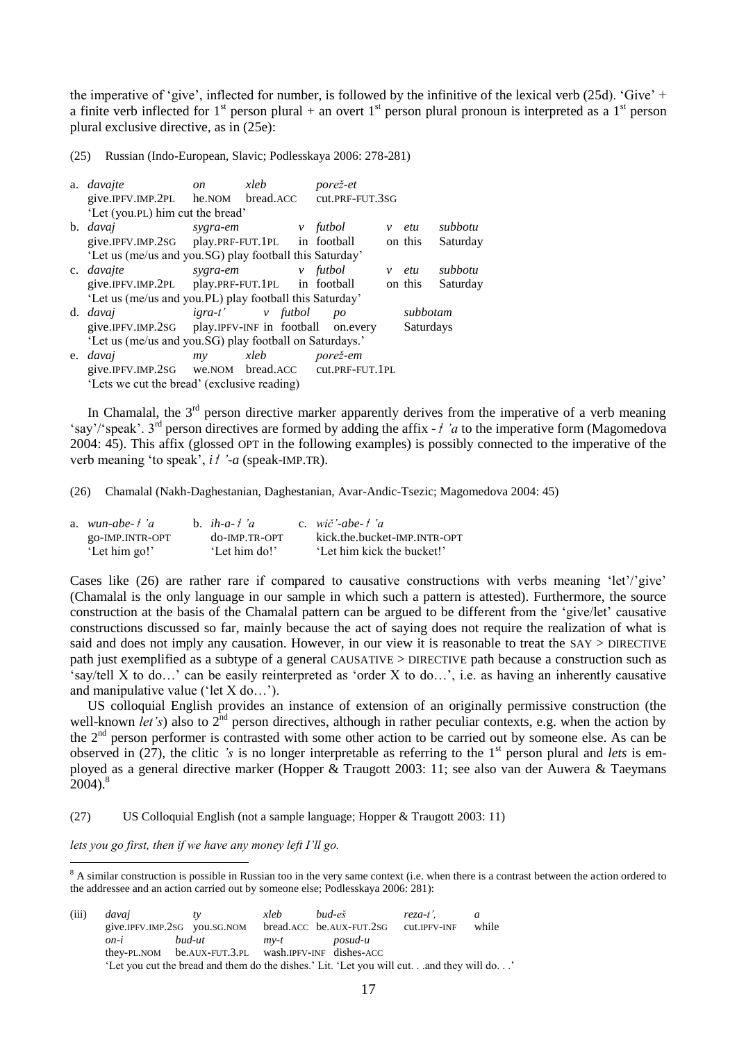the imperative of 'give', inflected for number, is followed by the infinitive of the lexical verb (25d). 'Give' + a finite verb inflected for 1st person plural + an overt 1st person plural pronoun is interpreted as a 1st person plural exclusive directive, as in (25e):

(25) Russian (Indo-European, Slavic; Podlesskaya 2006: 278-281)

a. *davajte* *on* *xleb* *porež-et*
give.IPFV.IMP.2PL he.NOM bread.ACC cut.PRF-FUT.3SG
'Let (you.PL) him cut the bread'

b. *davaj* *sygra-em* *v* *futbol* *v* *etu* *subbotu*
give.IPFV.IMP.2SG play.PRF-FUT.1PL in football on this Saturday
'Let us (me/us and you.SG) play football this Saturday'

c. *davajte* *sygra-em* *v* *futbol* *v* *etu* *subbotu*
give.IPFV.IMP.2PL play.PRF-FUT.1PL in football on this Saturday
'Let us (me/us and you.PL) play football this Saturday'

d. *davaj* *igra-t'* *v* *futbol* *po* *subbotam*
give.IPFV.IMP.2SG play.IPFV-INF in football on.every Saturdays
'Let us (me/us and you.SG) play football on Saturdays.'

e. *davaj* *my* *xleb* *porež-em*
give.IPFV.IMP.2SG we.NOM bread.ACC cut.PRF-FUT.1PL
'Lets we cut the bread' (exclusive reading)

In Chamalal, the 3rd person directive marker apparently derives from the imperative of a verb meaning 'say'/'speak'. 3rd person directives are formed by adding the affix *-ɬ'a* to the imperative form (Magomedova 2004: 45). This affix (glossed OPT in the following examples) is possibly connected to the imperative of the verb meaning 'to speak', *iɬ'-a* (speak-IMP.TR).

(26) Chamalal (Nakh-Daghestanian, Daghestanian, Avar-Andic-Tsezic; Magomedova 2004: 45)

a. *wun-abe-ɬ'a*
go-IMP.INTR-OPT
'Let him go!'

b. *ih-a-ɬ'a*
do-IMP.TR-OPT
'Let him do!'

c. *wič'-abe-ɬ'a*
kick.the.bucket-IMP.INTR-OPT
'Let him kick the bucket!'

Cases like (26) are rather rare if compared to causative constructions with verbs meaning 'let'/'give' (Chamalal is the only language in our sample in which such a pattern is attested). Furthermore, the source construction at the basis of the Chamalal pattern can be argued to be different from the 'give/let' causative constructions discussed so far, mainly because the act of saying does not require the realization of what is said and does not imply any causation. However, in our view it is reasonable to treat the SAY > DIRECTIVE path just exemplified as a subtype of a general CAUSATIVE > DIRECTIVE path because a construction such as 'say/tell X to do…' can be easily reinterpreted as 'order X to do…', i.e. as having an inherently causative and manipulative value ('let X do…').

US colloquial English provides an instance of extension of an originally permissive construction (the well-known *let's*) also to 2nd person directives, although in rather peculiar contexts, e.g. when the action by the 2nd person performer is contrasted with some other action to be carried out by someone else. As can be observed in (27), the clitic *'s* is no longer interpretable as referring to the 1st person plural and *lets* is employed as a general directive marker (Hopper & Traugott 2003: 11; see also van der Auwera & Taeymans 2004).[8]

(27) US Colloquial English (not a sample language; Hopper & Traugott 2003: 11)

*lets you go first, then if we have any money left I'll go.*

---

[8] A similar construction is possible in Russian too in the very same context (i.e. when there is a contrast between the action ordered to the addressee and an action carried out by someone else; Podlesskaya 2006: 281):

(iii) *davaj* *ty* *xleb* *bud-eš* *reza-t',* *a*
give.IPFV.IMP.2SG you.SG.NOM bread.ACC be.AUX-FUT.2SG cut.IPFV-INF while
*on-i* *bud-ut* *my-t* *posud-u*
they-PL.NOM be.AUX-FUT.3.PL wash.IPFV-INF dishes-ACC
'Let you cut the bread and them do the dishes.' Lit. 'Let you will cut. . .and they will do. . .'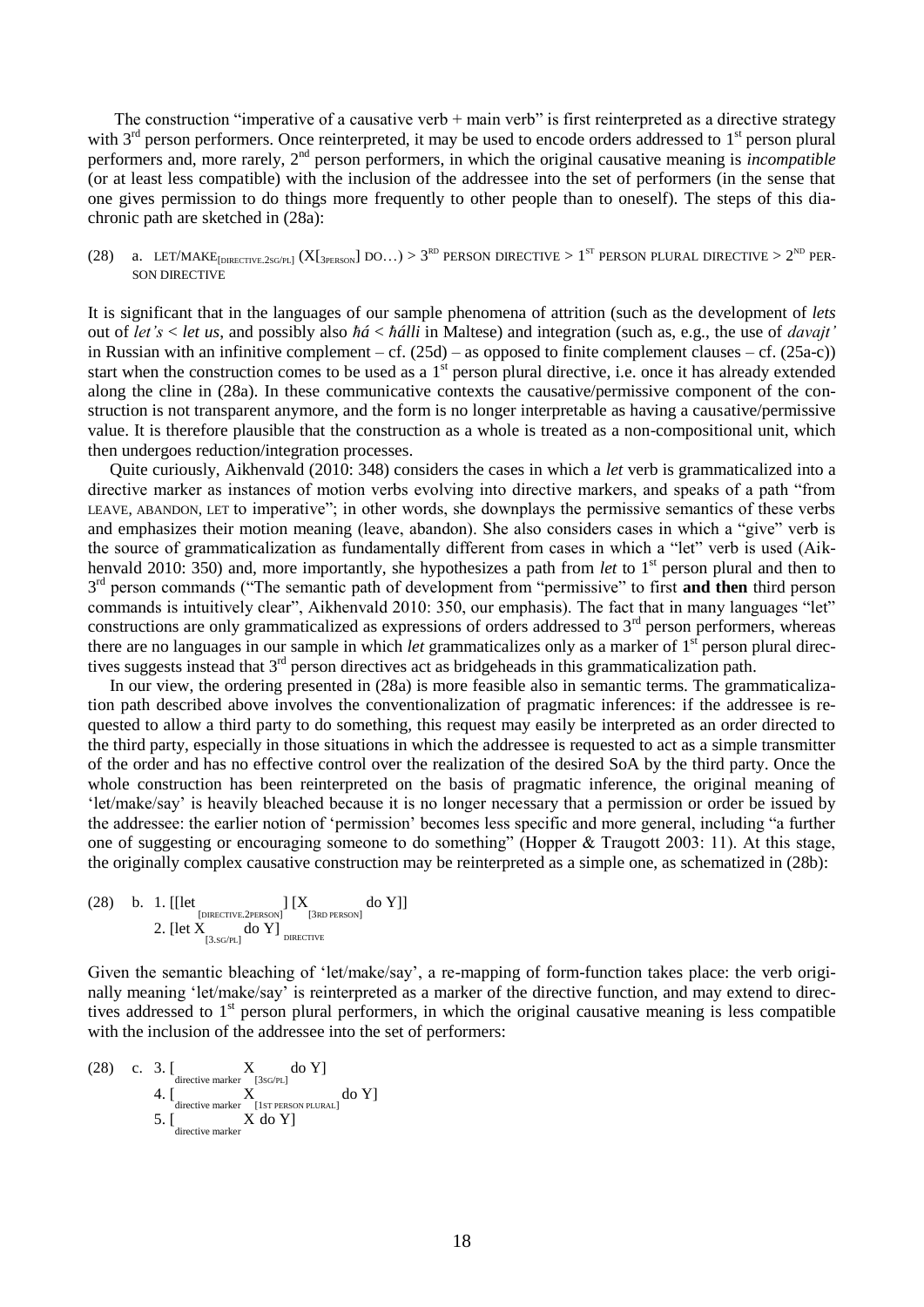The construction "imperative of a causative verb + main verb" is first reinterpreted as a directive strategy with 3rd person performers. Once reinterpreted, it may be used to encode orders addressed to 1st person plural performers and, more rarely, 2nd person performers, in which the original causative meaning is *incompatible* (or at least less compatible) with the inclusion of the addressee into the set of performers (in the sense that one gives permission to do things more frequently to other people than to oneself). The steps of this diachronic path are sketched in (28a):

(28) a. LET/MAKE$_{[\text{DIRECTIVE.2SG/PL}]}$ (X[$_{\text{3PERSON}}$] DO…) > 3RD PERSON DIRECTIVE > 1ST PERSON PLURAL DIRECTIVE > 2ND PERSON DIRECTIVE

It is significant that in the languages of our sample phenomena of attrition (such as the development of *lets* out of *let's* < *let us*, and possibly also *ħá* < *ħálli* in Maltese) and integration (such as, e.g., the use of *davajt'* in Russian with an infinitive complement – cf. (25d) – as opposed to finite complement clauses – cf. (25a-c)) start when the construction comes to be used as a 1st person plural directive, i.e. once it has already extended along the cline in (28a). In these communicative contexts the causative/permissive component of the construction is not transparent anymore, and the form is no longer interpretable as having a causative/permissive value. It is therefore plausible that the construction as a whole is treated as a non-compositional unit, which then undergoes reduction/integration processes.

Quite curiously, Aikhenvald (2010: 348) considers the cases in which a *let* verb is grammaticalized into a directive marker as instances of motion verbs evolving into directive markers, and speaks of a path "from LEAVE, ABANDON, LET to imperative"; in other words, she downplays the permissive semantics of these verbs and emphasizes their motion meaning (leave, abandon). She also considers cases in which a "give" verb is the source of grammaticalization as fundamentally different from cases in which a "let" verb is used (Aikhenvald 2010: 350) and, more importantly, she hypothesizes a path from *let* to 1st person plural and then to 3rd person commands ("The semantic path of development from "permissive" to first **and then** third person commands is intuitively clear", Aikhenvald 2010: 350, our emphasis). The fact that in many languages "let" constructions are only grammaticalized as expressions of orders addressed to 3rd person performers, whereas there are no languages in our sample in which *let* grammaticalizes only as a marker of 1st person plural directives suggests instead that 3rd person directives act as bridgeheads in this grammaticalization path.

In our view, the ordering presented in (28a) is more feasible also in semantic terms. The grammaticalization path described above involves the conventionalization of pragmatic inferences: if the addressee is requested to allow a third party to do something, this request may easily be interpreted as an order directed to the third party, especially in those situations in which the addressee is requested to act as a simple transmitter of the order and has no effective control over the realization of the desired SoA by the third party. Once the whole construction has been reinterpreted on the basis of pragmatic inference, the original meaning of 'let/make/say' is heavily bleached because it is no longer necessary that a permission or order be issued by the addressee: the earlier notion of 'permission' becomes less specific and more general, including "a further one of suggesting or encouraging someone to do something" (Hopper & Traugott 2003: 11). At this stage, the originally complex causative construction may be reinterpreted as a simple one, as schematized in (28b):

(28) b. 1. [[let$_{[\text{DIRECTIVE.2PERSON}]}$] [X$_{[\text{3RD PERSON}]}$ do Y]]
2. [let X$_{[\text{3.SG/PL}]}$ do Y]$_{\text{DIRECTIVE}}$

Given the semantic bleaching of 'let/make/say', a re-mapping of form-function takes place: the verb originally meaning 'let/make/say' is reinterpreted as a marker of the directive function, and may extend to directives addressed to 1st person plural performers, in which the original causative meaning is less compatible with the inclusion of the addressee into the set of performers:

(28) c. 3. [$_{\text{directive marker}}$ X$_{[\text{3SG/PL}]}$ do Y]
4. [$_{\text{directive marker}}$ X$_{[\text{1ST PERSON PLURAL}]}$ do Y]
5. [$_{\text{directive marker}}$ X do Y]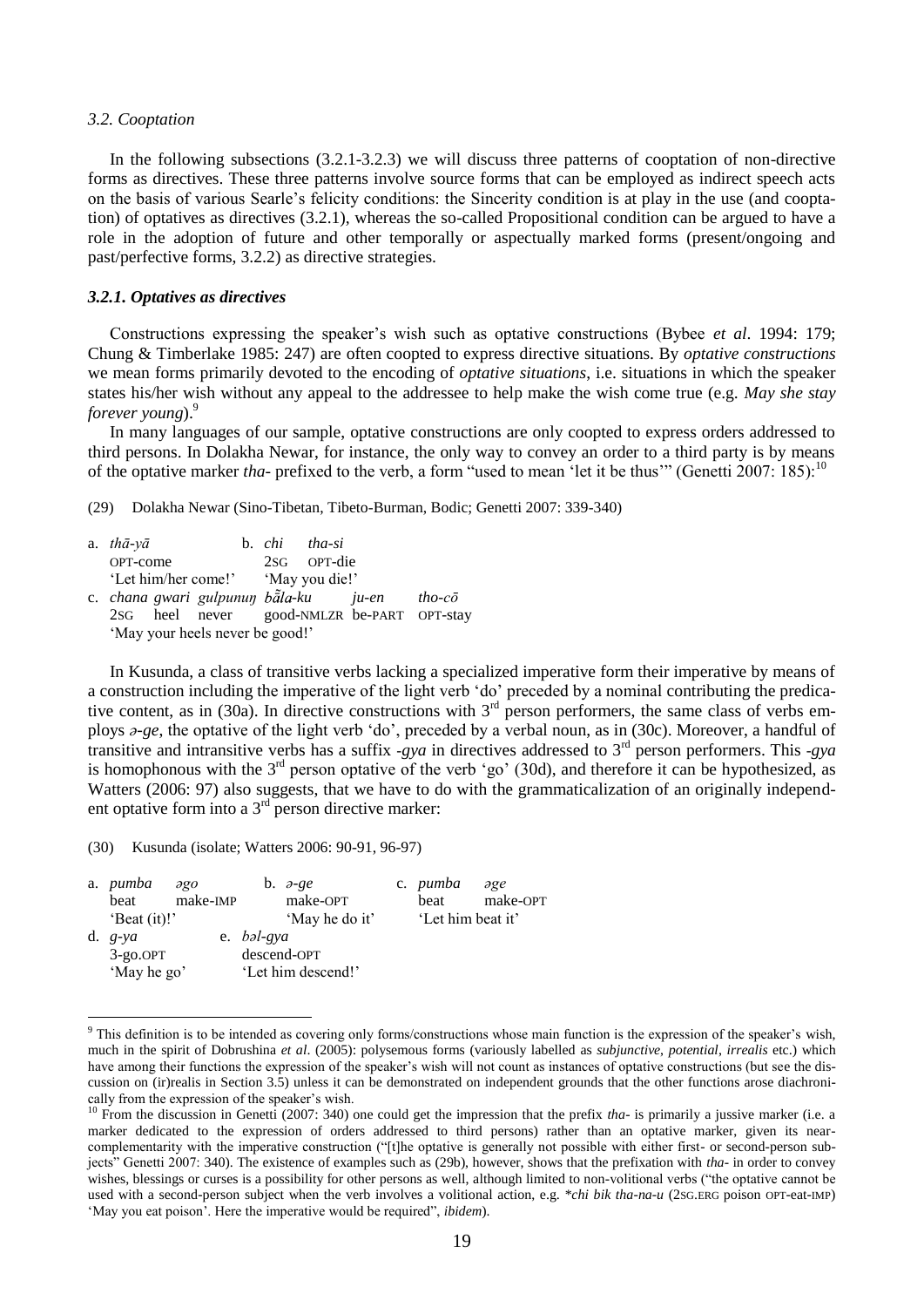### *3.2. Cooptation*

In the following subsections (3.2.1-3.2.3) we will discuss three patterns of cooptation of non-directive forms as directives. These three patterns involve source forms that can be employed as indirect speech acts on the basis of various Searle's felicity conditions: the Sincerity condition is at play in the use (and cooptation) of optatives as directives (3.2.1), whereas the so-called Propositional condition can be argued to have a role in the adoption of future and other temporally or aspectually marked forms (present/ongoing and past/perfective forms, 3.2.2) as directive strategies.

#### ***3.2.1. Optatives as directives***

Constructions expressing the speaker's wish such as optative constructions (Bybee *et al*. 1994: 179; Chung & Timberlake 1985: 247) are often coopted to express directive situations. By *optative constructions* we mean forms primarily devoted to the encoding of *optative situations*, i.e. situations in which the speaker states his/her wish without any appeal to the addressee to help make the wish come true (e.g. *May she stay forever young*).[9]

In many languages of our sample, optative constructions are only coopted to express orders addressed to third persons. In Dolakha Newar, for instance, the only way to convey an order to a third party is by means of the optative marker *tha-* prefixed to the verb, a form "used to mean 'let it be thus'" (Genetti 2007: 185):[10]

(29) Dolakha Newar (Sino-Tibetan, Tibeto-Burman, Bodic; Genetti 2007: 339-340)

a. *thā-yā*
OPT-come
'Let him/her come!'

b. *chi tha-si*
2SG OPT-die
'May you die!'

c. *chana gwari gulpunuŋ bā̃la-ku ju-en tho-cō*
2SG heel never good-NMLZR be-PART OPT-stay
'May your heels never be good!'

In Kusunda, a class of transitive verbs lacking a specialized imperative form their imperative by means of a construction including the imperative of the light verb 'do' preceded by a nominal contributing the predicative content, as in (30a). In directive constructions with 3rd person performers, the same class of verbs employs *ə-ge*, the optative of the light verb 'do', preceded by a verbal noun, as in (30c). Moreover, a handful of transitive and intransitive verbs has a suffix *-gya* in directives addressed to 3rd person performers. This *-gya* is homophonous with the 3rd person optative of the verb 'go' (30d), and therefore it can be hypothesized, as Watters (2006: 97) also suggests, that we have to do with the grammaticalization of an originally independent optative form into a 3rd person directive marker:

(30) Kusunda (isolate; Watters 2006: 90-91, 96-97)

a. *pumba əgo*
beat make-IMP
'Beat (it)!'

b. *ə-ge*
make-OPT
'May he do it'

c. *pumba əge*
beat make-OPT
'Let him beat it'

d. *g-ya*
3-go.OPT
'May he go'

e. *bəl-gya*
descend-OPT
'Let him descend!'

---

[9] This definition is to be intended as covering only forms/constructions whose main function is the expression of the speaker's wish, much in the spirit of Dobrushina *et al*. (2005): polysemous forms (variously labelled as *subjunctive*, *potential*, *irrealis* etc.) which have among their functions the expression of the speaker's wish will not count as instances of optative constructions (but see the discussion on (ir)realis in Section 3.5) unless it can be demonstrated on independent grounds that the other functions arose diachronically from the expression of the speaker's wish.

[10] From the discussion in Genetti (2007: 340) one could get the impression that the prefix *tha-* is primarily a jussive marker (i.e. a marker dedicated to the expression of orders addressed to third persons) rather than an optative marker, given its near-complementarity with the imperative construction ("[t]he optative is generally not possible with either first- or second-person subjects" Genetti 2007: 340). The existence of examples such as (29b), however, shows that the prefixation with *tha-* in order to convey wishes, blessings or curses is a possibility for other persons as well, although limited to non-volitional verbs ("the optative cannot be used with a second-person subject when the verb involves a volitional action, e.g. \**chi bik tha-na-u* (2SG.ERG poison OPT-eat-IMP) 'May you eat poison'. Here the imperative would be required", *ibidem*).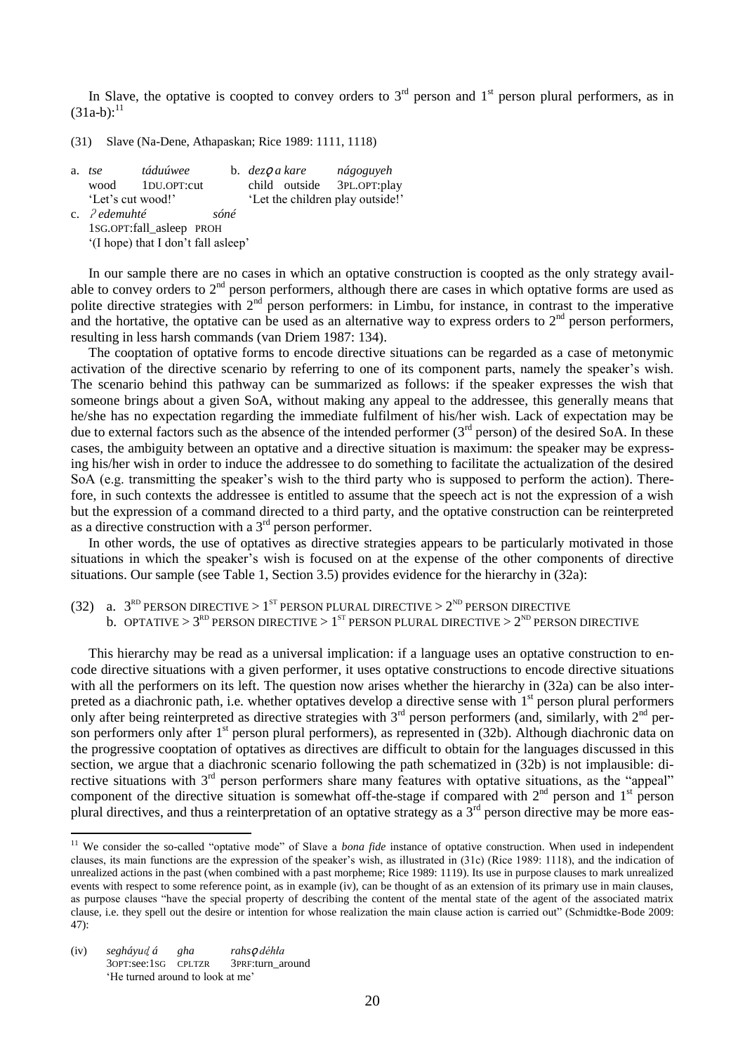In Slave, the optative is coopted to convey orders to 3rd person and 1st person plural performers, as in (31a-b):[11]

(31) Slave (Na-Dene, Athapaskan; Rice 1989: 1111, 1118)

a. *tse* *táduúwee*
wood 1DU.OPT:cut
'Let's cut wood!'

b. *dezǫ a kare* *nágoguyeh*
child outside 3PL.OPT:play
'Let the children play outside!'

c. *ʔedemuhté* *sóné*
1SG.OPT:fall_asleep PROH
'(I hope) that I don't fall asleep'

In our sample there are no cases in which an optative construction is coopted as the only strategy available to convey orders to 2nd person performers, although there are cases in which optative forms are used as polite directive strategies with 2nd person performers: in Limbu, for instance, in contrast to the imperative and the hortative, the optative can be used as an alternative way to express orders to 2nd person performers, resulting in less harsh commands (van Driem 1987: 134).

The cooptation of optative forms to encode directive situations can be regarded as a case of metonymic activation of the directive scenario by referring to one of its component parts, namely the speaker's wish. The scenario behind this pathway can be summarized as follows: if the speaker expresses the wish that someone brings about a given SoA, without making any appeal to the addressee, this generally means that he/she has no expectation regarding the immediate fulfilment of his/her wish. Lack of expectation may be due to external factors such as the absence of the intended performer (3rd person) of the desired SoA. In these cases, the ambiguity between an optative and a directive situation is maximum: the speaker may be expressing his/her wish in order to induce the addressee to do something to facilitate the actualization of the desired SoA (e.g. transmitting the speaker's wish to the third party who is supposed to perform the action). Therefore, in such contexts the addressee is entitled to assume that the speech act is not the expression of a wish but the expression of a command directed to a third party, and the optative construction can be reinterpreted as a directive construction with a 3rd person performer.

In other words, the use of optatives as directive strategies appears to be particularly motivated in those situations in which the speaker's wish is focused on at the expense of the other components of directive situations. Our sample (see Table 1, Section 3.5) provides evidence for the hierarchy in (32a):

(32) a. 3RD PERSON DIRECTIVE > 1ST PERSON PLURAL DIRECTIVE > 2ND PERSON DIRECTIVE
b. OPTATIVE > 3RD PERSON DIRECTIVE > 1ST PERSON PLURAL DIRECTIVE > 2ND PERSON DIRECTIVE

This hierarchy may be read as a universal implication: if a language uses an optative construction to encode directive situations with a given performer, it uses optative constructions to encode directive situations with all the performers on its left. The question now arises whether the hierarchy in (32a) can be also interpreted as a diachronic path, i.e. whether optatives develop a directive sense with 1st person plural performers only after being reinterpreted as directive strategies with 3rd person performers (and, similarly, with 2nd person performers only after 1st person plural performers), as represented in (32b). Although diachronic data on the progressive cooptation of optatives as directives are difficult to obtain for the languages discussed in this section, we argue that a diachronic scenario following the path schematized in (32b) is not implausible: directive situations with 3rd person performers share many features with optative situations, as the "appeal" component of the directive situation is somewhat off-the-stage if compared with 2nd person and 1st person plural directives, and thus a reinterpretation of an optative strategy as a 3rd person directive may be more eas-

---

[11] We consider the so-called "optative mode" of Slave a *bona fide* instance of optative construction. When used in independent clauses, its main functions are the expression of the speaker's wish, as illustrated in (31c) (Rice 1989: 1118), and the indication of unrealized actions in the past (when combined with a past morpheme; Rice 1989: 1119). Its use in purpose clauses to mark unrealized events with respect to some reference point, as in example (iv), can be thought of as an extension of its primary use in main clauses, as purpose clauses "have the special property of describing the content of the mental state of the agent of the associated matrix clause, i.e. they spell out the desire or intention for whose realization the main clause action is carried out" (Schmidtke-Bode 2009: 47):

(iv) *segháyuḑá* *gha* *rahsǫdéhła*
3OPT:see:1SG CPLTZR 3PRF:turn_around
'He turned around to look at me'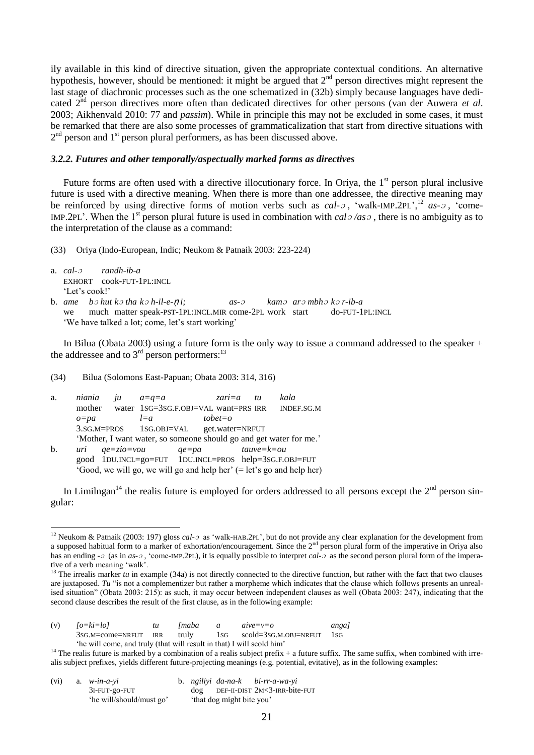ily available in this kind of directive situation, given the appropriate contextual conditions. An alternative hypothesis, however, should be mentioned: it might be argued that 2nd person directives might represent the last stage of diachronic processes such as the one schematized in (32b) simply because languages have dedicated 2nd person directives more often than dedicated directives for other persons (van der Auwera *et al*. 2003; Aikhenvald 2010: 77 and *passim*). While in principle this may not be excluded in some cases, it must be remarked that there are also some processes of grammaticalization that start from directive situations with 2nd person and 1st person plural performers, as has been discussed above.

### *3.2.2. Futures and other temporally/aspectually marked forms as directives*

Future forms are often used with a directive illocutionary force. In Oriya, the 1st person plural inclusive future is used with a directive meaning. When there is more than one addressee, the directive meaning may be reinforced by using directive forms of motion verbs such as *cal-ɔ*, 'walk-IMP.2PL',[12] *as-ɔ*, 'come-IMP.2PL'. When the 1st person plural future is used in combination with *calɔ/asɔ*, there is no ambiguity as to the interpretation of the clause as a command:

(33) Oriya (Indo-European, Indic; Neukom & Patnaik 2003: 223-224)

a. *cal-ɔ* *randh-ib-a*
   EXHORT cook-FUT-1PL:INCL
   'Let's cook!'

b. *ame bɔhut kɔtha kɔh-il-e-ṇi; as-ɔ kamɔ arɔmbhɔ kɔr-ib-a*
   we much matter speak-PST-1PL:INCL.MIR come-2PL work start do-FUT-1PL:INCL
   'We have talked a lot; come, let's start working'

In Bilua (Obata 2003) using a future form is the only way to issue a command addressed to the speaker + the addressee and to 3rd person performers:[13]

(34) Bilua (Solomons East-Papuan; Obata 2003: 314, 316)

a. *niania ju a=q=a zari=a tu kala*
   mother water 1SG=3SG.F.OBJ=VAL want=PRS IRR INDEF.SG.M
   *o=pa l=a tobet=o*
   3.SG.M=PROS 1SG.OBJ=VAL get.water=NRFUT
   'Mother, I want water, so someone should go and get water for me.'

b. *uri qe=zio=vou qe=pa tauve=k=ou*
   good 1DU.INCL=go=FUT 1DU.INCL=PROS help=3SG.F.OBJ=FUT
   'Good, we will go, we will go and help her' (= let's go and help her)

In Limilngan[14] the realis future is employed for orders addressed to all persons except the 2nd person singular:

---

[12] Neukom & Patnaik (2003: 197) gloss *cal-ɔ* as 'walk-HAB.2PL', but do not provide any clear explanation for the development from a supposed habitual form to a marker of exhortation/encouragement. Since the 2nd person plural form of the imperative in Oriya also has an ending *-ɔ* (as in *as-ɔ*, 'come-IMP.2PL'), it is equally possible to interpret *cal-ɔ* as the second person plural form of the imperative of a verb meaning 'walk'.

[13] The irrealis marker *tu* in example (34a) is not directly connected to the directive function, but rather with the fact that two clauses are juxtaposed. *Tu* "is not a complementizer but rather a morpheme which indicates that the clause which follows presents an unrealised situation" (Obata 2003: 215): as such, it may occur between independent clauses as well (Obata 2003: 247), indicating that the second clause describes the result of the first clause, as in the following example:

(v) *[o=ki=lo] tu [maba a aive=v=o anga]*
    3SG.M=come=NRFUT IRR truly 1SG scold=3SG.M.OBJ=NRFUT 1SG
    'he will come, and truly (that will result in that) I will scold him'

[14] The realis future is marked by a combination of a realis subject prefix + a future suffix. The same suffix, when combined with irrealis subject prefixes, yields different future-projecting meanings (e.g. potential, evitative), as in the following examples:

(vi) a. *w-in-a-yi*
        3I-FUT-go-FUT
        'he will/should/must go'

     b. *ngiliyi da-na-k bi-rr-a-wa-yi*
        dog DEF-II-DIST 2M<3-IRR-bite-FUT
        'that dog might bite you'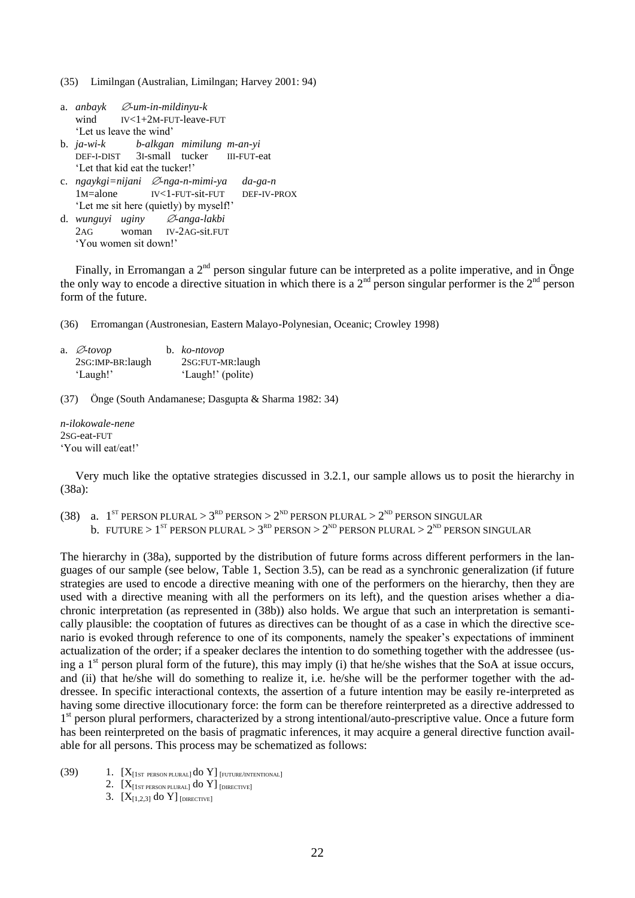(35) Limilngan (Australian, Limilngan; Harvey 2001: 94)

a. *anbayk* *∅-um-in-mildinyu-k*
   wind IV<1+2M-FUT-leave-FUT
   'Let us leave the wind'

b. *ja-wi-k* *b-alkgan* *mimilung* *m-an-yi*
   DEF-I-DIST 3I-small tucker III-FUT-eat
   'Let that kid eat the tucker!'

c. *ngaykgi=nijani* *∅-nga-n-mimi-ya* *da-ga-n*
   1M=alone IV<1-FUT-sit-FUT DEF-IV-PROX
   'Let me sit here (quietly) by myself!'

d. *wunguyi* *uginy* *∅-anga-lakbi*
   2AG woman IV-2AG-sit.FUT
   'You women sit down!'

Finally, in Erromangan a 2nd person singular future can be interpreted as a polite imperative, and in Önge the only way to encode a directive situation in which there is a 2nd person singular performer is the 2nd person form of the future.

(36) Erromangan (Austronesian, Eastern Malayo-Polynesian, Oceanic; Crowley 1998)

a. *∅-tovop*
   2SG:IMP-BR:laugh
   'Laugh!'

b. *ko-ntovop*
   2SG:FUT-MR:laugh
   'Laugh!' (polite)

(37) Önge (South Andamanese; Dasgupta & Sharma 1982: 34)

*n-ilokowale-nene*
2SG-eat-FUT
'You will eat/eat!'

Very much like the optative strategies discussed in 3.2.1, our sample allows us to posit the hierarchy in (38a):

(38) a. 1ST PERSON PLURAL > 3RD PERSON > 2ND PERSON PLURAL > 2ND PERSON SINGULAR
b. FUTURE > 1ST PERSON PLURAL > 3RD PERSON > 2ND PERSON PLURAL > 2ND PERSON SINGULAR

The hierarchy in (38a), supported by the distribution of future forms across different performers in the languages of our sample (see below, Table 1, Section 3.5), can be read as a synchronic generalization (if future strategies are used to encode a directive meaning with one of the performers on the hierarchy, then they are used with a directive meaning with all the performers on its left), and the question arises whether a diachronic interpretation (as represented in (38b)) also holds. We argue that such an interpretation is semantically plausible: the cooptation of futures as directives can be thought of as a case in which the directive scenario is evoked through reference to one of its components, namely the speaker's expectations of imminent actualization of the order; if a speaker declares the intention to do something together with the addressee (using a 1st person plural form of the future), this may imply (i) that he/she wishes that the SoA at issue occurs, and (ii) that he/she will do something to realize it, i.e. he/she will be the performer together with the addressee. In specific interactional contexts, the assertion of a future intention may be easily re-interpreted as having some directive illocutionary force: the form can be therefore reinterpreted as a directive addressed to 1st person plural performers, characterized by a strong intentional/auto-prescriptive value. Once a future form has been reinterpreted on the basis of pragmatic inferences, it may acquire a general directive function available for all persons. This process may be schematized as follows:

(39)
1. $[X_{\text{1ST PERSON PLURAL}}\ \text{do}\ Y]_{\text{FUTURE/INTENTIONAL}}$
2. $[X_{\text{1ST PERSON PLURAL}}\ \text{do}\ Y]_{\text{DIRECTIVE}}$
3. $[X_{[1,2,3]}\ \text{do}\ Y]_{\text{DIRECTIVE}}$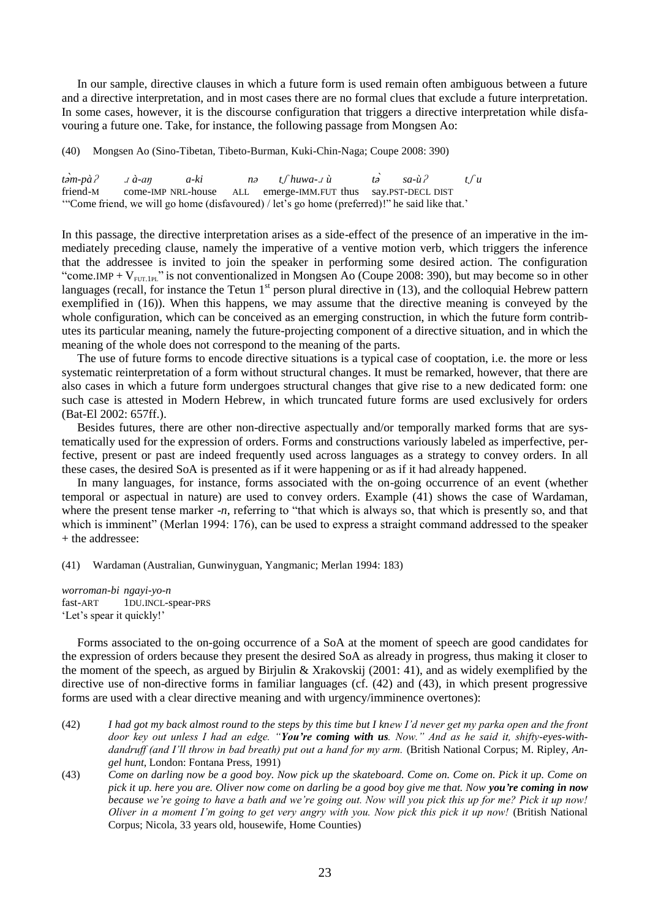In our sample, directive clauses in which a future form is used remain often ambiguous between a future and a directive interpretation, and in most cases there are no formal clues that exclude a future interpretation. In some cases, however, it is the discourse configuration that triggers a directive interpretation while disfavouring a future one. Take, for instance, the following passage from Mongsen Ao:

(40) Mongsen Ao (Sino-Tibetan, Tibeto-Burman, Kuki-Chin-Naga; Coupe 2008: 390)

*tə̀m-pàʔ ɹ à-aŋ a-ki nə tʃʰuwa-ɹ ù tə̀ sa-ùʔ tʃu*
friend-M come-IMP NRL-house ALL emerge-IMM.FUT thus say.PST-DECL DIST
'"Come friend, we will go home (disfavoured) / let's go home (preferred)!" he said like that.'

In this passage, the directive interpretation arises as a side-effect of the presence of an imperative in the immediately preceding clause, namely the imperative of a ventive motion verb, which triggers the inference that the addressee is invited to join the speaker in performing some desired action. The configuration "come.IMP + $V_{FUT.1PL}$" is not conventionalized in Mongsen Ao (Coupe 2008: 390), but may become so in other languages (recall, for instance the Tetun 1st person plural directive in (13), and the colloquial Hebrew pattern exemplified in (16)). When this happens, we may assume that the directive meaning is conveyed by the whole configuration, which can be conceived as an emerging construction, in which the future form contributes its particular meaning, namely the future-projecting component of a directive situation, and in which the meaning of the whole does not correspond to the meaning of the parts.

The use of future forms to encode directive situations is a typical case of cooptation, i.e. the more or less systematic reinterpretation of a form without structural changes. It must be remarked, however, that there are also cases in which a future form undergoes structural changes that give rise to a new dedicated form: one such case is attested in Modern Hebrew, in which truncated future forms are used exclusively for orders (Bat-El 2002: 657ff.).

Besides futures, there are other non-directive aspectually and/or temporally marked forms that are systematically used for the expression of orders. Forms and constructions variously labeled as imperfective, perfective, present or past are indeed frequently used across languages as a strategy to convey orders. In all these cases, the desired SoA is presented as if it were happening or as if it had already happened.

In many languages, for instance, forms associated with the on-going occurrence of an event (whether temporal or aspectual in nature) are used to convey orders. Example (41) shows the case of Wardaman, where the present tense marker *-n*, referring to "that which is always so, that which is presently so, and that which is imminent" (Merlan 1994: 176), can be used to express a straight command addressed to the speaker + the addressee:

(41) Wardaman (Australian, Gunwinyguan, Yangmanic; Merlan 1994: 183)

*worroman-bi ngayi-yo-n*
fast-ART 1DU.INCL-spear-PRS
'Let's spear it quickly!'

Forms associated to the on-going occurrence of a SoA at the moment of speech are good candidates for the expression of orders because they present the desired SoA as already in progress, thus making it closer to the moment of the speech, as argued by Birjulin & Xrakovskij (2001: 41), and as widely exemplified by the directive use of non-directive forms in familiar languages (cf. (42) and (43), in which present progressive forms are used with a clear directive meaning and with urgency/imminence overtones):

(42) *I had got my back almost round to the steps by this time but I knew I'd never get my parka open and the front door key out unless I had an edge. "**You're coming with us**. Now." And as he said it, shifty-eyes-with-dandruff (and I'll throw in bad breath) put out a hand for my arm.* (British National Corpus; M. Ripley, *Angel hunt*, London: Fontana Press, 1991)

(43) *Come on darling now be a good boy. Now pick up the skateboard. Come on. Come on. Pick it up. Come on pick it up. here you are. Oliver now come on darling be a good boy give me that. Now **you're coming in now** because we're going to have a bath and we're going out. Now will you pick this up for me? Pick it up now! Oliver in a moment I'm going to get very angry with you. Now pick this pick it up now!* (British National Corpus; Nicola, 33 years old, housewife, Home Counties)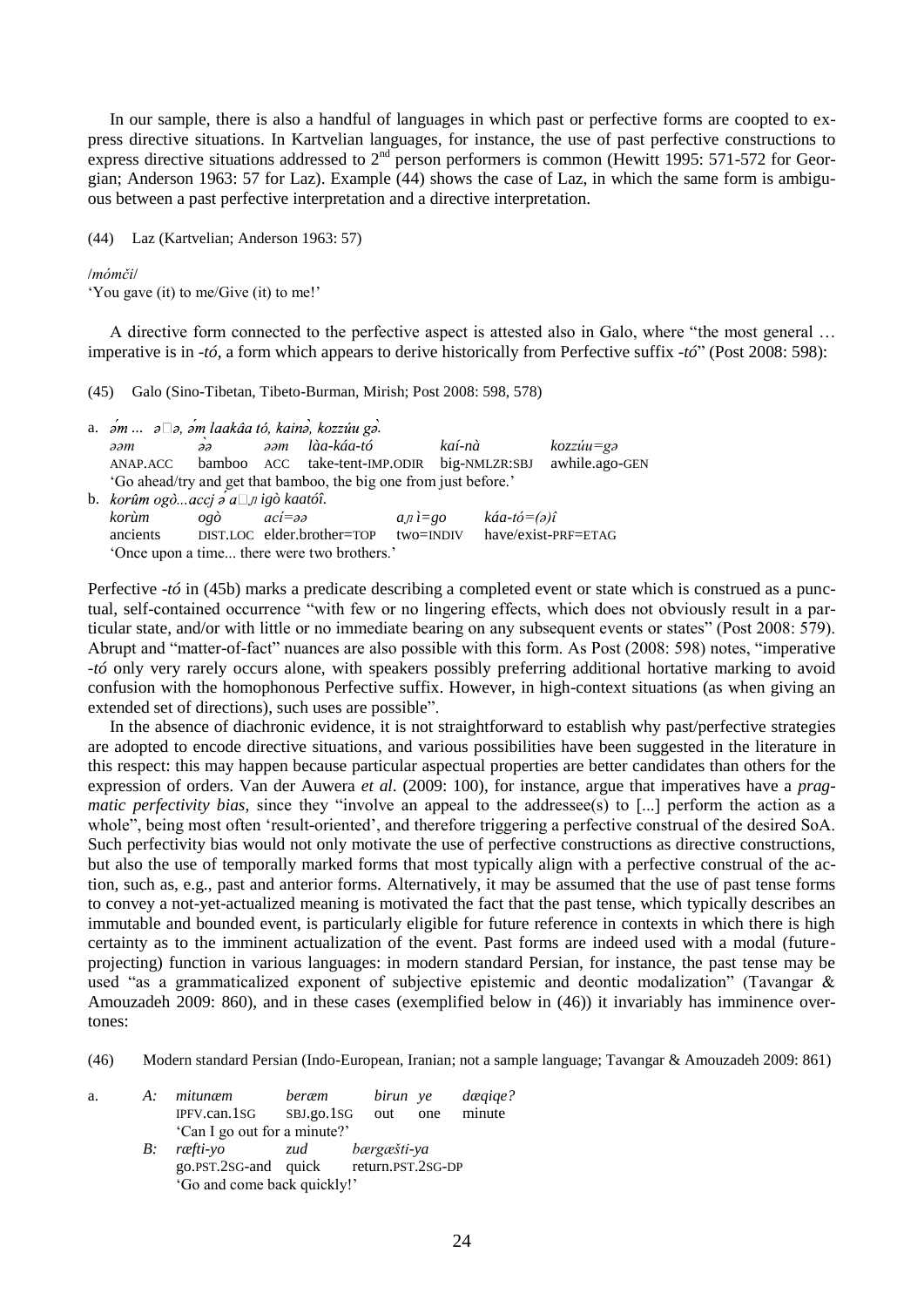In our sample, there is also a handful of languages in which past or perfective forms are coopted to express directive situations. In Kartvelian languages, for instance, the use of past perfective constructions to express directive situations addressed to 2nd person performers is common (Hewitt 1995: 571-572 for Georgian; Anderson 1963: 57 for Laz). Example (44) shows the case of Laz, in which the same form is ambiguous between a past perfective interpretation and a directive interpretation.

(44) Laz (Kartvelian; Anderson 1963: 57)

/*mómči*/
'You gave (it) to me/Give (it) to me!'

A directive form connected to the perfective aspect is attested also in Galo, where "the most general … imperative is in *-tó*, a form which appears to derive historically from Perfective suffix *-tó*" (Post 2008: 598):

(45) Galo (Sino-Tibetan, Tibeto-Burman, Mirish; Post 2008: 598, 578)

a. *ə́m … ə□ə, ə́m laakâa tó, kainə̀, kozzúu gə̀.*

| *əəm* | *əə* | *əəm* | *làa-káa-tó* | *kaí-nà* | *kozzúu=gə* |
|---|---|---|---|---|---|
| ANAP.ACC | bamboo | ACC | take-tent-IMP.ODIR | big-NMLZR:SBJ | awhile.ago-GEN |

'Go ahead/try and get that bamboo, the big one from just before.'

b. *korûm ogò...accj ə́ a□ɲ igò kaatóî.*

| *korùm* | *ogò* | *ací=əə* | *aɲ ì=go* | *káa-tó=(ə)î* |
|---|---|---|---|---|
| ancients | DIST.LOC | elder.brother=TOP | two=INDIV | have/exist-PRF=ETAG |

'Once upon a time... there were two brothers.'

Perfective *-tó* in (45b) marks a predicate describing a completed event or state which is construed as a punctual, self-contained occurrence "with few or no lingering effects, which does not obviously result in a particular state, and/or with little or no immediate bearing on any subsequent events or states" (Post 2008: 579). Abrupt and "matter-of-fact" nuances are also possible with this form. As Post (2008: 598) notes, "imperative *-tó* only very rarely occurs alone, with speakers possibly preferring additional hortative marking to avoid confusion with the homophonous Perfective suffix. However, in high-context situations (as when giving an extended set of directions), such uses are possible".

In the absence of diachronic evidence, it is not straightforward to establish why past/perfective strategies are adopted to encode directive situations, and various possibilities have been suggested in the literature in this respect: this may happen because particular aspectual properties are better candidates than others for the expression of orders. Van der Auwera *et al*. (2009: 100), for instance, argue that imperatives have a *pragmatic perfectivity bias,* since they "involve an appeal to the addressee(s) to [...] perform the action as a whole", being most often 'result-oriented', and therefore triggering a perfective construal of the desired SoA. Such perfectivity bias would not only motivate the use of perfective constructions as directive constructions, but also the use of temporally marked forms that most typically align with a perfective construal of the action, such as, e.g., past and anterior forms. Alternatively, it may be assumed that the use of past tense forms to convey a not-yet-actualized meaning is motivated the fact that the past tense, which typically describes an immutable and bounded event, is particularly eligible for future reference in contexts in which there is high certainty as to the imminent actualization of the event. Past forms are indeed used with a modal (future-projecting) function in various languages: in modern standard Persian, for instance, the past tense may be used "as a grammaticalized exponent of subjective epistemic and deontic modalization" (Tavangar & Amouzadeh 2009: 860), and in these cases (exemplified below in (46)) it invariably has imminence overtones:

(46) Modern standard Persian (Indo-European, Iranian; not a sample language; Tavangar & Amouzadeh 2009: 861)

a. *A:*

| *mitunæm* | *beræm* | *birun* | *ye* | *dæqiqe?* |
|---|---|---|---|---|
| IPFV.can.1SG | SBJ.go.1SG | out | one | minute |

'Can I go out for a minute?'

*B:*

| *ræfti-yo* | *zud* | *bærgæšti-ya* |
|---|---|---|
| go.PST.2SG-and | quick | return.PST.2SG-DP |

'Go and come back quickly!'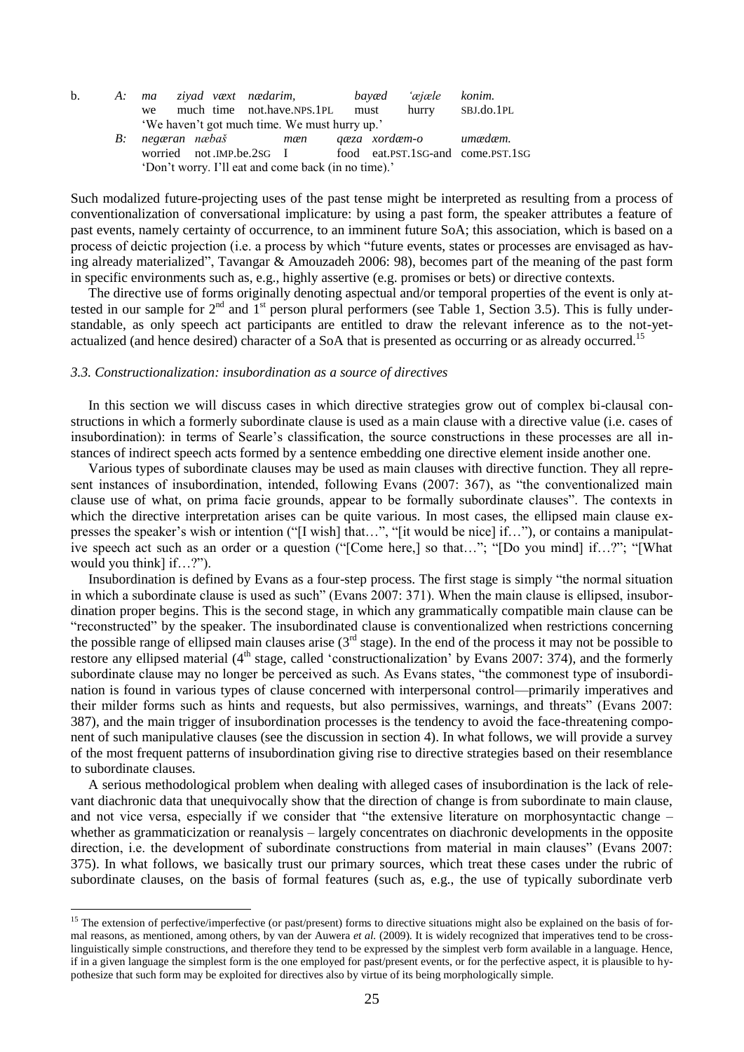b. *A:* *ma* *ziyad* *væxt* *nædarim,* *bayæd* *'æjæle* *konim.*
we much time not.have.NPS.1PL must hurry SBJ.do.1PL
'We haven't got much time. We must hurry up.'

*B:* *negæran* *næbaš* *mæn* *qæza* *xordæm-o* *umædæm.*
worried not.IMP.be.2SG I food eat.PST.1SG-and come.PST.1SG
'Don't worry. I'll eat and come back (in no time).'

Such modalized future-projecting uses of the past tense might be interpreted as resulting from a process of conventionalization of conversational implicature: by using a past form, the speaker attributes a feature of past events, namely certainty of occurrence, to an imminent future SoA; this association, which is based on a process of deictic projection (i.e. a process by which "future events, states or processes are envisaged as having already materialized", Tavangar & Amouzadeh 2006: 98), becomes part of the meaning of the past form in specific environments such as, e.g., highly assertive (e.g. promises or bets) or directive contexts.

The directive use of forms originally denoting aspectual and/or temporal properties of the event is only attested in our sample for 2nd and 1st person plural performers (see Table 1, Section 3.5). This is fully understandable, as only speech act participants are entitled to draw the relevant inference as to the not-yet-actualized (and hence desired) character of a SoA that is presented as occurring or as already occurred.[15]

### *3.3. Constructionalization: insubordination as a source of directives*

In this section we will discuss cases in which directive strategies grow out of complex bi-clausal constructions in which a formerly subordinate clause is used as a main clause with a directive value (i.e. cases of insubordination): in terms of Searle's classification, the source constructions in these processes are all instances of indirect speech acts formed by a sentence embedding one directive element inside another one.

Various types of subordinate clauses may be used as main clauses with directive function. They all represent instances of insubordination, intended, following Evans (2007: 367), as "the conventionalized main clause use of what, on prima facie grounds, appear to be formally subordinate clauses". The contexts in which the directive interpretation arises can be quite various. In most cases, the ellipsed main clause expresses the speaker's wish or intention ("[I wish] that…", "[it would be nice] if…"), or contains a manipulative speech act such as an order or a question ("[Come here,] so that…"; "[Do you mind] if…?"; "[What would you think] if…?").

Insubordination is defined by Evans as a four-step process. The first stage is simply "the normal situation in which a subordinate clause is used as such" (Evans 2007: 371). When the main clause is ellipsed, insubordination proper begins. This is the second stage, in which any grammatically compatible main clause can be "reconstructed" by the speaker. The insubordinated clause is conventionalized when restrictions concerning the possible range of ellipsed main clauses arise (3rd stage). In the end of the process it may not be possible to restore any ellipsed material (4th stage, called 'constructionalization' by Evans 2007: 374), and the formerly subordinate clause may no longer be perceived as such. As Evans states, "the commonest type of insubordination is found in various types of clause concerned with interpersonal control—primarily imperatives and their milder forms such as hints and requests, but also permissives, warnings, and threats" (Evans 2007: 387), and the main trigger of insubordination processes is the tendency to avoid the face-threatening component of such manipulative clauses (see the discussion in section 4). In what follows, we will provide a survey of the most frequent patterns of insubordination giving rise to directive strategies based on their resemblance to subordinate clauses.

A serious methodological problem when dealing with alleged cases of insubordination is the lack of relevant diachronic data that unequivocally show that the direction of change is from subordinate to main clause, and not vice versa, especially if we consider that "the extensive literature on morphosyntactic change – whether as grammaticization or reanalysis – largely concentrates on diachronic developments in the opposite direction, i.e. the development of subordinate constructions from material in main clauses" (Evans 2007: 375). In what follows, we basically trust our primary sources, which treat these cases under the rubric of subordinate clauses, on the basis of formal features (such as, e.g., the use of typically subordinate verb

---

[15] The extension of perfective/imperfective (or past/present) forms to directive situations might also be explained on the basis of formal reasons, as mentioned, among others, by van der Auwera *et al.* (2009). It is widely recognized that imperatives tend to be cross-linguistically simple constructions, and therefore they tend to be expressed by the simplest verb form available in a language. Hence, if in a given language the simplest form is the one employed for past/present events, or for the perfective aspect, it is plausible to hypothesize that such form may be exploited for directives also by virtue of its being morphologically simple.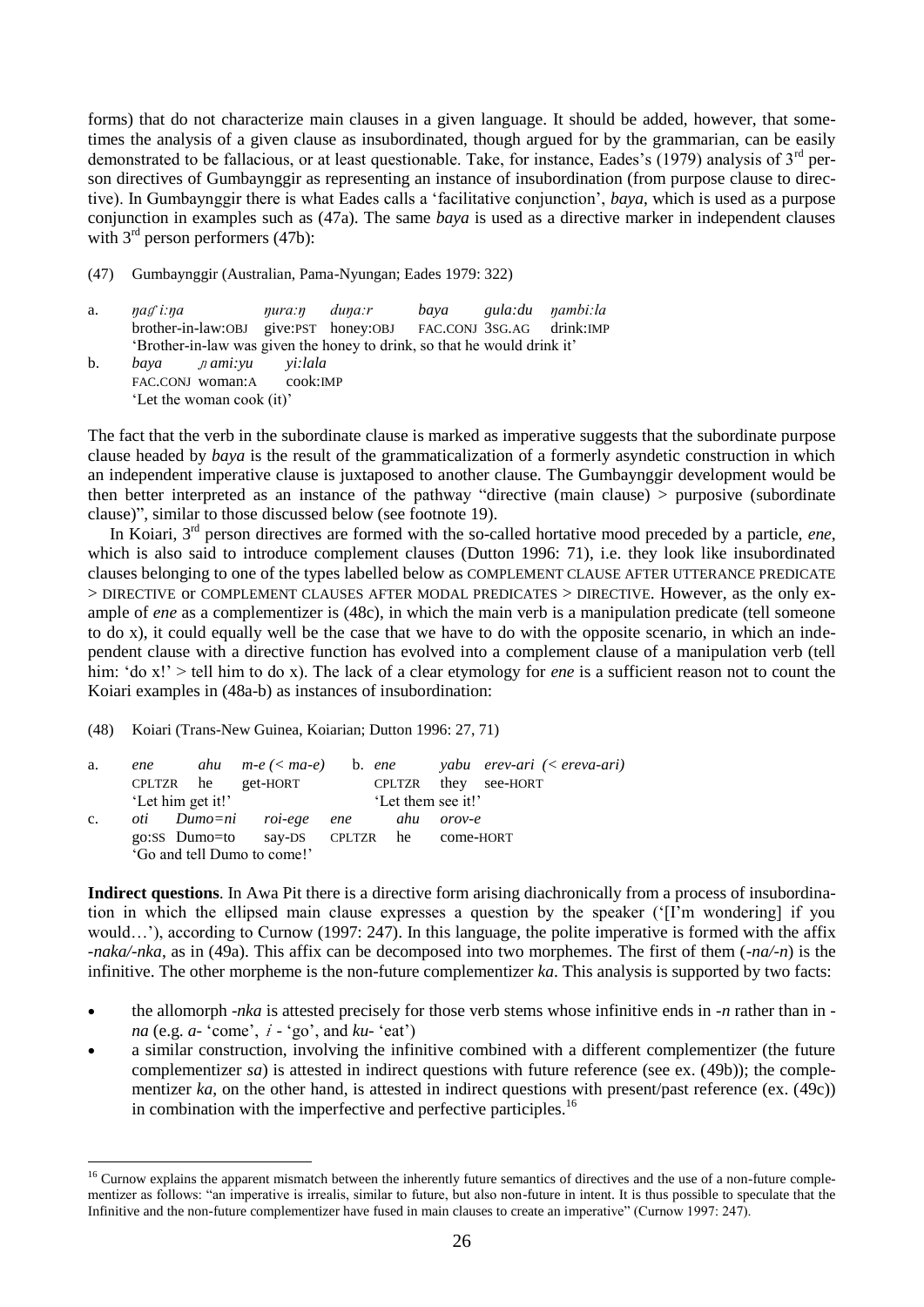forms) that do not characterize main clauses in a given language. It should be added, however, that sometimes the analysis of a given clause as insubordinated, though argued for by the grammarian, can be easily demonstrated to be fallacious, or at least questionable. Take, for instance, Eades's (1979) analysis of 3rd person directives of Gumbaynggir as representing an instance of insubordination (from purpose clause to directive). In Gumbaynggir there is what Eades calls a 'facilitative conjunction', *baya*, which is used as a purpose conjunction in examples such as (47a). The same *baya* is used as a directive marker in independent clauses with 3rd person performers (47b):

(47) Gumbaynggir (Australian, Pama-Nyungan; Eades 1979: 322)

a. *ŋaɟi:ŋa* *ŋura:ŋ* *duŋa:r* *baya* *gula:du* *ŋambi:la*
brother-in-law:OBJ give:PST honey:OBJ FAC.CONJ 3SG.AG drink:IMP
'Brother-in-law was given the honey to drink, so that he would drink it'

b. *baya* *ɲami:yu* *yi:lala*
FAC.CONJ woman:A cook:IMP
'Let the woman cook (it)'

The fact that the verb in the subordinate clause is marked as imperative suggests that the subordinate purpose clause headed by *baya* is the result of the grammaticalization of a formerly asyndetic construction in which an independent imperative clause is juxtaposed to another clause. The Gumbaynggir development would be then better interpreted as an instance of the pathway "directive (main clause) > purposive (subordinate clause)", similar to those discussed below (see footnote 19).

In Koiari, 3rd person directives are formed with the so-called hortative mood preceded by a particle, *ene*, which is also said to introduce complement clauses (Dutton 1996: 71), i.e. they look like insubordinated clauses belonging to one of the types labelled below as COMPLEMENT CLAUSE AFTER UTTERANCE PREDICATE > DIRECTIVE or COMPLEMENT CLAUSES AFTER MODAL PREDICATES > DIRECTIVE. However, as the only example of *ene* as a complementizer is (48c), in which the main verb is a manipulation predicate (tell someone to do x), it could equally well be the case that we have to do with the opposite scenario, in which an independent clause with a directive function has evolved into a complement clause of a manipulation verb (tell him: 'do x!' > tell him to do x). The lack of a clear etymology for *ene* is a sufficient reason not to count the Koiari examples in (48a-b) as instances of insubordination:

(48) Koiari (Trans-New Guinea, Koiarian; Dutton 1996: 27, 71)

a. *ene* *ahu* *m-e (< ma-e)*
CPLTZR he get-HORT
'Let him get it!'

b. *ene* *yabu* *erev-ari (< ereva-ari)*
CPLTZR they see-HORT
'Let them see it!'

c. *oti* *Dumo=ni* *roi-ege* *ene* *ahu* *orov-e*
go:SS Dumo=to say-DS CPLTZR he come-HORT
'Go and tell Dumo to come!'

**Indirect questions**. In Awa Pit there is a directive form arising diachronically from a process of insubordination in which the ellipsed main clause expresses a question by the speaker ('[I'm wondering] if you would…'), according to Curnow (1997: 247). In this language, the polite imperative is formed with the affix *-naka/-nka*, as in (49a). This affix can be decomposed into two morphemes. The first of them (*-na/-n*) is the infinitive. The other morpheme is the non-future complementizer *ka*. This analysis is supported by two facts:

- the allomorph *-nka* is attested precisely for those verb stems whose infinitive ends in *-n* rather than in *-na* (e.g. *a-* 'come', *i-* 'go', and *ku-* 'eat')
- a similar construction, involving the infinitive combined with a different complementizer (the future complementizer *sa*) is attested in indirect questions with future reference (see ex. (49b)); the complementizer *ka*, on the other hand, is attested in indirect questions with present/past reference (ex. (49c)) in combination with the imperfective and perfective participles.[16]

[16] Curnow explains the apparent mismatch between the inherently future semantics of directives and the use of a non-future complementizer as follows: "an imperative is irrealis, similar to future, but also non-future in intent. It is thus possible to speculate that the Infinitive and the non-future complementizer have fused in main clauses to create an imperative" (Curnow 1997: 247).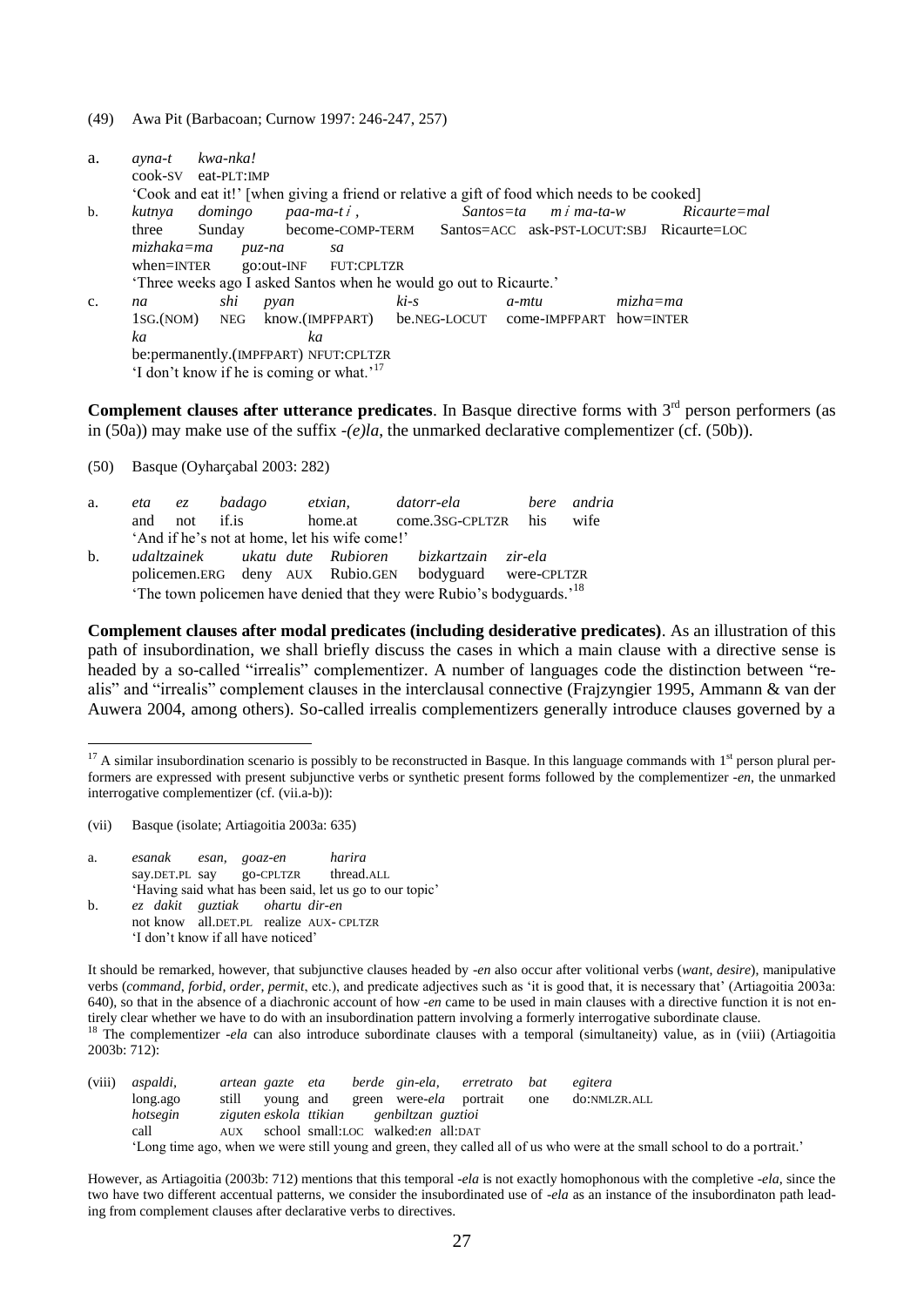(49) Awa Pit (Barbacoan; Curnow 1997: 246-247, 257)

a. *ayna-t kwa-nka!*
cook-SV eat-PLT:IMP
'Cook and eat it!' [when giving a friend or relative a gift of food which needs to be cooked]

b. *kutnya domingo paa-ma-tɨ, Santos=ta mɨma-ta-w Ricaurte=mal*
three Sunday become-COMP-TERM Santos=ACC ask-PST-LOCUT:SBJ Ricaurte=LOC
*mizhaka=ma puz-na sa*
when=INTER go:out-INF FUT:CPLTZR
'Three weeks ago I asked Santos when he would go out to Ricaurte.'

c. *na shi pyan ki-s a-mtu mizha=ma*
1SG.(NOM) NEG know.(IMPFPART) be.NEG-LOCUT come-IMPFPART how=INTER
*ka ka*
be:permanently.(IMPFPART) NFUT:CPLTZR
'I don't know if he is coming or what.'[17]

**Complement clauses after utterance predicates**. In Basque directive forms with 3rd person performers (as in (50a)) may make use of the suffix *-(e)la*, the unmarked declarative complementizer (cf. (50b)).

(50) Basque (Oyharçabal 2003: 282)

a. *eta ez badago etxian, datorr-ela bere andria*
and not if.is home.at come.3SG-CPLTZR his wife
'And if he's not at home, let his wife come!'

b. *udaltzainek ukatu dute Rubioren bizkartzain zir-ela*
policemen.ERG deny AUX Rubio.GEN bodyguard were-CPLTZR
'The town policemen have denied that they were Rubio's bodyguards.'[18]

**Complement clauses after modal predicates (including desiderative predicates)**. As an illustration of this path of insubordination, we shall briefly discuss the cases in which a main clause with a directive sense is headed by a so-called "irrealis" complementizer. A number of languages code the distinction between "realis" and "irrealis" complement clauses in the interclausal connective (Frajzyngier 1995, Ammann & van der Auwera 2004, among others). So-called irrealis complementizers generally introduce clauses governed by a

---

[17] A similar insubordination scenario is possibly to be reconstructed in Basque. In this language commands with 1st person plural performers are expressed with present subjunctive verbs or synthetic present forms followed by the complementizer *-en*, the unmarked interrogative complementizer (cf. (vii.a-b)):

(vii) Basque (isolate; Artiagoitia 2003a: 635)

a. *esanak esan, goaz-en harira*
say.DET.PL say go-CPLTZR thread.ALL
'Having said what has been said, let us go to our topic'

b. *ez dakit guztiak ohartu dir-en*
not know all.DET.PL realize AUX- CPLTZR
'I don't know if all have noticed'

It should be remarked, however, that subjunctive clauses headed by *-en* also occur after volitional verbs (*want*, *desire*), manipulative verbs (*command*, *forbid*, *order*, *permit*, etc.), and predicate adjectives such as 'it is good that, it is necessary that' (Artiagoitia 2003a: 640), so that in the absence of a diachronic account of how *-en* came to be used in main clauses with a directive function it is not entirely clear whether we have to do with an insubordination pattern involving a formerly interrogative subordinate clause.

[18] The complementizer *-ela* can also introduce subordinate clauses with a temporal (simultaneity) value, as in (viii) (Artiagoitia 2003b: 712):

(viii) *aspaldi, artean gazte eta berde gin-ela, erretrato bat egitera*
long.ago still young and green were-*ela* portrait one do:NMLZR.ALL
*hotsegin ziguten eskola ttikian genbiltzan guztioi*
call AUX school small:LOC walked:*en* all:DAT
'Long time ago, when we were still young and green, they called all of us who were at the small school to do a portrait.'

However, as Artiagoitia (2003b: 712) mentions that this temporal *-ela* is not exactly homophonous with the completive *-ela*, since the two have two different accentual patterns, we consider the insubordinated use of *-ela* as an instance of the insubordinaton path leading from complement clauses after declarative verbs to directives.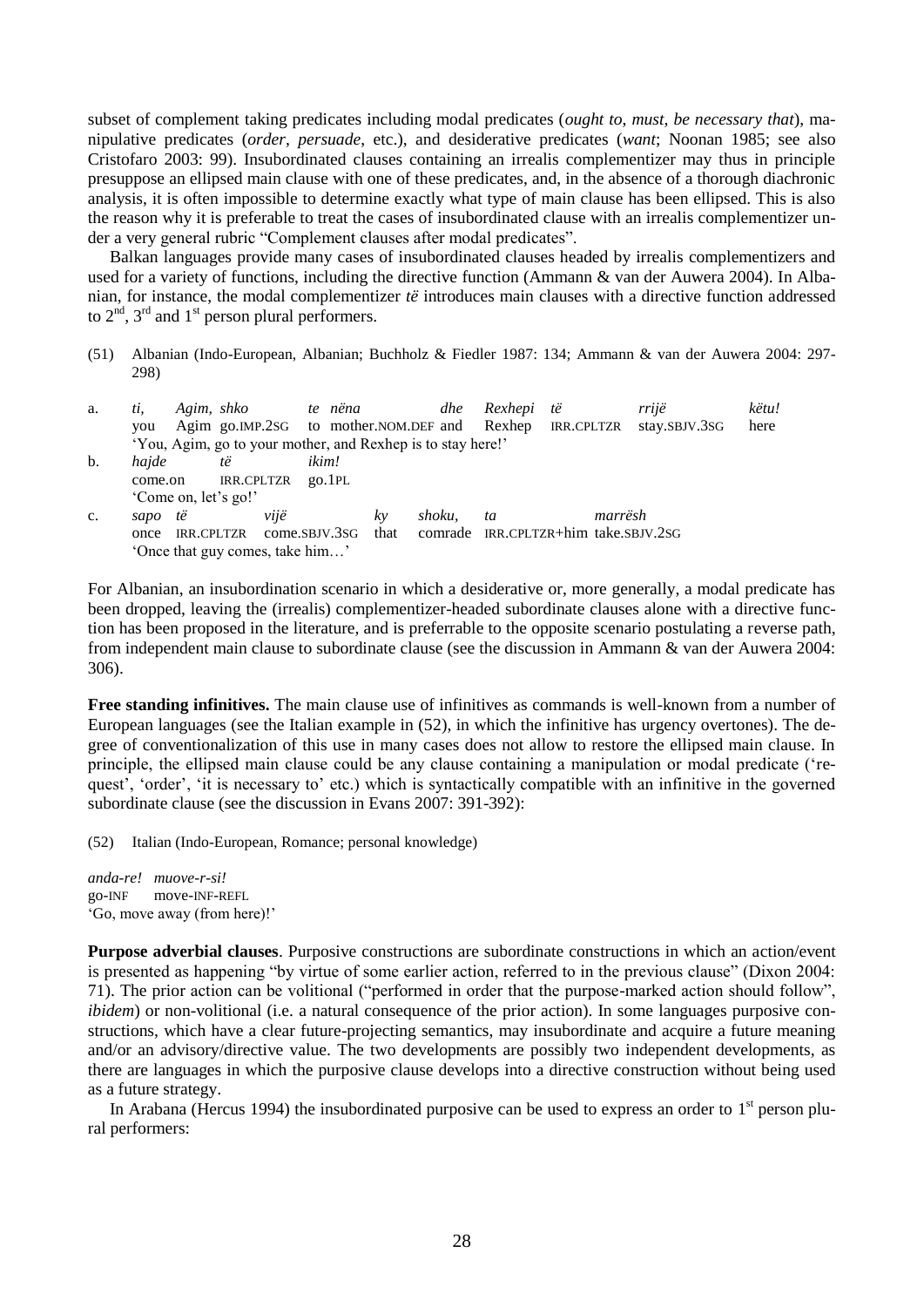subset of complement taking predicates including modal predicates (*ought to*, *must*, *be necessary that*), manipulative predicates (*order*, *persuade*, etc.), and desiderative predicates (*want*; Noonan 1985; see also Cristofaro 2003: 99). Insubordinated clauses containing an irrealis complementizer may thus in principle presuppose an ellipsed main clause with one of these predicates, and, in the absence of a thorough diachronic analysis, it is often impossible to determine exactly what type of main clause has been ellipsed. This is also the reason why it is preferable to treat the cases of insubordinated clause with an irrealis complementizer under a very general rubric "Complement clauses after modal predicates".

Balkan languages provide many cases of insubordinated clauses headed by irrealis complementizers and used for a variety of functions, including the directive function (Ammann & van der Auwera 2004). In Albanian, for instance, the modal complementizer *të* introduces main clauses with a directive function addressed to 2nd, 3rd and 1st person plural performers.

(51) Albanian (Indo-European, Albanian; Buchholz & Fiedler 1987: 134; Ammann & van der Auwera 2004: 297-298)

a. *ti, Agim, shko te nëna dhe Rexhepi të rrijë këtu!*
you Agim go.IMP.2SG to mother.NOM.DEF and Rexhep IRR.CPLTZR stay.SBJV.3SG here
'You, Agim, go to your mother, and Rexhep is to stay here!'

b. *hajde të ikim!*
come.on IRR.CPLTZR go.1PL
'Come on, let's go!'

c. *sapo të vijë ky shoku, ta marrësh*
once IRR.CPLTZR come.SBJV.3SG that comrade IRR.CPLTZR+him take.SBJV.2SG
'Once that guy comes, take him…'

For Albanian, an insubordination scenario in which a desiderative or, more generally, a modal predicate has been dropped, leaving the (irrealis) complementizer-headed subordinate clauses alone with a directive function has been proposed in the literature, and is preferrable to the opposite scenario postulating a reverse path, from independent main clause to subordinate clause (see the discussion in Ammann & van der Auwera 2004: 306).

**Free standing infinitives.** The main clause use of infinitives as commands is well-known from a number of European languages (see the Italian example in (52), in which the infinitive has urgency overtones). The degree of conventionalization of this use in many cases does not allow to restore the ellipsed main clause. In principle, the ellipsed main clause could be any clause containing a manipulation or modal predicate ('request', 'order', 'it is necessary to' etc.) which is syntactically compatible with an infinitive in the governed subordinate clause (see the discussion in Evans 2007: 391-392):

(52) Italian (Indo-European, Romance; personal knowledge)

*anda-re! muove-r-si!*
go-INF move-INF-REFL
'Go, move away (from here)!'

**Purpose adverbial clauses**. Purposive constructions are subordinate constructions in which an action/event is presented as happening "by virtue of some earlier action, referred to in the previous clause" (Dixon 2004: 71). The prior action can be volitional ("performed in order that the purpose-marked action should follow", *ibidem*) or non-volitional (i.e. a natural consequence of the prior action). In some languages purposive constructions, which have a clear future-projecting semantics, may insubordinate and acquire a future meaning and/or an advisory/directive value. The two developments are possibly two independent developments, as there are languages in which the purposive clause develops into a directive construction without being used as a future strategy.

In Arabana (Hercus 1994) the insubordinated purposive can be used to express an order to 1st person plural performers: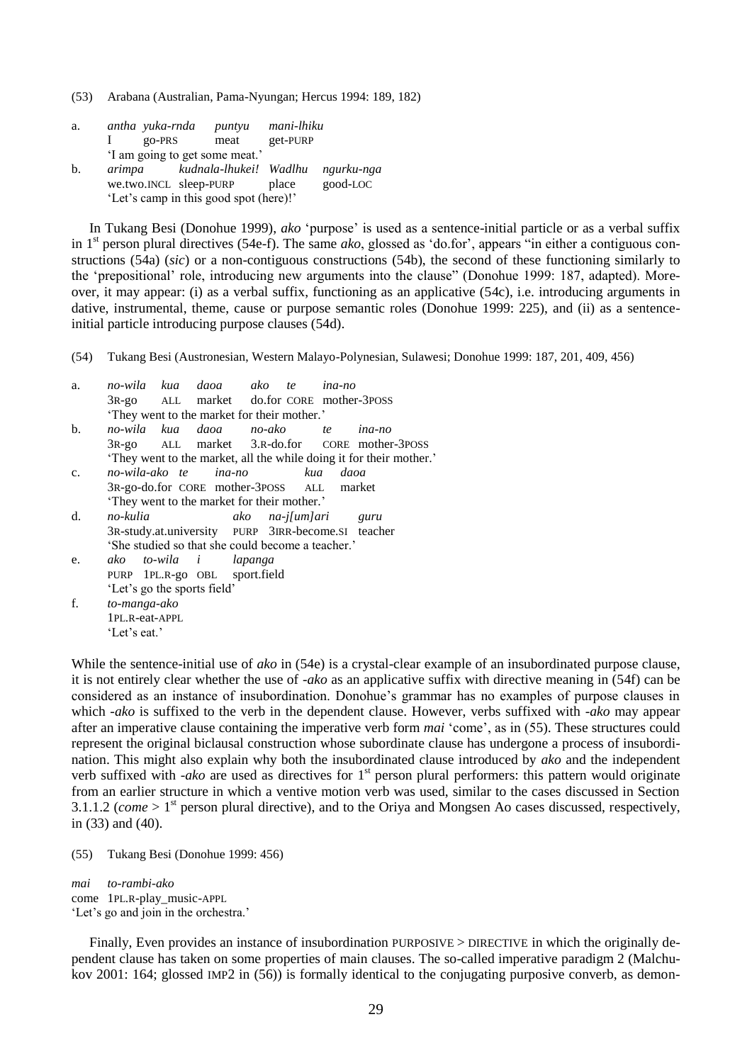(53) Arabana (Australian, Pama-Nyungan; Hercus 1994: 189, 182)

a. *antha yuka-rnda puntyu mani-lhiku*
   I go-PRS meat get-PURP
   'I am going to get some meat.'

b. *arimpa kudnala-lhukei! Wadlhu ngurku-nga*
   we.two.INCL sleep-PURP place good-LOC
   'Let's camp in this good spot (here)!'

In Tukang Besi (Donohue 1999), *ako* 'purpose' is used as a sentence-initial particle or as a verbal suffix in 1st person plural directives (54e-f). The same *ako*, glossed as 'do.for', appears "in either a contiguous constructions (54a) (*sic*) or a non-contiguous constructions (54b), the second of these functioning similarly to the 'prepositional' role, introducing new arguments into the clause" (Donohue 1999: 187, adapted). Moreover, it may appear: (i) as a verbal suffix, functioning as an applicative (54c), i.e. introducing arguments in dative, instrumental, theme, cause or purpose semantic roles (Donohue 1999: 225), and (ii) as a sentence-initial particle introducing purpose clauses (54d).

(54) Tukang Besi (Austronesian, Western Malayo-Polynesian, Sulawesi; Donohue 1999: 187, 201, 409, 456)

a. *no-wila kua daoa ako te ina-no*
   3R-go ALL market do.for CORE mother-3POSS
   'They went to the market for their mother.'

b. *no-wila kua daoa no-ako te ina-no*
   3R-go ALL market 3.R-do.for CORE mother-3POSS
   'They went to the market, all the while doing it for their mother.'

c. *no-wila-ako te ina-no kua daoa*
   3R-go-do.for CORE mother-3POSS ALL market
   'They went to the market for their mother.'

d. *no-kulia ako na-j[um]ari guru*
   3R-study.at.university PURP 3IRR-become.SI teacher
   'She studied so that she could become a teacher.'

e. *ako to-wila i lapanga*
   PURP 1PL.R-go OBL sport.field
   'Let's go the sports field'

f. *to-manga-ako*
   1PL.R-eat-APPL
   'Let's eat.'

While the sentence-initial use of *ako* in (54e) is a crystal-clear example of an insubordinated purpose clause, it is not entirely clear whether the use of *-ako* as an applicative suffix with directive meaning in (54f) can be considered as an instance of insubordination. Donohue's grammar has no examples of purpose clauses in which *-ako* is suffixed to the verb in the dependent clause. However, verbs suffixed with *-ako* may appear after an imperative clause containing the imperative verb form *mai* 'come', as in (55). These structures could represent the original biclausal construction whose subordinate clause has undergone a process of insubordination. This might also explain why both the insubordinated clause introduced by *ako* and the independent verb suffixed with *-ako* are used as directives for 1st person plural performers: this pattern would originate from an earlier structure in which a ventive motion verb was used, similar to the cases discussed in Section 3.1.1.2 (*come* > 1st person plural directive), and to the Oriya and Mongsen Ao cases discussed, respectively, in (33) and (40).

(55) Tukang Besi (Donohue 1999: 456)

*mai to-rambi-ako*
come 1PL.R-play_music-APPL
'Let's go and join in the orchestra.'

Finally, Even provides an instance of insubordination PURPOSIVE > DIRECTIVE in which the originally dependent clause has taken on some properties of main clauses. The so-called imperative paradigm 2 (Malchukov 2001: 164; glossed IMP2 in (56)) is formally identical to the conjugating purposive converb, as demon-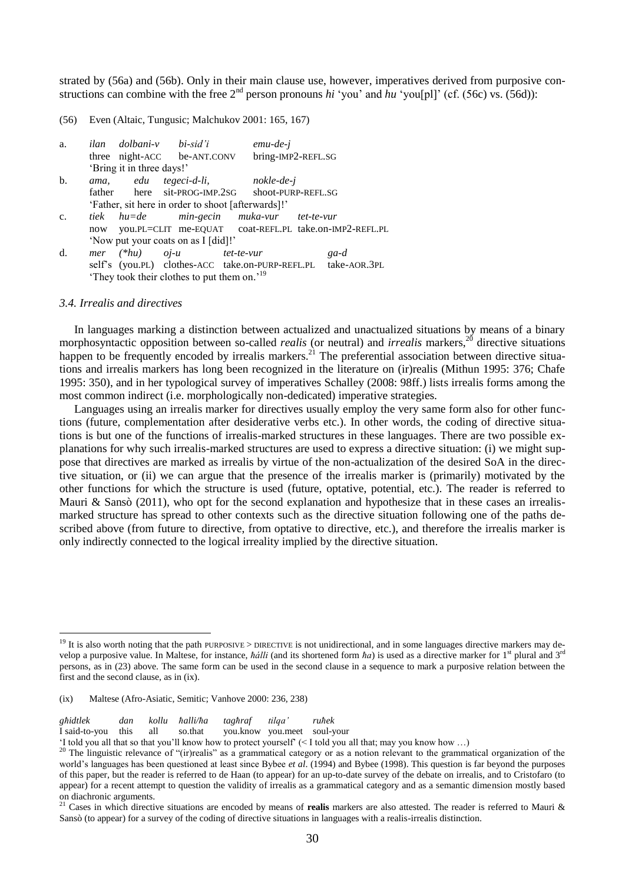strated by (56a) and (56b). Only in their main clause use, however, imperatives derived from purposive constructions can combine with the free 2nd person pronouns *hi* 'you' and *hu* 'you[pl]' (cf. (56c) vs. (56d)):

(56) Even (Altaic, Tungusic; Malchukov 2001: 165, 167)

a. *ilan dolbani-v bi-sid'i emu-de-j*
three night-ACC be-ANT.CONV bring-IMP2-REFL.SG
'Bring it in three days!'

b. *ama, edu tegeci-d-li, nokle-de-j*
father here sit-PROG-IMP.2SG shoot-PURP-REFL.SG
'Father, sit here in order to shoot [afterwards]!'

c. *tiek hu=de min-gecin muka-vur tet-te-vur*
now you.PL=CLIT me-EQUAT coat-REFL.PL take.on-IMP2-REFL.PL
'Now put your coats on as I [did]!'

d. *mer (\*hu) oj-u tet-te-vur ga-d*
self's (you.PL) clothes-ACC take.on-PURP-REFL.PL take-AOR.3PL
'They took their clothes to put them on.'[19]

### *3.4. Irrealis and directives*

In languages marking a distinction between actualized and unactualized situations by means of a binary morphosyntactic opposition between so-called *realis* (or neutral) and *irrealis* markers,[20] directive situations happen to be frequently encoded by irrealis markers.[21] The preferential association between directive situations and irrealis markers has long been recognized in the literature on (ir)realis (Mithun 1995: 376; Chafe 1995: 350), and in her typological survey of imperatives Schalley (2008: 98ff.) lists irrealis forms among the most common indirect (i.e. morphologically non-dedicated) imperative strategies.

Languages using an irrealis marker for directives usually employ the very same form also for other functions (future, complementation after desiderative verbs etc.). In other words, the coding of directive situations is but one of the functions of irrealis-marked structures in these languages. There are two possible explanations for why such irrealis-marked structures are used to express a directive situation: (i) we might suppose that directives are marked as irrealis by virtue of the non-actualization of the desired SoA in the directive situation, or (ii) we can argue that the presence of the irrealis marker is (primarily) motivated by the other functions for which the structure is used (future, optative, potential, etc.). The reader is referred to Mauri & Sansò (2011), who opt for the second explanation and hypothesize that in these cases an irrealis-marked structure has spread to other contexts such as the directive situation following one of the paths described above (from future to directive, from optative to directive, etc.), and therefore the irrealis marker is only indirectly connected to the logical irreality implied by the directive situation.

---

[19] It is also worth noting that the path PURPOSIVE > DIRECTIVE is not unidirectional, and in some languages directive markers may develop a purposive value. In Maltese, for instance, *ħálli* (and its shortened form *ħa*) is used as a directive marker for 1st plural and 3rd persons, as in (23) above. The same form can be used in the second clause in a sequence to mark a purposive relation between the first and the second clause, as in (ix).

(ix) Maltese (Afro-Asiatic, Semitic; Vanhove 2000: 236, 238)

*għidtlek dan kollu ħalli/ħa tagħraf tilqa' ruħek*
I said-to-you this all so.that you.know you.meet soul-your
'I told you all that so that you'll know how to protect yourself' (< I told you all that; may you know how …)

[20] The linguistic relevance of "(ir)realis" as a grammatical category or as a notion relevant to the grammatical organization of the world's languages has been questioned at least since Bybee *et al*. (1994) and Bybee (1998). This question is far beyond the purposes of this paper, but the reader is referred to de Haan (to appear) for an up-to-date survey of the debate on irrealis, and to Cristofaro (to appear) for a recent attempt to question the validity of irrealis as a grammatical category and as a semantic dimension mostly based on diachronic arguments.

[21] Cases in which directive situations are encoded by means of **realis** markers are also attested. The reader is referred to Mauri & Sansò (to appear) for a survey of the coding of directive situations in languages with a realis-irrealis distinction.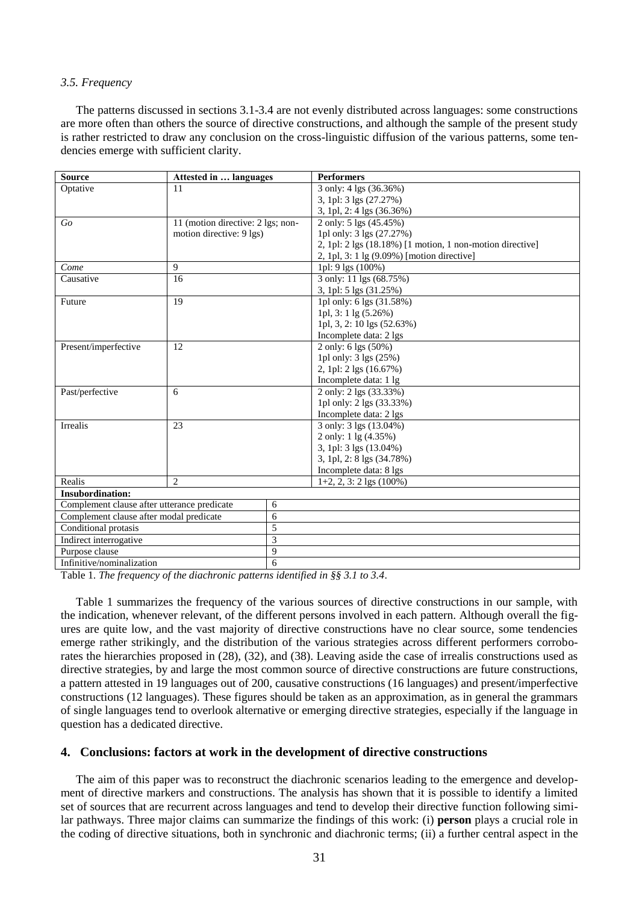### *3.5. Frequency*

The patterns discussed in sections 3.1-3.4 are not evenly distributed across languages: some constructions are more often than others the source of directive constructions, and although the sample of the present study is rather restricted to draw any conclusion on the cross-linguistic diffusion of the various patterns, some tendencies emerge with sufficient clarity.

| Source | Attested in … languages | Performers |
|---|---|---|
| Optative | 11 | 3 only: 4 lgs (36.36%)<br>3, 1pl: 3 lgs (27.27%)<br>3, 1pl, 2: 4 lgs (36.36%) |
| *Go* | 11 (motion directive: 2 lgs; non-motion directive: 9 lgs) | 2 only: 5 lgs (45.45%)<br>1pl only: 3 lgs (27.27%)<br>2, 1pl: 2 lgs (18.18%) [1 motion, 1 non-motion directive]<br>2, 1pl, 3: 1 lg (9.09%) [motion directive] |
| *Come* | 9 | 1pl: 9 lgs (100%) |
| Causative | 16 | 3 only: 11 lgs (68.75%)<br>3, 1pl: 5 lgs (31.25%) |
| Future | 19 | 1pl only: 6 lgs (31.58%)<br>1pl, 3: 1 lg (5.26%)<br>1pl, 3, 2: 10 lgs (52.63%)<br>Incomplete data: 2 lgs |
| Present/imperfective | 12 | 2 only: 6 lgs (50%)<br>1pl only: 3 lgs (25%)<br>2, 1pl: 2 lgs (16.67%)<br>Incomplete data: 1 lg |
| Past/perfective | 6 | 2 only: 2 lgs (33.33%)<br>1pl only: 2 lgs (33.33%)<br>Incomplete data: 2 lgs |
| Irrealis | 23 | 3 only: 3 lgs (13.04%)<br>2 only: 1 lg (4.35%)<br>3, 1pl: 3 lgs (13.04%)<br>3, 1pl, 2: 8 lgs (34.78%)<br>Incomplete data: 8 lgs |
| Realis | 2 | 1+2, 2, 3: 2 lgs (100%) |
| **Insubordination:** | | |
| Complement clause after utterance predicate | 6 | |
| Complement clause after modal predicate | 6 | |
| Conditional protasis | 5 | |
| Indirect interrogative | 3 | |
| Purpose clause | 9 | |
| Infinitive/nominalization | 6 | |

Table 1. *The frequency of the diachronic patterns identified in §§ 3.1 to 3.4*.

Table 1 summarizes the frequency of the various sources of directive constructions in our sample, with the indication, whenever relevant, of the different persons involved in each pattern. Although overall the figures are quite low, and the vast majority of directive constructions have no clear source, some tendencies emerge rather strikingly, and the distribution of the various strategies across different performers corroborates the hierarchies proposed in (28), (32), and (38). Leaving aside the case of irrealis constructions used as directive strategies, by and large the most common source of directive constructions are future constructions, a pattern attested in 19 languages out of 200, causative constructions (16 languages) and present/imperfective constructions (12 languages). These figures should be taken as an approximation, as in general the grammars of single languages tend to overlook alternative or emerging directive strategies, especially if the language in question has a dedicated directive.

## 4. Conclusions: factors at work in the development of directive constructions

The aim of this paper was to reconstruct the diachronic scenarios leading to the emergence and development of directive markers and constructions. The analysis has shown that it is possible to identify a limited set of sources that are recurrent across languages and tend to develop their directive function following similar pathways. Three major claims can summarize the findings of this work: (i) **person** plays a crucial role in the coding of directive situations, both in synchronic and diachronic terms; (ii) a further central aspect in the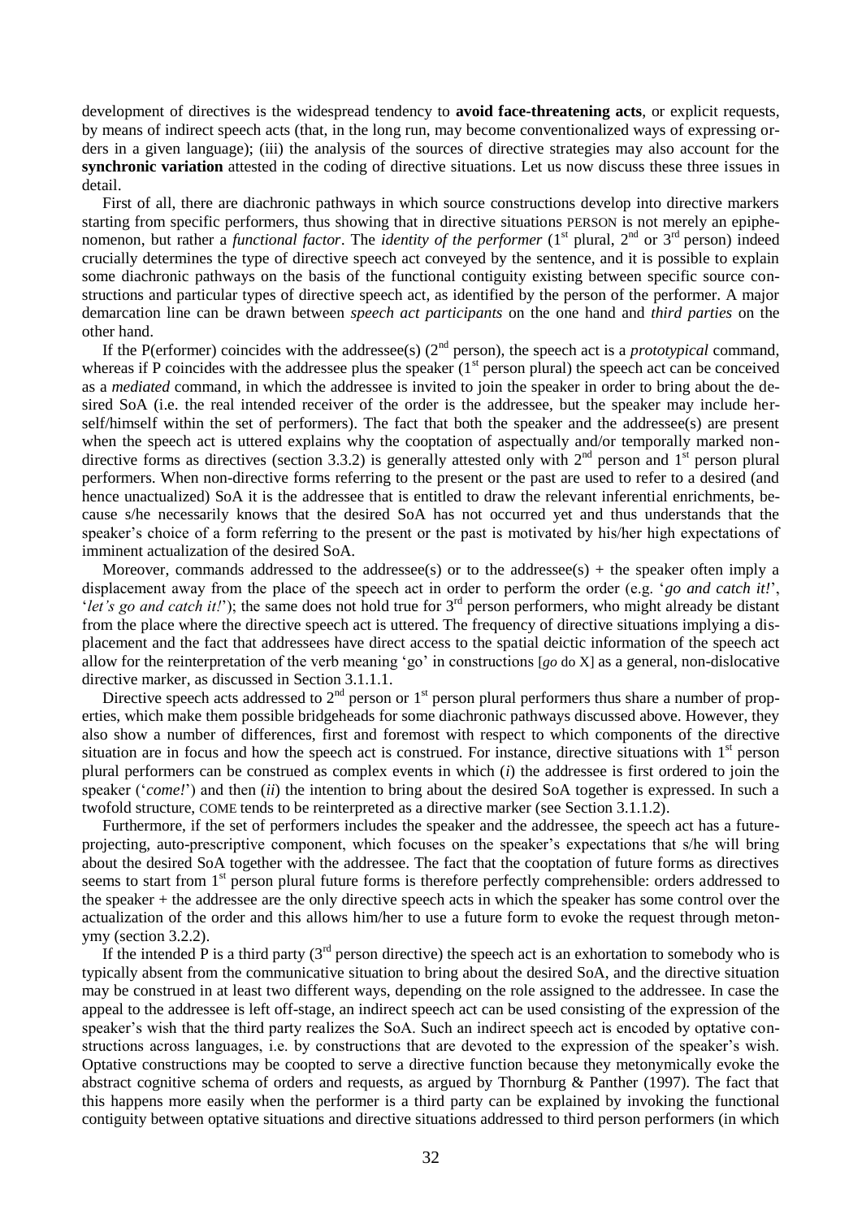development of directives is the widespread tendency to **avoid face-threatening acts**, or explicit requests, by means of indirect speech acts (that, in the long run, may become conventionalized ways of expressing orders in a given language); (iii) the analysis of the sources of directive strategies may also account for the **synchronic variation** attested in the coding of directive situations. Let us now discuss these three issues in detail.

First of all, there are diachronic pathways in which source constructions develop into directive markers starting from specific performers, thus showing that in directive situations PERSON is not merely an epiphenomenon, but rather a *functional factor*. The *identity of the performer* (1st plural, 2nd or 3rd person) indeed crucially determines the type of directive speech act conveyed by the sentence, and it is possible to explain some diachronic pathways on the basis of the functional contiguity existing between specific source constructions and particular types of directive speech act, as identified by the person of the performer. A major demarcation line can be drawn between *speech act participants* on the one hand and *third parties* on the other hand.

If the P(erformer) coincides with the addressee(s) (2nd person), the speech act is a *prototypical* command, whereas if P coincides with the addressee plus the speaker (1st person plural) the speech act can be conceived as a *mediated* command, in which the addressee is invited to join the speaker in order to bring about the desired SoA (i.e. the real intended receiver of the order is the addressee, but the speaker may include herself/himself within the set of performers). The fact that both the speaker and the addressee(s) are present when the speech act is uttered explains why the cooptation of aspectually and/or temporally marked non-directive forms as directives (section 3.3.2) is generally attested only with 2nd person and 1st person plural performers. When non-directive forms referring to the present or the past are used to refer to a desired (and hence unactualized) SoA it is the addressee that is entitled to draw the relevant inferential enrichments, because s/he necessarily knows that the desired SoA has not occurred yet and thus understands that the speaker's choice of a form referring to the present or the past is motivated by his/her high expectations of imminent actualization of the desired SoA.

Moreover, commands addressed to the addressee(s) or to the addressee(s) + the speaker often imply a displacement away from the place of the speech act in order to perform the order (e.g. '*go and catch it!*', '*let's go and catch it!*'); the same does not hold true for 3rd person performers, who might already be distant from the place where the directive speech act is uttered. The frequency of directive situations implying a displacement and the fact that addressees have direct access to the spatial deictic information of the speech act allow for the reinterpretation of the verb meaning 'go' in constructions [*go* do X] as a general, non-dislocative directive marker, as discussed in Section 3.1.1.1.

Directive speech acts addressed to 2nd person or 1st person plural performers thus share a number of properties, which make them possible bridgeheads for some diachronic pathways discussed above. However, they also show a number of differences, first and foremost with respect to which components of the directive situation are in focus and how the speech act is construed. For instance, directive situations with 1st person plural performers can be construed as complex events in which (*i*) the addressee is first ordered to join the speaker ('*come!*') and then (*ii*) the intention to bring about the desired SoA together is expressed. In such a twofold structure, COME tends to be reinterpreted as a directive marker (see Section 3.1.1.2).

Furthermore, if the set of performers includes the speaker and the addressee, the speech act has a future-projecting, auto-prescriptive component, which focuses on the speaker's expectations that s/he will bring about the desired SoA together with the addressee. The fact that the cooptation of future forms as directives seems to start from 1st person plural future forms is therefore perfectly comprehensible: orders addressed to the speaker + the addressee are the only directive speech acts in which the speaker has some control over the actualization of the order and this allows him/her to use a future form to evoke the request through metonymy (section 3.2.2).

If the intended P is a third party (3rd person directive) the speech act is an exhortation to somebody who is typically absent from the communicative situation to bring about the desired SoA, and the directive situation may be construed in at least two different ways, depending on the role assigned to the addressee. In case the appeal to the addressee is left off-stage, an indirect speech act can be used consisting of the expression of the speaker's wish that the third party realizes the SoA. Such an indirect speech act is encoded by optative constructions across languages, i.e. by constructions that are devoted to the expression of the speaker's wish. Optative constructions may be coopted to serve a directive function because they metonymically evoke the abstract cognitive schema of orders and requests, as argued by Thornburg & Panther (1997). The fact that this happens more easily when the performer is a third party can be explained by invoking the functional contiguity between optative situations and directive situations addressed to third person performers (in which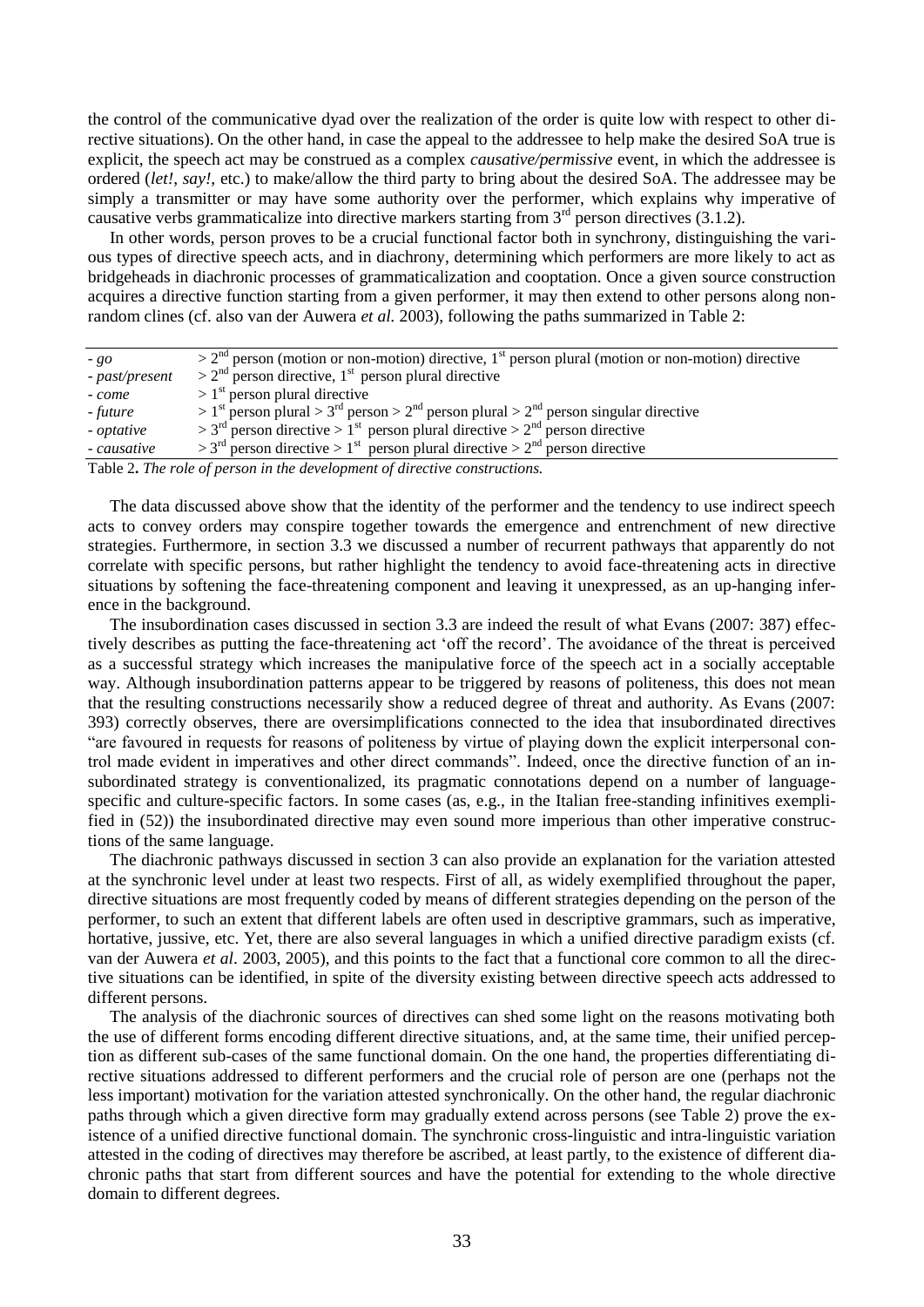the control of the communicative dyad over the realization of the order is quite low with respect to other directive situations). On the other hand, in case the appeal to the addressee to help make the desired SoA true is explicit, the speech act may be construed as a complex *causative/permissive* event, in which the addressee is ordered (*let!*, *say!*, etc.) to make/allow the third party to bring about the desired SoA. The addressee may be simply a transmitter or may have some authority over the performer, which explains why imperative of causative verbs grammaticalize into directive markers starting from 3rd person directives (3.1.2).

In other words, person proves to be a crucial functional factor both in synchrony, distinguishing the various types of directive speech acts, and in diachrony, determining which performers are more likely to act as bridgeheads in diachronic processes of grammaticalization and cooptation. Once a given source construction acquires a directive function starting from a given performer, it may then extend to other persons along non-random clines (cf. also van der Auwera *et al.* 2003), following the paths summarized in Table 2:

| | |
|---|---|
| - *go* | > 2nd person (motion or non-motion) directive, 1st person plural (motion or non-motion) directive |
| - *past/present* | > 2nd person directive, 1st person plural directive |
| - *come* | > 1st person plural directive |
| - *future* | > 1st person plural > 3rd person > 2nd person plural > 2nd person singular directive |
| - *optative* | > 3rd person directive > 1st person plural directive > 2nd person directive |
| - *causative* | > 3rd person directive > 1st person plural directive > 2nd person directive |

Table 2**.** *The role of person in the development of directive constructions.*

The data discussed above show that the identity of the performer and the tendency to use indirect speech acts to convey orders may conspire together towards the emergence and entrenchment of new directive strategies. Furthermore, in section 3.3 we discussed a number of recurrent pathways that apparently do not correlate with specific persons, but rather highlight the tendency to avoid face-threatening acts in directive situations by softening the face-threatening component and leaving it unexpressed, as an up-hanging inference in the background.

The insubordination cases discussed in section 3.3 are indeed the result of what Evans (2007: 387) effectively describes as putting the face-threatening act 'off the record'. The avoidance of the threat is perceived as a successful strategy which increases the manipulative force of the speech act in a socially acceptable way. Although insubordination patterns appear to be triggered by reasons of politeness, this does not mean that the resulting constructions necessarily show a reduced degree of threat and authority. As Evans (2007: 393) correctly observes, there are oversimplifications connected to the idea that insubordinated directives "are favoured in requests for reasons of politeness by virtue of playing down the explicit interpersonal control made evident in imperatives and other direct commands". Indeed, once the directive function of an insubordinated strategy is conventionalized, its pragmatic connotations depend on a number of language-specific and culture-specific factors. In some cases (as, e.g., in the Italian free-standing infinitives exemplified in (52)) the insubordinated directive may even sound more imperious than other imperative constructions of the same language.

The diachronic pathways discussed in section 3 can also provide an explanation for the variation attested at the synchronic level under at least two respects. First of all, as widely exemplified throughout the paper, directive situations are most frequently coded by means of different strategies depending on the person of the performer, to such an extent that different labels are often used in descriptive grammars, such as imperative, hortative, jussive, etc. Yet, there are also several languages in which a unified directive paradigm exists (cf. van der Auwera *et al.* 2003, 2005), and this points to the fact that a functional core common to all the directive situations can be identified, in spite of the diversity existing between directive speech acts addressed to different persons.

The analysis of the diachronic sources of directives can shed some light on the reasons motivating both the use of different forms encoding different directive situations, and, at the same time, their unified perception as different sub-cases of the same functional domain. On the one hand, the properties differentiating directive situations addressed to different performers and the crucial role of person are one (perhaps not the less important) motivation for the variation attested synchronically. On the other hand, the regular diachronic paths through which a given directive form may gradually extend across persons (see Table 2) prove the existence of a unified directive functional domain. The synchronic cross-linguistic and intra-linguistic variation attested in the coding of directives may therefore be ascribed, at least partly, to the existence of different diachronic paths that start from different sources and have the potential for extending to the whole directive domain to different degrees.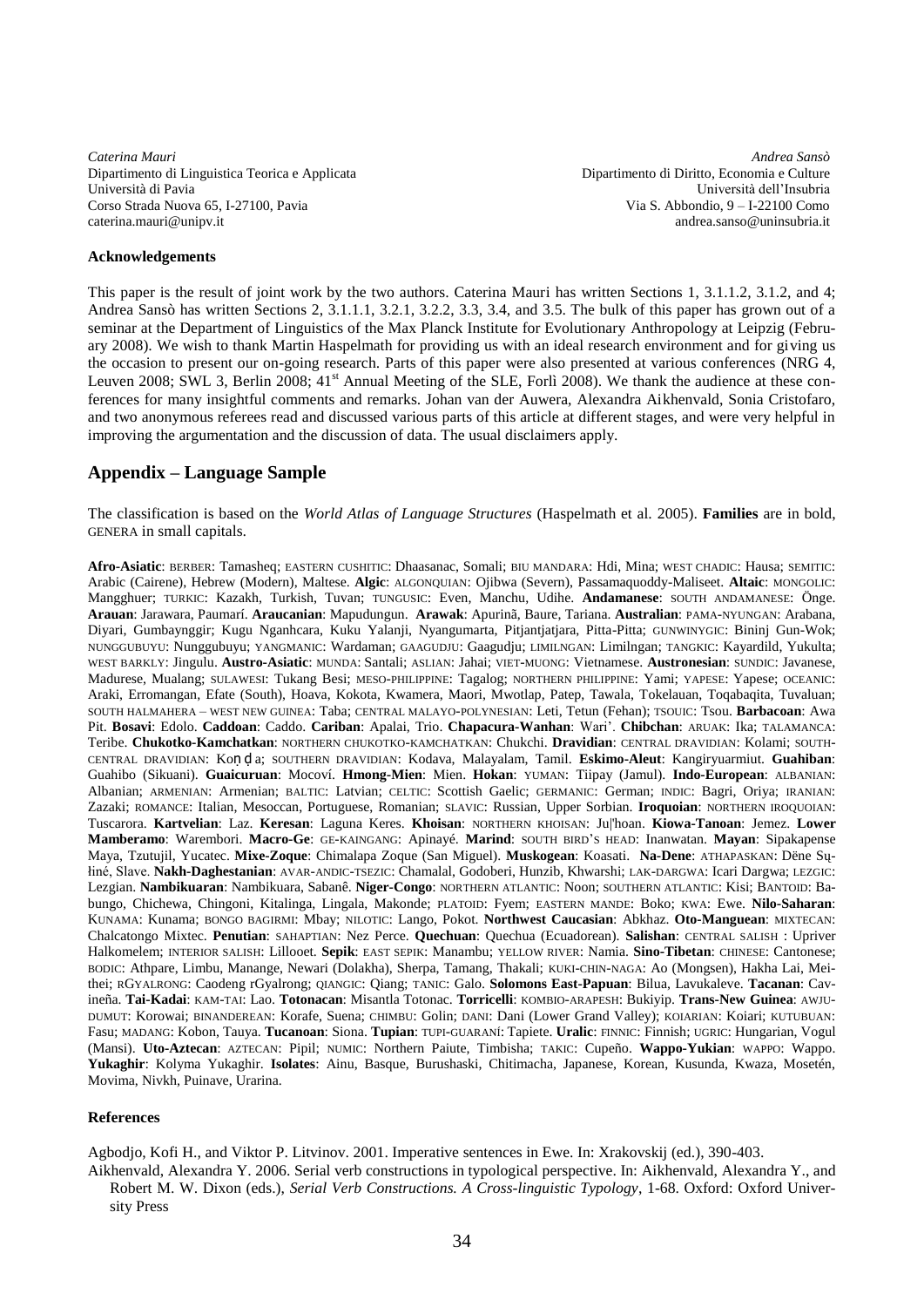*Caterina Mauri*
Dipartimento di Linguistica Teorica e Applicata
Università di Pavia
Corso Strada Nuova 65, I-27100, Pavia
caterina.mauri@unipv.it

*Andrea Sansò*
Dipartimento di Diritto, Economia e Culture
Università dell'Insubria
Via S. Abbondio, 9 – I-22100 Como
andrea.sanso@uninsubria.it

**Acknowledgements**

This paper is the result of joint work by the two authors. Caterina Mauri has written Sections 1, 3.1.1.2, 3.1.2, and 4; Andrea Sansò has written Sections 2, 3.1.1.1, 3.2.1, 3.2.2, 3.3, 3.4, and 3.5. The bulk of this paper has grown out of a seminar at the Department of Linguistics of the Max Planck Institute for Evolutionary Anthropology at Leipzig (February 2008). We wish to thank Martin Haspelmath for providing us with an ideal research environment and for giving us the occasion to present our on-going research. Parts of this paper were also presented at various conferences (NRG 4, Leuven 2008; SWL 3, Berlin 2008; 41st Annual Meeting of the SLE, Forlì 2008). We thank the audience at these conferences for many insightful comments and remarks. Johan van der Auwera, Alexandra Aikhenvald, Sonia Cristofaro, and two anonymous referees read and discussed various parts of this article at different stages, and were very helpful in improving the argumentation and the discussion of data. The usual disclaimers apply.

## Appendix – Language Sample

The classification is based on the *World Atlas of Language Structures* (Haspelmath et al. 2005). **Families** are in bold, GENERA in small capitals.

**Afro-Asiatic**: BERBER: Tamasheq; EASTERN CUSHITIC: Dhaasanac, Somali; BIU MANDARA: Hdi, Mina; WEST CHADIC: Hausa; SEMITIC: Arabic (Cairene), Hebrew (Modern), Maltese. **Algic**: ALGONQUIAN: Ojibwa (Severn), Passamaquoddy-Maliseet. **Altaic**: MONGOLIC: Mangghuer; TURKIC: Kazakh, Turkish, Tuvan; TUNGUSIC: Even, Manchu, Udihe. **Andamanese**: SOUTH ANDAMANESE: Önge. **Arauan**: Jarawara, Paumarí. **Araucanian**: Mapudungun. **Arawak**: Apurinã, Baure, Tariana. **Australian**: PAMA-NYUNGAN: Arabana, Diyari, Gumbaynggir; Kugu Nganhcara, Kuku Yalanji, Nyangumarta, Pitjantjatjara, Pitta-Pitta; GUNWINYGIC: Bininj Gun-Wok; NUNGGUBUYU: Nunggubuyu; YANGMANIC: Wardaman; GAAGUDJU: Gaagudju; LIMILNGAN: Limilngan; TANGKIC: Kayardild, Yukulta; WEST BARKLY: Jingulu. **Austro-Asiatic**: MUNDA: Santali; ASLIAN: Jahai; VIET-MUONG: Vietnamese. **Austronesian**: SUNDIC: Javanese, Madurese, Mualang; SULAWESI: Tukang Besi; MESO-PHILIPPINE: Tagalog; NORTHERN PHILIPPINE: Yami; YAPESE: Yapese; OCEANIC: Araki, Erromangan, Efate (South), Hoava, Kokota, Kwamera, Maori, Mwotlap, Patep, Tawala, Tokelauan, Toqabaqita, Tuvaluan; SOUTH HALMAHERA – WEST NEW GUINEA: Taba; CENTRAL MALAYO-POLYNESIAN: Leti, Tetun (Fehan); TSOUIC: Tsou. **Barbacoan**: Awa Pit. **Bosavi**: Edolo. **Caddoan**: Caddo. **Cariban**: Apalai, Trio. **Chapacura-Wanhan**: Wari'. **Chibchan**: ARUAK: Ika; TALAMANCA: Teribe. **Chukotko-Kamchatkan**: NORTHERN CHUKOTKO-KAMCHATKAN: Chukchi. **Dravidian**: CENTRAL DRAVIDIAN: Kolami; SOUTH-CENTRAL DRAVIDIAN: Koṇḍa; SOUTHERN DRAVIDIAN: Kodava, Malayalam, Tamil. **Eskimo-Aleut**: Kangiryuarmiut. **Guahiban**: Guahibo (Sikuani). **Guaicuruan**: Mocoví. **Hmong-Mien**: Mien. **Hokan**: YUMAN: Tiipay (Jamul). **Indo-European**: ALBANIAN: Albanian; ARMENIAN: Armenian; BALTIC: Latvian; CELTIC: Scottish Gaelic; GERMANIC: German; INDIC: Bagri, Oriya; IRANIAN: Zazaki; ROMANCE: Italian, Mesoccan, Portuguese, Romanian; SLAVIC: Russian, Upper Sorbian. **Iroquoian**: NORTHERN IROQUOIAN: Tuscarora. **Kartvelian**: Laz. **Keresan**: Laguna Keres. **Khoisan**: NORTHERN KHOISAN: Ju|'hoan. **Kiowa-Tanoan**: Jemez. **Lower Mamberamo**: Warembori. **Macro-Ge**: GE-KAINGANG: Apinayé. **Marind**: SOUTH BIRD'S HEAD: Inanwatan. **Mayan**: Sipakapense Maya, Tzutujil, Yucatec. **Mixe-Zoque**: Chimalapa Zoque (San Miguel). **Muskogean**: Koasati. **Na-Dene**: ATHAPASKAN: Dëne Sųłiné, Slave. **Nakh-Daghestanian**: AVAR-ANDIC-TSEZIC: Chamalal, Godoberi, Hunzib, Khwarshi; LAK-DARGWA: Icari Dargwa; LEZGIC: Lezgian. **Nambikuaran**: Nambikuara, Sabanê. **Niger-Congo**: NORTHERN ATLANTIC: Noon; SOUTHERN ATLANTIC: Kisi; BANTOID: Babungo, Chichewa, Chingoni, Kitalinga, Lingala, Makonde; PLATOID: Fyem; EASTERN MANDE: Boko; KWA: Ewe. **Nilo-Saharan**: KUNAMA: Kunama; BONGO BAGIRMI: Mbay; NILOTIC: Lango, Pokot. **Northwest Caucasian**: Abkhaz. **Oto-Manguean**: MIXTECAN: Chalcatongo Mixtec. **Penutian**: SAHAPTIAN: Nez Perce. **Quechuan**: Quechua (Ecuadorean). **Salishan**: CENTRAL SALISH : Upriver Halkomelem; INTERIOR SALISH: Lillooet. **Sepik**: EAST SEPIK: Manambu; YELLOW RIVER: Namia. **Sino-Tibetan**: CHINESE: Cantonese; BODIC: Athpare, Limbu, Manange, Newari (Dolakha), Sherpa, Tamang, Thakali; KUKI-CHIN-NAGA: Ao (Mongsen), Hakha Lai, Meithei; RGYALRONG: Caodeng rGyalrong; QIANGIC: Qiang; TANIC: Galo. **Solomons East-Papuan**: Bilua, Lavukaleve. **Tacanan**: Cavineña. **Tai-Kadai**: KAM-TAI: Lao. **Totonacan**: Misantla Totonac. **Torricelli**: KOMBIO-ARAPESH: Bukiyip. **Trans-New Guinea**: AWJU-DUMUT: Korowai; BINANDEREAN: Korafe, Suena; CHIMBU: Golin; DANI: Dani (Lower Grand Valley); KOIARIAN: Koiari; KUTUBUAN: Fasu; MADANG: Kobon, Tauya. **Tucanoan**: Siona. **Tupian**: TUPI-GUARANÍ: Tapiete. **Uralic**: FINNIC: Finnish; UGRIC: Hungarian, Vogul (Mansi). **Uto-Aztecan**: AZTECAN: Pipil; NUMIC: Northern Paiute, Timbisha; TAKIC: Cupeño. **Wappo-Yukian**: WAPPO: Wappo. **Yukaghir**: Kolyma Yukaghir. **Isolates**: Ainu, Basque, Burushaski, Chitimacha, Japanese, Korean, Kusunda, Kwaza, Mosetén, Movima, Nivkh, Puinave, Urarina.

**References**

Agbodjo, Kofi H., and Viktor P. Litvinov. 2001. Imperative sentences in Ewe. In: Xrakovskij (ed.), 390-403.

Aikhenvald, Alexandra Y. 2006. Serial verb constructions in typological perspective. In: Aikhenvald, Alexandra Y., and Robert M. W. Dixon (eds.), *Serial Verb Constructions. A Cross-linguistic Typology*, 1-68. Oxford: Oxford University Press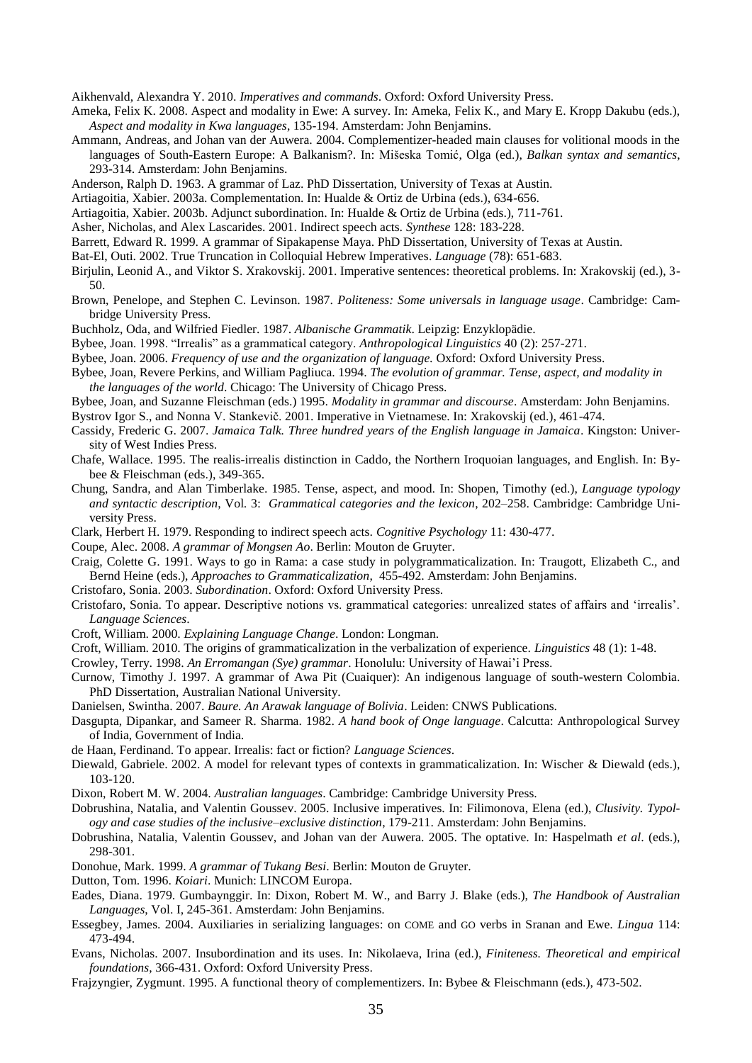Aikhenvald, Alexandra Y. 2010. *Imperatives and commands*. Oxford: Oxford University Press.

Ameka, Felix K. 2008. Aspect and modality in Ewe: A survey. In: Ameka, Felix K., and Mary E. Kropp Dakubu (eds.), *Aspect and modality in Kwa languages*, 135-194. Amsterdam: John Benjamins.

Ammann, Andreas, and Johan van der Auwera. 2004. Complementizer-headed main clauses for volitional moods in the languages of South-Eastern Europe: A Balkanism?. In: Mišeska Tomić, Olga (ed.), *Balkan syntax and semantics*, 293-314. Amsterdam: John Benjamins.

Anderson, Ralph D. 1963. A grammar of Laz. PhD Dissertation, University of Texas at Austin.

Artiagoitia, Xabier. 2003a. Complementation. In: Hualde & Ortiz de Urbina (eds.), 634-656.

Artiagoitia, Xabier. 2003b. Adjunct subordination. In: Hualde & Ortiz de Urbina (eds.), 711-761.

Asher, Nicholas, and Alex Lascarides. 2001. Indirect speech acts. *Synthese* 128: 183-228.

Barrett, Edward R. 1999. A grammar of Sipakapense Maya. PhD Dissertation, University of Texas at Austin.

Bat-El, Outi. 2002. True Truncation in Colloquial Hebrew Imperatives. *Language* (78): 651-683.

Birjulin, Leonid A., and Viktor S. Xrakovskij. 2001. Imperative sentences: theoretical problems. In: Xrakovskij (ed.), 3-50.

Brown, Penelope, and Stephen C. Levinson. 1987. *Politeness: Some universals in language usage*. Cambridge: Cambridge University Press.

Buchholz, Oda, and Wilfried Fiedler. 1987. *Albanische Grammatik*. Leipzig: Enzyklopädie.

Bybee, Joan. 1998. "Irrealis" as a grammatical category. *Anthropological Linguistics* 40 (2): 257-271.

Bybee, Joan. 2006. *Frequency of use and the organization of language.* Oxford: Oxford University Press.

Bybee, Joan, Revere Perkins, and William Pagliuca. 1994. *The evolution of grammar. Tense, aspect, and modality in the languages of the world*. Chicago: The University of Chicago Press.

Bybee, Joan, and Suzanne Fleischman (eds.) 1995. *Modality in grammar and discourse*. Amsterdam: John Benjamins.

Bystrov Igor S., and Nonna V. Stankevič. 2001. Imperative in Vietnamese. In: Xrakovskij (ed.), 461-474.

Cassidy, Frederic G. 2007. *Jamaica Talk. Three hundred years of the English language in Jamaica*. Kingston: University of West Indies Press.

Chafe, Wallace. 1995. The realis-irrealis distinction in Caddo, the Northern Iroquoian languages, and English. In: Bybee & Fleischman (eds.), 349-365.

Chung, Sandra, and Alan Timberlake. 1985. Tense, aspect, and mood. In: Shopen, Timothy (ed.), *Language typology and syntactic description*, Vol. 3: *Grammatical categories and the lexicon*, 202–258. Cambridge: Cambridge University Press.

Clark, Herbert H. 1979. Responding to indirect speech acts. *Cognitive Psychology* 11: 430-477.

Coupe, Alec. 2008. *A grammar of Mongsen Ao*. Berlin: Mouton de Gruyter.

Craig, Colette G. 1991. Ways to go in Rama: a case study in polygrammaticalization. In: Traugott, Elizabeth C., and Bernd Heine (eds.), *Approaches to Grammaticalization*, 455-492. Amsterdam: John Benjamins.

Cristofaro, Sonia. 2003. *Subordination*. Oxford: Oxford University Press.

Cristofaro, Sonia. To appear. Descriptive notions vs. grammatical categories: unrealized states of affairs and 'irrealis'. *Language Sciences*.

Croft, William. 2000. *Explaining Language Change*. London: Longman.

Croft, William. 2010. The origins of grammaticalization in the verbalization of experience. *Linguistics* 48 (1): 1-48.

Crowley, Terry. 1998. *An Erromangan (Sye) grammar*. Honolulu: University of Hawai'i Press.

Curnow, Timothy J. 1997. A grammar of Awa Pit (Cuaiquer): An indigenous language of south-western Colombia. PhD Dissertation, Australian National University.

Danielsen, Swintha. 2007. *Baure. An Arawak language of Bolivia*. Leiden: CNWS Publications.

Dasgupta, Dipankar, and Sameer R. Sharma. 1982. *A hand book of Onge language*. Calcutta: Anthropological Survey of India, Government of India.

de Haan, Ferdinand. To appear. Irrealis: fact or fiction? *Language Sciences*.

Diewald, Gabriele. 2002. A model for relevant types of contexts in grammaticalization. In: Wischer & Diewald (eds.), 103-120.

Dixon, Robert M. W. 2004. *Australian languages*. Cambridge: Cambridge University Press.

Dobrushina, Natalia, and Valentin Goussev. 2005. Inclusive imperatives. In: Filimonova, Elena (ed.), *Clusivity. Typology and case studies of the inclusive–exclusive distinction*, 179-211. Amsterdam: John Benjamins.

Dobrushina, Natalia, Valentin Goussev, and Johan van der Auwera. 2005. The optative. In: Haspelmath *et al*. (eds.), 298-301.

Donohue, Mark. 1999. *A grammar of Tukang Besi*. Berlin: Mouton de Gruyter.

Dutton, Tom. 1996. *Koiari*. Munich: LINCOM Europa.

Eades, Diana. 1979. Gumbaynggir. In: Dixon, Robert M. W., and Barry J. Blake (eds.), *The Handbook of Australian Languages*, Vol. I, 245-361. Amsterdam: John Benjamins.

Essegbey, James. 2004. Auxiliaries in serializing languages: on COME and GO verbs in Sranan and Ewe. *Lingua* 114: 473-494.

Evans, Nicholas. 2007. Insubordination and its uses. In: Nikolaeva, Irina (ed.), *Finiteness. Theoretical and empirical foundations*, 366-431. Oxford: Oxford University Press.

Frajzyngier, Zygmunt. 1995. A functional theory of complementizers. In: Bybee & Fleischmann (eds.), 473-502.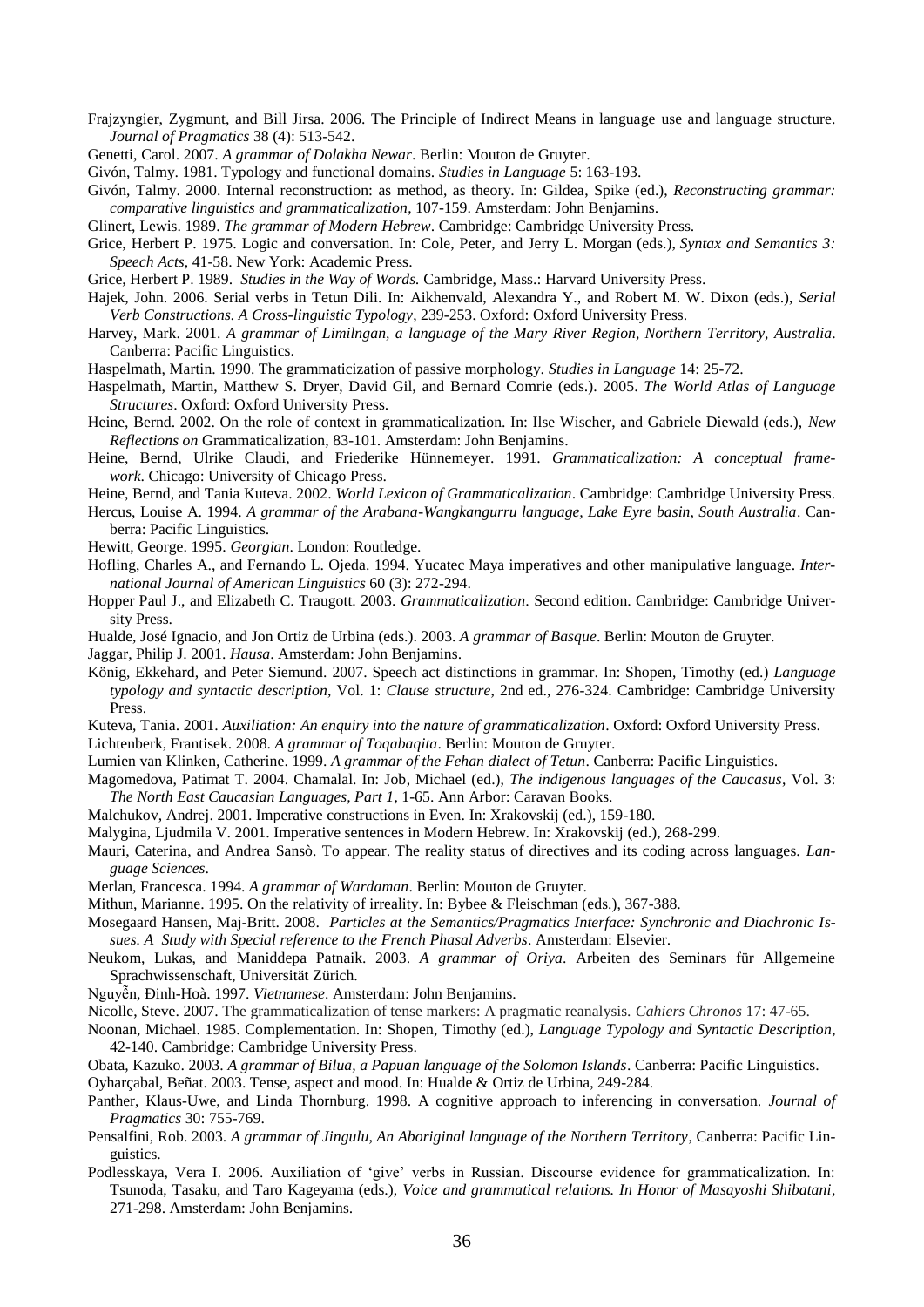Frajzyngier, Zygmunt, and Bill Jirsa. 2006. The Principle of Indirect Means in language use and language structure. *Journal of Pragmatics* 38 (4): 513-542.

Genetti, Carol. 2007. *A grammar of Dolakha Newar*. Berlin: Mouton de Gruyter.

Givón, Talmy. 1981. Typology and functional domains. *Studies in Language* 5: 163-193.

Givón, Talmy. 2000. Internal reconstruction: as method, as theory. In: Gildea, Spike (ed.), *Reconstructing grammar: comparative linguistics and grammaticalization*, 107-159. Amsterdam: John Benjamins.

Glinert, Lewis. 1989. *The grammar of Modern Hebrew*. Cambridge: Cambridge University Press.

Grice, Herbert P. 1975. Logic and conversation. In: Cole, Peter, and Jerry L. Morgan (eds.), *Syntax and Semantics 3: Speech Acts*, 41-58. New York: Academic Press.

Grice, Herbert P. 1989. *Studies in the Way of Words*. Cambridge, Mass.: Harvard University Press.

Hajek, John. 2006. Serial verbs in Tetun Dili. In: Aikhenvald, Alexandra Y., and Robert M. W. Dixon (eds.), *Serial Verb Constructions. A Cross-linguistic Typology*, 239-253. Oxford: Oxford University Press.

Harvey, Mark. 2001. *A grammar of Limilngan, a language of the Mary River Region, Northern Territory, Australia*. Canberra: Pacific Linguistics.

Haspelmath, Martin. 1990. The grammaticization of passive morphology. *Studies in Language* 14: 25-72.

Haspelmath, Martin, Matthew S. Dryer, David Gil, and Bernard Comrie (eds.). 2005. *The World Atlas of Language Structures*. Oxford: Oxford University Press.

Heine, Bernd. 2002. On the role of context in grammaticalization. In: Ilse Wischer, and Gabriele Diewald (eds.), *New Reflections on* Grammaticalization, 83-101. Amsterdam: John Benjamins.

Heine, Bernd, Ulrike Claudi, and Friederike Hünnemeyer. 1991. *Grammaticalization: A conceptual framework*. Chicago: University of Chicago Press.

Heine, Bernd, and Tania Kuteva. 2002. *World Lexicon of Grammaticalization*. Cambridge: Cambridge University Press.

Hercus, Louise A. 1994. *A grammar of the Arabana-Wangkangurru language, Lake Eyre basin, South Australia*. Canberra: Pacific Linguistics.

Hewitt, George. 1995. *Georgian*. London: Routledge.

Hofling, Charles A., and Fernando L. Ojeda. 1994. Yucatec Maya imperatives and other manipulative language. *International Journal of American Linguistics* 60 (3): 272-294.

Hopper Paul J., and Elizabeth C. Traugott. 2003. *Grammaticalization*. Second edition. Cambridge: Cambridge University Press.

Hualde, José Ignacio, and Jon Ortiz de Urbina (eds.). 2003. *A grammar of Basque*. Berlin: Mouton de Gruyter.

Jaggar, Philip J. 2001. *Hausa*. Amsterdam: John Benjamins.

König, Ekkehard, and Peter Siemund. 2007. Speech act distinctions in grammar. In: Shopen, Timothy (ed.) *Language typology and syntactic description*, Vol. 1: *Clause structure*, 2nd ed., 276-324. Cambridge: Cambridge University Press.

Kuteva, Tania. 2001. *Auxiliation: An enquiry into the nature of grammaticalization*. Oxford: Oxford University Press.

Lichtenberk, Frantisek. 2008. *A grammar of Toqabaqita*. Berlin: Mouton de Gruyter.

Lumien van Klinken, Catherine. 1999. *A grammar of the Fehan dialect of Tetun*. Canberra: Pacific Linguistics.

Magomedova, Patimat T. 2004. Chamalal. In: Job, Michael (ed.), *The indigenous languages of the Caucasus*, Vol. 3: *The North East Caucasian Languages, Part 1*, 1-65. Ann Arbor: Caravan Books.

Malchukov, Andrej. 2001. Imperative constructions in Even. In: Xrakovskij (ed.), 159-180.

Malygina, Ljudmila V. 2001. Imperative sentences in Modern Hebrew. In: Xrakovskij (ed.), 268-299.

Mauri, Caterina, and Andrea Sansò. To appear. The reality status of directives and its coding across languages. *Language Sciences*.

Merlan, Francesca. 1994. *A grammar of Wardaman*. Berlin: Mouton de Gruyter.

Mithun, Marianne. 1995. On the relativity of irreality. In: Bybee & Fleischman (eds.), 367-388.

Mosegaard Hansen, Maj-Britt. 2008. *Particles at the Semantics/Pragmatics Interface: Synchronic and Diachronic Issues. A Study with Special reference to the French Phasal Adverbs*. Amsterdam: Elsevier.

Neukom, Lukas, and Maniddepa Patnaik. 2003. *A grammar of Oriya*. Arbeiten des Seminars für Allgemeine Sprachwissenschaft, Universität Zürich.

Nguyễn, Đinh-Hoà. 1997. *Vietnamese*. Amsterdam: John Benjamins.

Nicolle, Steve. 2007. The grammaticalization of tense markers: A pragmatic reanalysis. *Cahiers Chronos* 17: 47-65.

Noonan, Michael. 1985. Complementation. In: Shopen, Timothy (ed.), *Language Typology and Syntactic Description*, 42-140. Cambridge: Cambridge University Press.

Obata, Kazuko. 2003. *A grammar of Bilua, a Papuan language of the Solomon Islands*. Canberra: Pacific Linguistics.

Oyharçabal, Beñat. 2003. Tense, aspect and mood. In: Hualde & Ortiz de Urbina, 249-284.

Panther, Klaus-Uwe, and Linda Thornburg. 1998. A cognitive approach to inferencing in conversation. *Journal of Pragmatics* 30: 755-769.

Pensalfini, Rob. 2003. *A grammar of Jingulu, An Aboriginal language of the Northern Territory*, Canberra: Pacific Linguistics.

Podlesskaya, Vera I. 2006. Auxiliation of 'give' verbs in Russian. Discourse evidence for grammaticalization. In: Tsunoda, Tasaku, and Taro Kageyama (eds.), *Voice and grammatical relations. In Honor of Masayoshi Shibatani*, 271-298. Amsterdam: John Benjamins.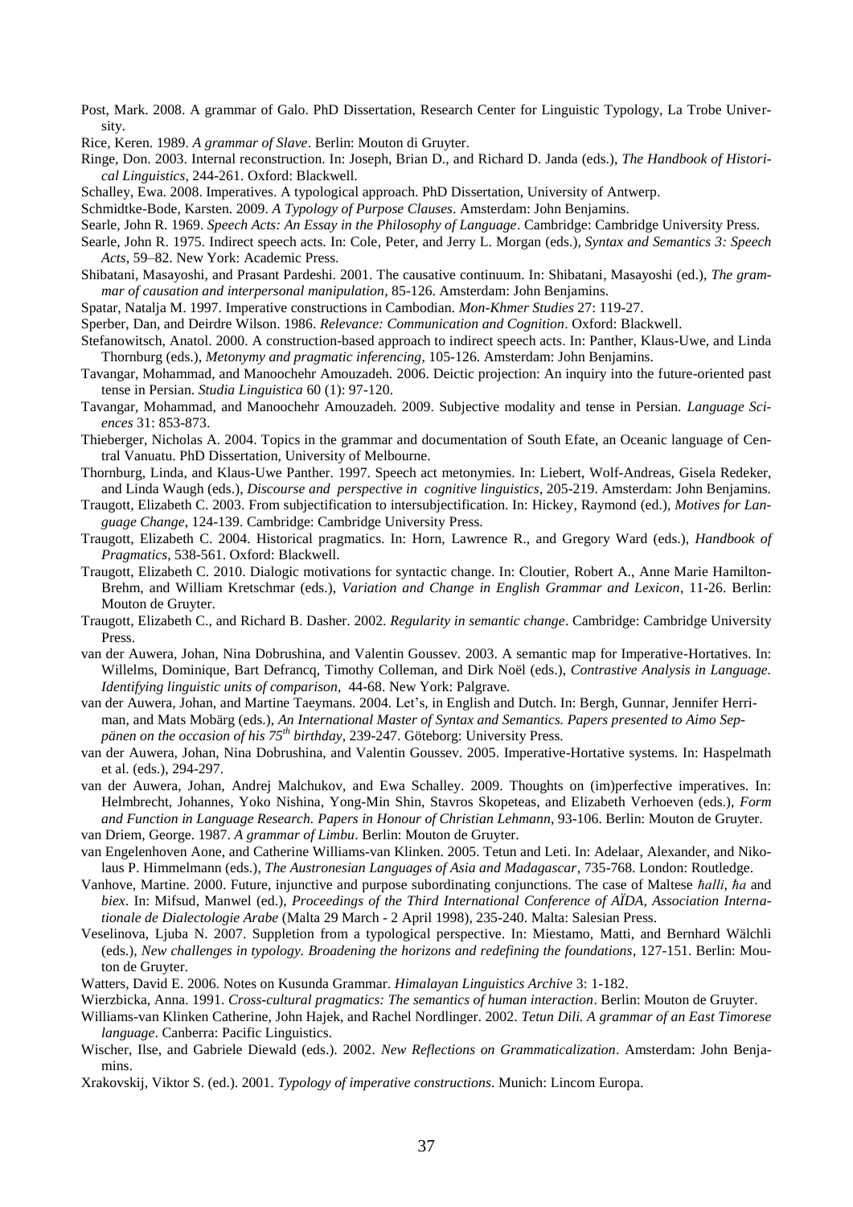Post, Mark. 2008. A grammar of Galo. PhD Dissertation, Research Center for Linguistic Typology, La Trobe University.

Rice, Keren. 1989. *A grammar of Slave*. Berlin: Mouton di Gruyter.

Ringe, Don. 2003. Internal reconstruction. In: Joseph, Brian D., and Richard D. Janda (eds.), *The Handbook of Historical Linguistics*, 244-261. Oxford: Blackwell.

Schalley, Ewa. 2008. Imperatives. A typological approach. PhD Dissertation, University of Antwerp.

Schmidtke-Bode, Karsten. 2009. *A Typology of Purpose Clauses*. Amsterdam: John Benjamins.

Searle, John R. 1969. *Speech Acts: An Essay in the Philosophy of Language*. Cambridge: Cambridge University Press.

Searle, John R. 1975. Indirect speech acts. In: Cole, Peter, and Jerry L. Morgan (eds.), *Syntax and Semantics 3: Speech Acts*, 59–82. New York: Academic Press.

Shibatani, Masayoshi, and Prasant Pardeshi. 2001. The causative continuum. In: Shibatani, Masayoshi (ed.), *The grammar of causation and interpersonal manipulation*, 85-126. Amsterdam: John Benjamins.

Spatar, Natalja M. 1997. Imperative constructions in Cambodian. *Mon-Khmer Studies* 27: 119-27.

Sperber, Dan, and Deirdre Wilson. 1986. *Relevance: Communication and Cognition*. Oxford: Blackwell.

Stefanowitsch, Anatol. 2000. A construction-based approach to indirect speech acts. In: Panther, Klaus-Uwe, and Linda Thornburg (eds.), *Metonymy and pragmatic inferencing*, 105-126. Amsterdam: John Benjamins.

Tavangar, Mohammad, and Manoochehr Amouzadeh. 2006. Deictic projection: An inquiry into the future-oriented past tense in Persian. *Studia Linguistica* 60 (1): 97-120.

Tavangar, Mohammad, and Manoochehr Amouzadeh. 2009. Subjective modality and tense in Persian. *Language Sciences* 31: 853-873.

Thieberger, Nicholas A. 2004. Topics in the grammar and documentation of South Efate, an Oceanic language of Central Vanuatu. PhD Dissertation, University of Melbourne.

Thornburg, Linda, and Klaus-Uwe Panther. 1997. Speech act metonymies. In: Liebert, Wolf-Andreas, Gisela Redeker, and Linda Waugh (eds.), *Discourse and perspective in cognitive linguistics*, 205-219. Amsterdam: John Benjamins.

Traugott, Elizabeth C. 2003. From subjectification to intersubjectification. In: Hickey, Raymond (ed.), *Motives for Language Change*, 124-139. Cambridge: Cambridge University Press.

Traugott, Elizabeth C. 2004. Historical pragmatics. In: Horn, Lawrence R., and Gregory Ward (eds.), *Handbook of Pragmatics*, 538-561. Oxford: Blackwell.

Traugott, Elizabeth C. 2010. Dialogic motivations for syntactic change. In: Cloutier, Robert A., Anne Marie Hamilton-Brehm, and William Kretschmar (eds.), *Variation and Change in English Grammar and Lexicon*, 11-26. Berlin: Mouton de Gruyter.

Traugott, Elizabeth C., and Richard B. Dasher. 2002. *Regularity in semantic change*. Cambridge: Cambridge University Press.

van der Auwera, Johan, Nina Dobrushina, and Valentin Goussev. 2003. A semantic map for Imperative-Hortatives. In: Willelms, Dominique, Bart Defrancq, Timothy Colleman, and Dirk Noël (eds.), *Contrastive Analysis in Language. Identifying linguistic units of comparison*, 44-68. New York: Palgrave.

van der Auwera, Johan, and Martine Taeymans. 2004. Let's, in English and Dutch. In: Bergh, Gunnar, Jennifer Herriman, and Mats Mobärg (eds.), *An International Master of Syntax and Semantics. Papers presented to Aimo Seppänen on the occasion of his 75th birthday*, 239-247. Göteborg: University Press.

van der Auwera, Johan, Nina Dobrushina, and Valentin Goussev. 2005. Imperative-Hortative systems. In: Haspelmath et al. (eds.), 294-297.

van der Auwera, Johan, Andrej Malchukov, and Ewa Schalley. 2009. Thoughts on (im)perfective imperatives. In: Helmbrecht, Johannes, Yoko Nishina, Yong-Min Shin, Stavros Skopeteas, and Elizabeth Verhoeven (eds.), *Form and Function in Language Research. Papers in Honour of Christian Lehmann*, 93-106. Berlin: Mouton de Gruyter.

van Driem, George. 1987. *A grammar of Limbu*. Berlin: Mouton de Gruyter.

van Engelenhoven Aone, and Catherine Williams-van Klinken. 2005. Tetun and Leti. In: Adelaar, Alexander, and Nikolaus P. Himmelmann (eds.), *The Austronesian Languages of Asia and Madagascar*, 735-768. London: Routledge.

Vanhove, Martine. 2000. Future, injunctive and purpose subordinating conjunctions. The case of Maltese *ħalli*, *ħa* and *biex*. In: Mifsud, Manwel (ed.), *Proceedings of the Third International Conference of AÏDA, Association Internationale de Dialectologie Arabe* (Malta 29 March - 2 April 1998), 235-240. Malta: Salesian Press.

Veselinova, Ljuba N. 2007. Suppletion from a typological perspective. In: Miestamo, Matti, and Bernhard Wälchli (eds.), *New challenges in typology. Broadening the horizons and redefining the foundations*, 127-151. Berlin: Mouton de Gruyter.

Watters, David E. 2006. Notes on Kusunda Grammar. *Himalayan Linguistics Archive* 3: 1-182.

Wierzbicka, Anna. 1991. *Cross-cultural pragmatics: The semantics of human interaction*. Berlin: Mouton de Gruyter.

Williams-van Klinken Catherine, John Hajek, and Rachel Nordlinger. 2002. *Tetun Dili. A grammar of an East Timorese language*. Canberra: Pacific Linguistics.

Wischer, Ilse, and Gabriele Diewald (eds.). 2002. *New Reflections on Grammaticalization*. Amsterdam: John Benjamins.

Xrakovskij, Viktor S. (ed.). 2001. *Typology of imperative constructions*. Munich: Lincom Europa.